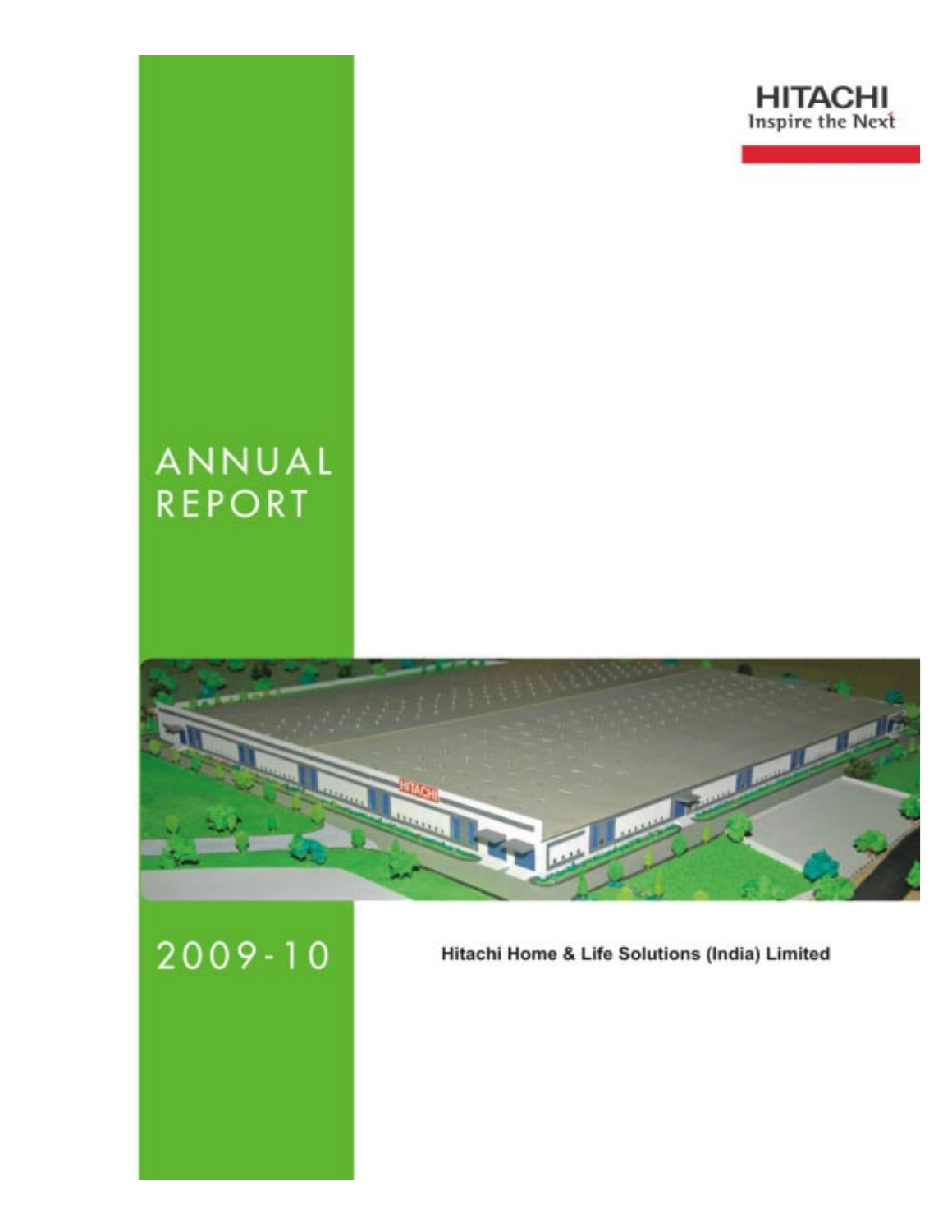HITACHI
Inspire the Next

# ANNUAL REPORT

# 2009-10

Hitachi Home & Life Solutions (India) Limited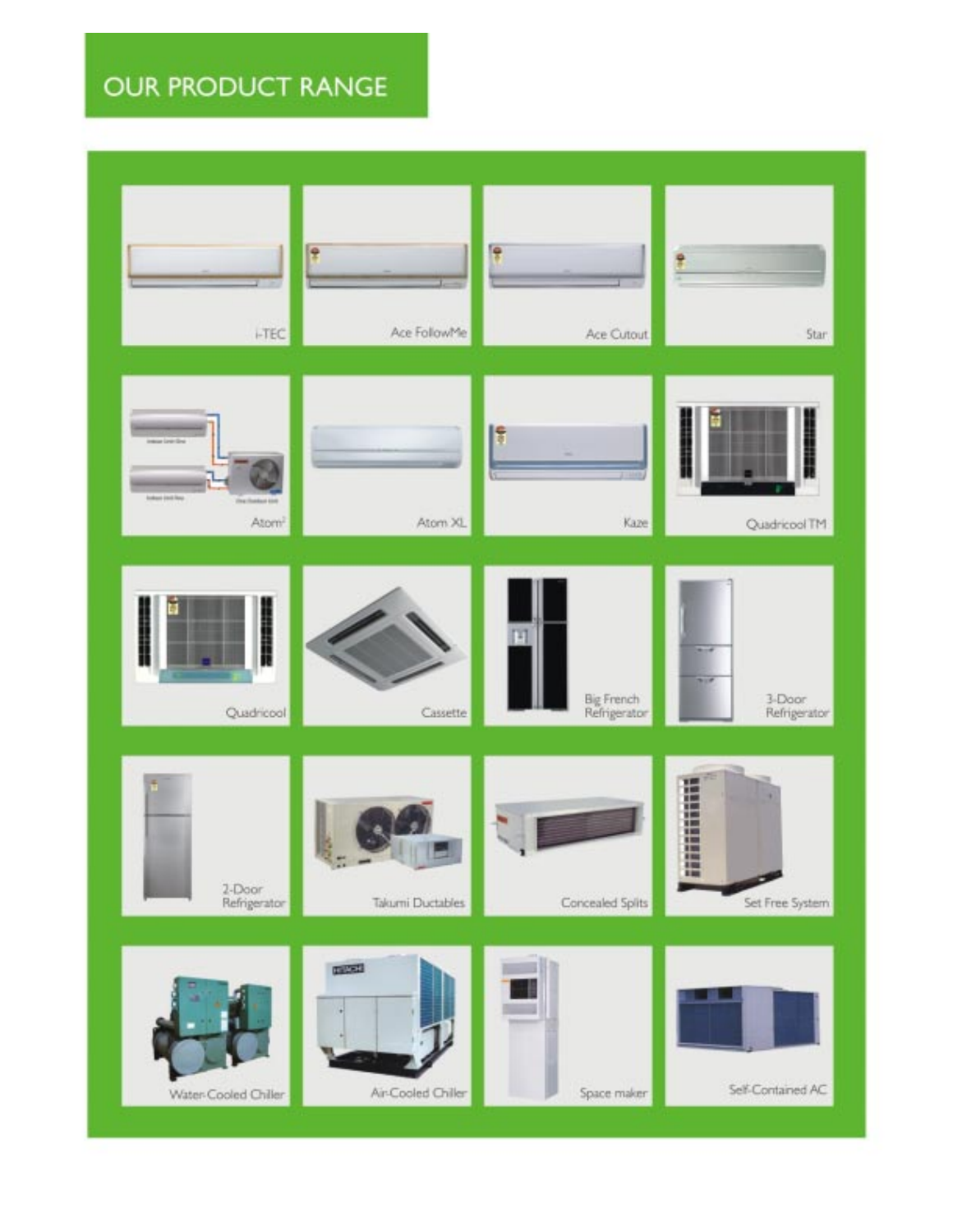# OUR PRODUCT RANGE

i-TEC

Ace FollowMe

Ace Cutout

Star

Atom[2]

Atom XL

Kaze

Quadricool TM

Quadricool

Cassette

Big French Refrigerator

3-Door Refrigerator

2-Door Refrigerator

Takumi Ductables

Concealed Splits

Set Free System

Water-Cooled Chiller

Air-Cooled Chiller

Space maker

Self-Contained AC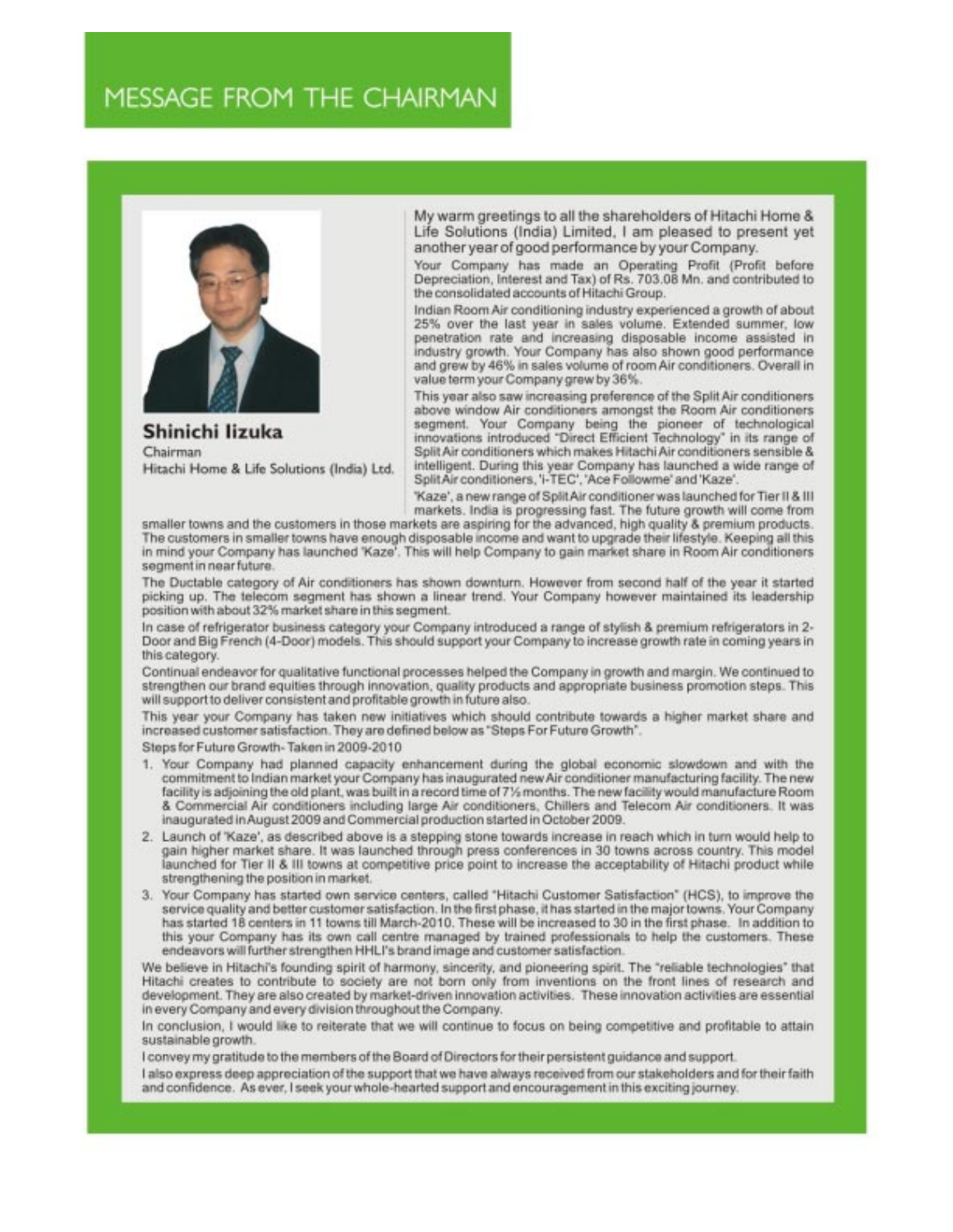# MESSAGE FROM THE CHAIRMAN

**Shinichi Iizuka**
Chairman
Hitachi Home & Life Solutions (India) Ltd.

My warm greetings to all the shareholders of Hitachi Home & Life Solutions (India) Limited, I am pleased to present yet another year of good performance by your Company.

Your Company has made an Operating Profit (Profit before Depreciation, Interest and Tax) of Rs. 703.08 Mn. and contributed to the consolidated accounts of Hitachi Group.

Indian Room Air conditioning industry experienced a growth of about 25% over the last year in sales volume. Extended summer, low penetration rate and increasing disposable income assisted in industry growth. Your Company has also shown good performance and grew by 46% in sales volume of room Air conditioners. Overall in value term your Company grew by 36%.

This year also saw increasing preference of the Split Air conditioners above window Air conditioners amongst the Room Air conditioners segment. Your Company being the pioneer of technological innovations introduced "Direct Efficient Technology" in its range of Split Air conditioners which makes Hitachi Air conditioners sensible & intelligent. During this year Company has launched a wide range of Split Air conditioners, 'i-TEC', 'Ace Followme' and 'Kaze'.

'Kaze', a new range of Split Air conditioner was launched for Tier II & III markets. India is progressing fast. The future growth will come from smaller towns and the customers in those markets are aspiring for the advanced, high quality & premium products. The customers in smaller towns have enough disposable income and want to upgrade their lifestyle. Keeping all this in mind your Company has launched 'Kaze'. This will help Company to gain market share in Room Air conditioners segment in near future.

The Ductable category of Air conditioners has shown downturn. However from second half of the year it started picking up. The telecom segment has shown a linear trend. Your Company however maintained its leadership position with about 32% market share in this segment.

In case of refrigerator business category your Company introduced a range of stylish & premium refrigerators in 2-Door and Big French (4-Door) models. This should support your Company to increase growth rate in coming years in this category.

Continual endeavor for qualitative functional processes helped the Company in growth and margin. We continued to strengthen our brand equities through innovation, quality products and appropriate business promotion steps. This will support to deliver consistent and profitable growth in future also.

This year your Company has taken new initiatives which should contribute towards a higher market share and increased customer satisfaction. They are defined below as "Steps For Future Growth".

Steps for Future Growth - Taken in 2009-2010

1. Your Company had planned capacity enhancement during the global economic slowdown and with the commitment to Indian market your Company has inaugurated new Air conditioner manufacturing facility. The new facility is adjoining the old plant, was built in a record time of 7½ months. The new facility would manufacture Room & Commercial Air conditioners including large Air conditioners, Chillers and Telecom Air conditioners. It was inaugurated in August 2009 and Commercial production started in October 2009.
2. Launch of 'Kaze', as described above is a stepping stone towards increase in reach which in turn would help to gain higher market share. It was launched through press conferences in 30 towns across country. This model launched for Tier II & III towns at competitive price point to increase the acceptability of Hitachi product while strengthening the position in market.
3. Your Company has started own service centers, called "Hitachi Customer Satisfaction" (HCS), to improve the service quality and better customer satisfaction. In the first phase, it has started in the major towns. Your Company has started 18 centers in 11 towns till March-2010. These will be increased to 30 in the first phase. In addition to this your Company has its own call centre managed by trained professionals to help the customers. These endeavors will further strengthen HHLI's brand image and customer satisfaction.

We believe in Hitachi's founding spirit of harmony, sincerity, and pioneering spirit. The "reliable technologies" that Hitachi creates to contribute to society are not born only from inventions on the front lines of research and development. They are also created by market-driven innovation activities. These innovation activities are essential in every Company and every division throughout the Company.

In conclusion, I would like to reiterate that we will continue to focus on being competitive and profitable to attain sustainable growth.

I convey my gratitude to the members of the Board of Directors for their persistent guidance and support.

I also express deep appreciation of the support that we have always received from our stakeholders and for their faith and confidence. As ever, I seek your whole-hearted support and encouragement in this exciting journey.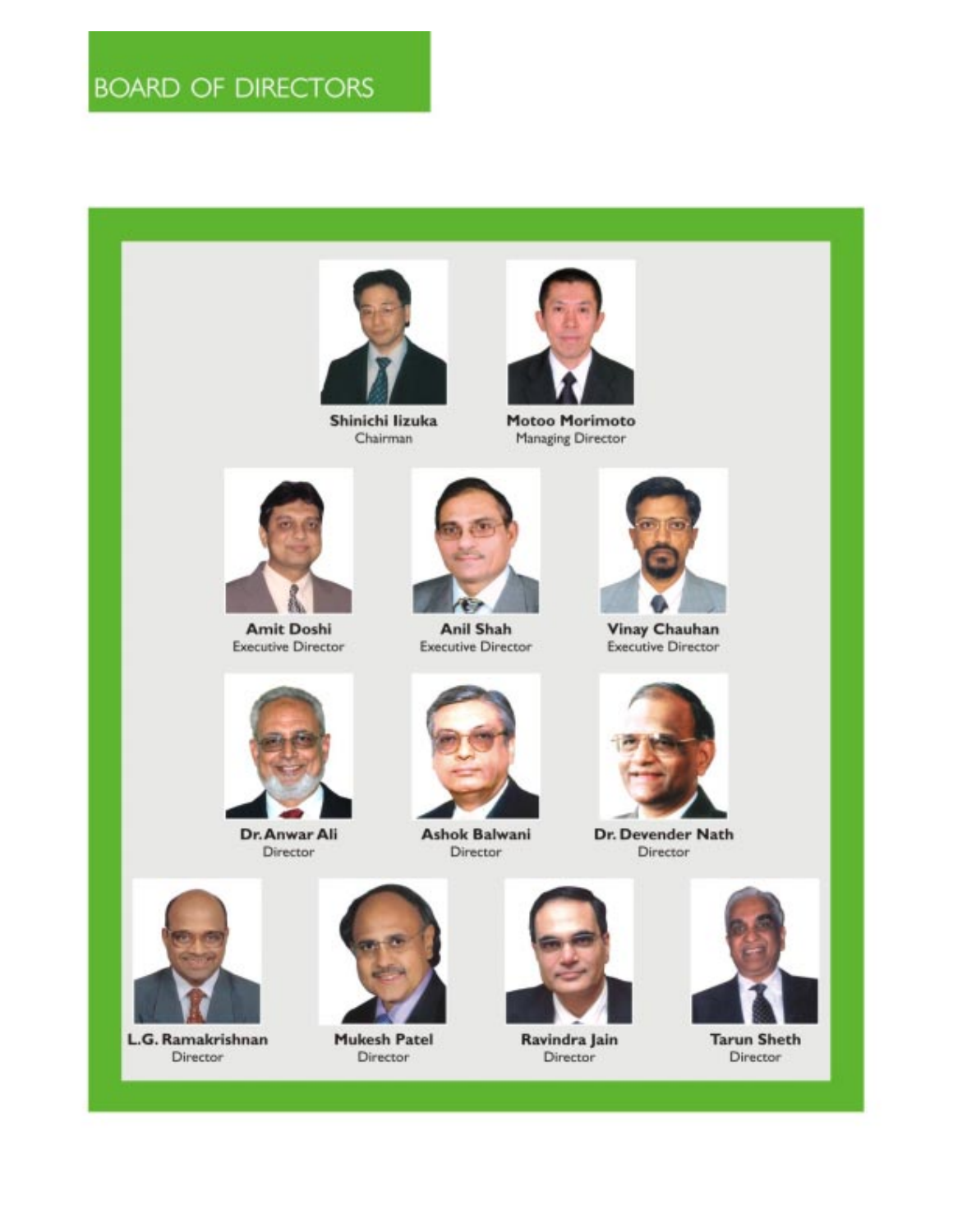# BOARD OF DIRECTORS

**Shinichi Iizuka**
Chairman

**Motoo Morimoto**
Managing Director

**Amit Doshi**
Executive Director

**Anil Shah**
Executive Director

**Vinay Chauhan**
Executive Director

**Dr. Anwar Ali**
Director

**Ashok Balwani**
Director

**Dr. Devender Nath**
Director

**L.G. Ramakrishnan**
Director

**Mukesh Patel**
Director

**Ravindra Jain**
Director

**Tarun Sheth**
Director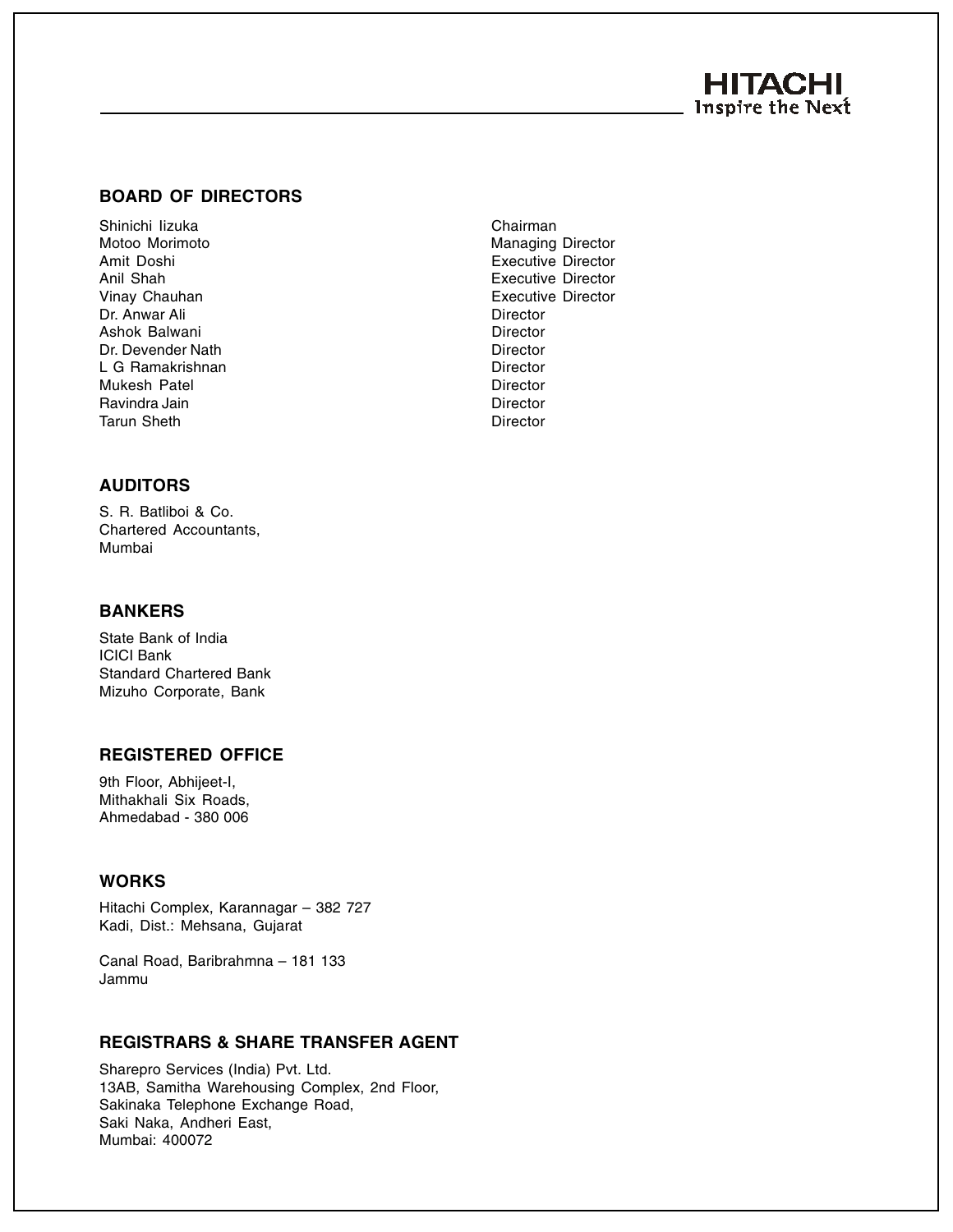## BOARD OF DIRECTORS

| | |
|---|---|
| Shinichi Iizuka | Chairman |
| Motoo Morimoto | Managing Director |
| Amit Doshi | Executive Director |
| Anil Shah | Executive Director |
| Vinay Chauhan | Executive Director |
| Dr. Anwar Ali | Director |
| Ashok Balwani | Director |
| Dr. Devender Nath | Director |
| L G Ramakrishnan | Director |
| Mukesh Patel | Director |
| Ravindra Jain | Director |
| Tarun Sheth | Director |

## AUDITORS

S. R. Batliboi & Co.
Chartered Accountants,
Mumbai

## BANKERS

State Bank of India
ICICI Bank
Standard Chartered Bank
Mizuho Corporate, Bank

## REGISTERED OFFICE

9th Floor, Abhijeet-I,
Mithakhali Six Roads,
Ahmedabad - 380 006

## WORKS

Hitachi Complex, Karannagar – 382 727
Kadi, Dist.: Mehsana, Gujarat

Canal Road, Baribrahmna – 181 133
Jammu

## REGISTRARS & SHARE TRANSFER AGENT

Sharepro Services (India) Pvt. Ltd.
13AB, Samitha Warehousing Complex, 2nd Floor,
Sakinaka Telephone Exchange Road,
Saki Naka, Andheri East,
Mumbai: 400072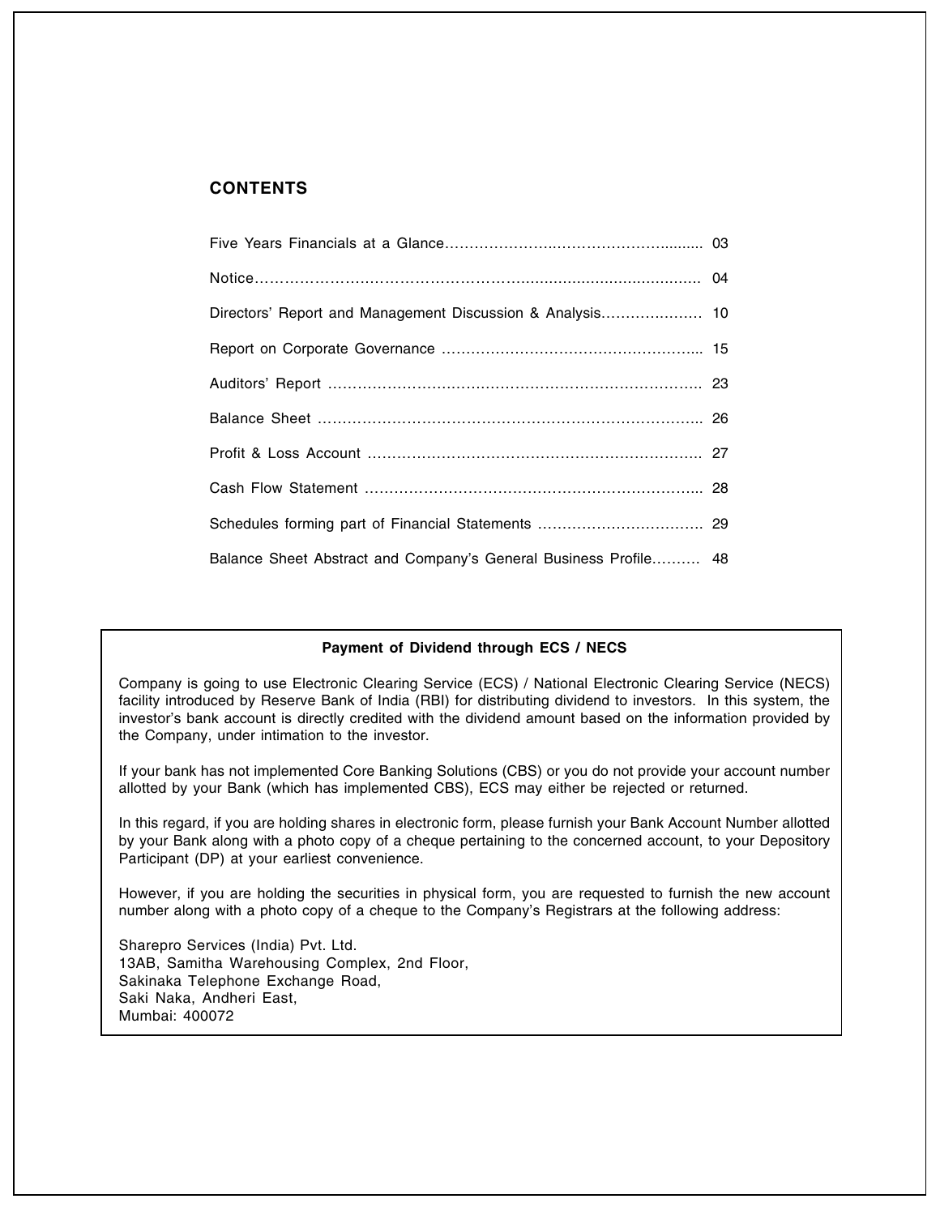## CONTENTS

| | |
|---|---|
| Five Years Financials at a Glance | 03 |
| Notice | 04 |
| Directors' Report and Management Discussion & Analysis | 10 |
| Report on Corporate Governance | 15 |
| Auditors' Report | 23 |
| Balance Sheet | 26 |
| Profit & Loss Account | 27 |
| Cash Flow Statement | 28 |
| Schedules forming part of Financial Statements | 29 |
| Balance Sheet Abstract and Company's General Business Profile | 48 |

### Payment of Dividend through ECS / NECS

Company is going to use Electronic Clearing Service (ECS) / National Electronic Clearing Service (NECS) facility introduced by Reserve Bank of India (RBI) for distributing dividend to investors. In this system, the investor's bank account is directly credited with the dividend amount based on the information provided by the Company, under intimation to the investor.

If your bank has not implemented Core Banking Solutions (CBS) or you do not provide your account number allotted by your Bank (which has implemented CBS), ECS may either be rejected or returned.

In this regard, if you are holding shares in electronic form, please furnish your Bank Account Number allotted by your Bank along with a photo copy of a cheque pertaining to the concerned account, to your Depository Participant (DP) at your earliest convenience.

However, if you are holding the securities in physical form, you are requested to furnish the new account number along with a photo copy of a cheque to the Company's Registrars at the following address:

Sharepro Services (India) Pvt. Ltd.
13AB, Samitha Warehousing Complex, 2nd Floor,
Sakinaka Telephone Exchange Road,
Saki Naka, Andheri East,
Mumbai: 400072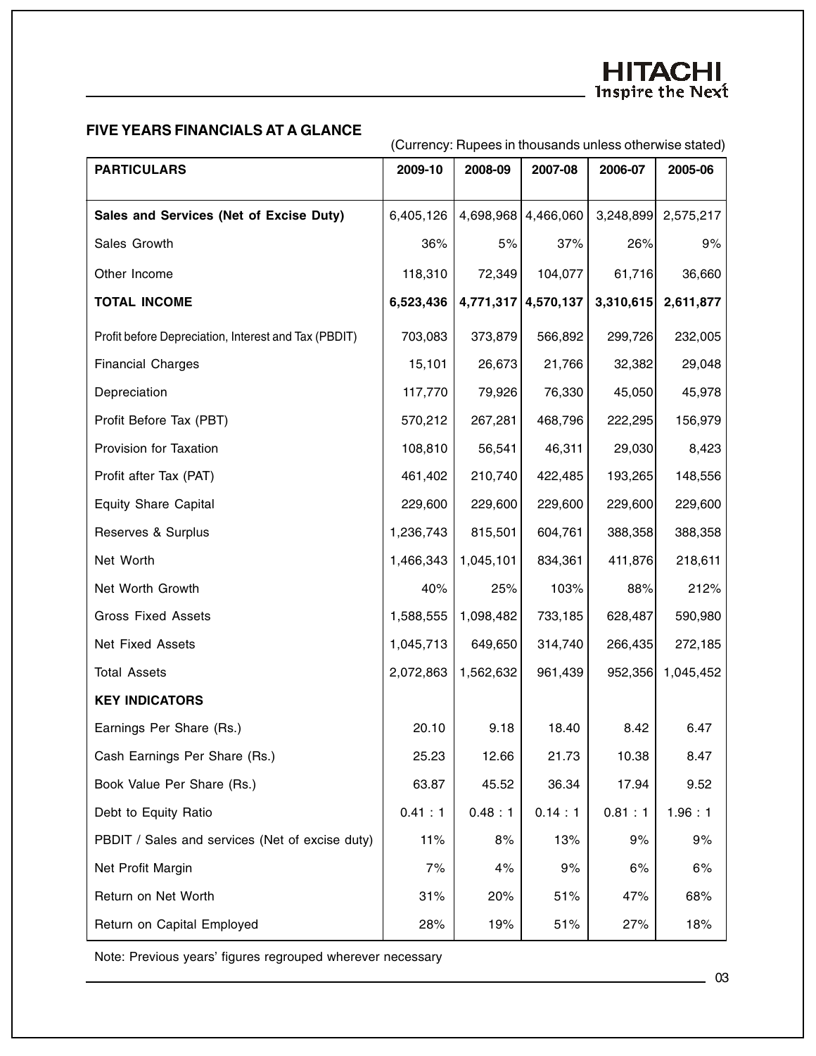## FIVE YEARS FINANCIALS AT A GLANCE

(Currency: Rupees in thousands unless otherwise stated)

| PARTICULARS | 2009-10 | 2008-09 | 2007-08 | 2006-07 | 2005-06 |
|---|---|---|---|---|---|
| **Sales and Services (Net of Excise Duty)** | 6,405,126 | 4,698,968 | 4,466,060 | 3,248,899 | 2,575,217 |
| Sales Growth | 36% | 5% | 37% | 26% | 9% |
| Other Income | 118,310 | 72,349 | 104,077 | 61,716 | 36,660 |
| **TOTAL INCOME** | **6,523,436** | **4,771,317** | **4,570,137** | **3,310,615** | **2,611,877** |
| Profit before Depreciation, Interest and Tax (PBDIT) | 703,083 | 373,879 | 566,892 | 299,726 | 232,005 |
| Financial Charges | 15,101 | 26,673 | 21,766 | 32,382 | 29,048 |
| Depreciation | 117,770 | 79,926 | 76,330 | 45,050 | 45,978 |
| Profit Before Tax (PBT) | 570,212 | 267,281 | 468,796 | 222,295 | 156,979 |
| Provision for Taxation | 108,810 | 56,541 | 46,311 | 29,030 | 8,423 |
| Profit after Tax (PAT) | 461,402 | 210,740 | 422,485 | 193,265 | 148,556 |
| Equity Share Capital | 229,600 | 229,600 | 229,600 | 229,600 | 229,600 |
| Reserves & Surplus | 1,236,743 | 815,501 | 604,761 | 388,358 | 388,358 |
| Net Worth | 1,466,343 | 1,045,101 | 834,361 | 411,876 | 218,611 |
| Net Worth Growth | 40% | 25% | 103% | 88% | 212% |
| Gross Fixed Assets | 1,588,555 | 1,098,482 | 733,185 | 628,487 | 590,980 |
| Net Fixed Assets | 1,045,713 | 649,650 | 314,740 | 266,435 | 272,185 |
| Total Assets | 2,072,863 | 1,562,632 | 961,439 | 952,356 | 1,045,452 |
| **KEY INDICATORS** | | | | | |
| Earnings Per Share (Rs.) | 20.10 | 9.18 | 18.40 | 8.42 | 6.47 |
| Cash Earnings Per Share (Rs.) | 25.23 | 12.66 | 21.73 | 10.38 | 8.47 |
| Book Value Per Share (Rs.) | 63.87 | 45.52 | 36.34 | 17.94 | 9.52 |
| Debt to Equity Ratio | 0.41 : 1 | 0.48 : 1 | 0.14 : 1 | 0.81 : 1 | 1.96 : 1 |
| PBDIT / Sales and services (Net of excise duty) | 11% | 8% | 13% | 9% | 9% |
| Net Profit Margin | 7% | 4% | 9% | 6% | 6% |
| Return on Net Worth | 31% | 20% | 51% | 47% | 68% |
| Return on Capital Employed | 28% | 19% | 51% | 27% | 18% |

Note: Previous years' figures regrouped wherever necessary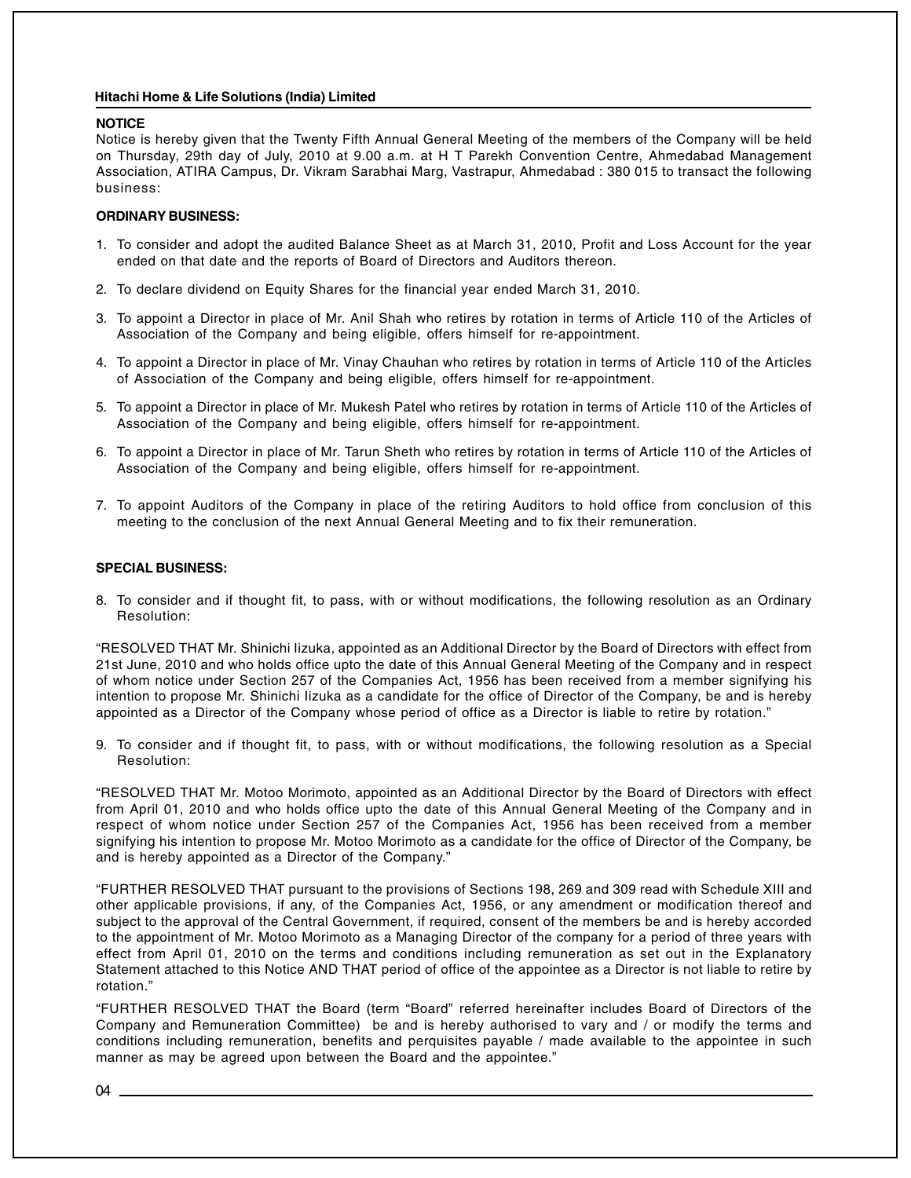## NOTICE

Notice is hereby given that the Twenty Fifth Annual General Meeting of the members of the Company will be held on Thursday, 29th day of July, 2010 at 9.00 a.m. at H T Parekh Convention Centre, Ahmedabad Management Association, ATIRA Campus, Dr. Vikram Sarabhai Marg, Vastrapur, Ahmedabad : 380 015 to transact the following business:

### ORDINARY BUSINESS:

1. To consider and adopt the audited Balance Sheet as at March 31, 2010, Profit and Loss Account for the year ended on that date and the reports of Board of Directors and Auditors thereon.
2. To declare dividend on Equity Shares for the financial year ended March 31, 2010.
3. To appoint a Director in place of Mr. Anil Shah who retires by rotation in terms of Article 110 of the Articles of Association of the Company and being eligible, offers himself for re-appointment.
4. To appoint a Director in place of Mr. Vinay Chauhan who retires by rotation in terms of Article 110 of the Articles of Association of the Company and being eligible, offers himself for re-appointment.
5. To appoint a Director in place of Mr. Mukesh Patel who retires by rotation in terms of Article 110 of the Articles of Association of the Company and being eligible, offers himself for re-appointment.
6. To appoint a Director in place of Mr. Tarun Sheth who retires by rotation in terms of Article 110 of the Articles of Association of the Company and being eligible, offers himself for re-appointment.
7. To appoint Auditors of the Company in place of the retiring Auditors to hold office from conclusion of this meeting to the conclusion of the next Annual General Meeting and to fix their remuneration.

### SPECIAL BUSINESS:

8. To consider and if thought fit, to pass, with or without modifications, the following resolution as an Ordinary Resolution:

"RESOLVED THAT Mr. Shinichi Iizuka, appointed as an Additional Director by the Board of Directors with effect from 21st June, 2010 and who holds office upto the date of this Annual General Meeting of the Company and in respect of whom notice under Section 257 of the Companies Act, 1956 has been received from a member signifying his intention to propose Mr. Shinichi Iizuka as a candidate for the office of Director of the Company, be and is hereby appointed as a Director of the Company whose period of office as a Director is liable to retire by rotation."

9. To consider and if thought fit, to pass, with or without modifications, the following resolution as a Special Resolution:

"RESOLVED THAT Mr. Motoo Morimoto, appointed as an Additional Director by the Board of Directors with effect from April 01, 2010 and who holds office upto the date of this Annual General Meeting of the Company and in respect of whom notice under Section 257 of the Companies Act, 1956 has been received from a member signifying his intention to propose Mr. Motoo Morimoto as a candidate for the office of Director of the Company, be and is hereby appointed as a Director of the Company."

"FURTHER RESOLVED THAT pursuant to the provisions of Sections 198, 269 and 309 read with Schedule XIII and other applicable provisions, if any, of the Companies Act, 1956, or any amendment or modification thereof and subject to the approval of the Central Government, if required, consent of the members be and is hereby accorded to the appointment of Mr. Motoo Morimoto as a Managing Director of the company for a period of three years with effect from April 01, 2010 on the terms and conditions including remuneration as set out in the Explanatory Statement attached to this Notice AND THAT period of office of the appointee as a Director is not liable to retire by rotation."

"FURTHER RESOLVED THAT the Board (term "Board" referred hereinafter includes Board of Directors of the Company and Remuneration Committee) be and is hereby authorised to vary and / or modify the terms and conditions including remuneration, benefits and perquisites payable / made available to the appointee in such manner as may be agreed upon between the Board and the appointee."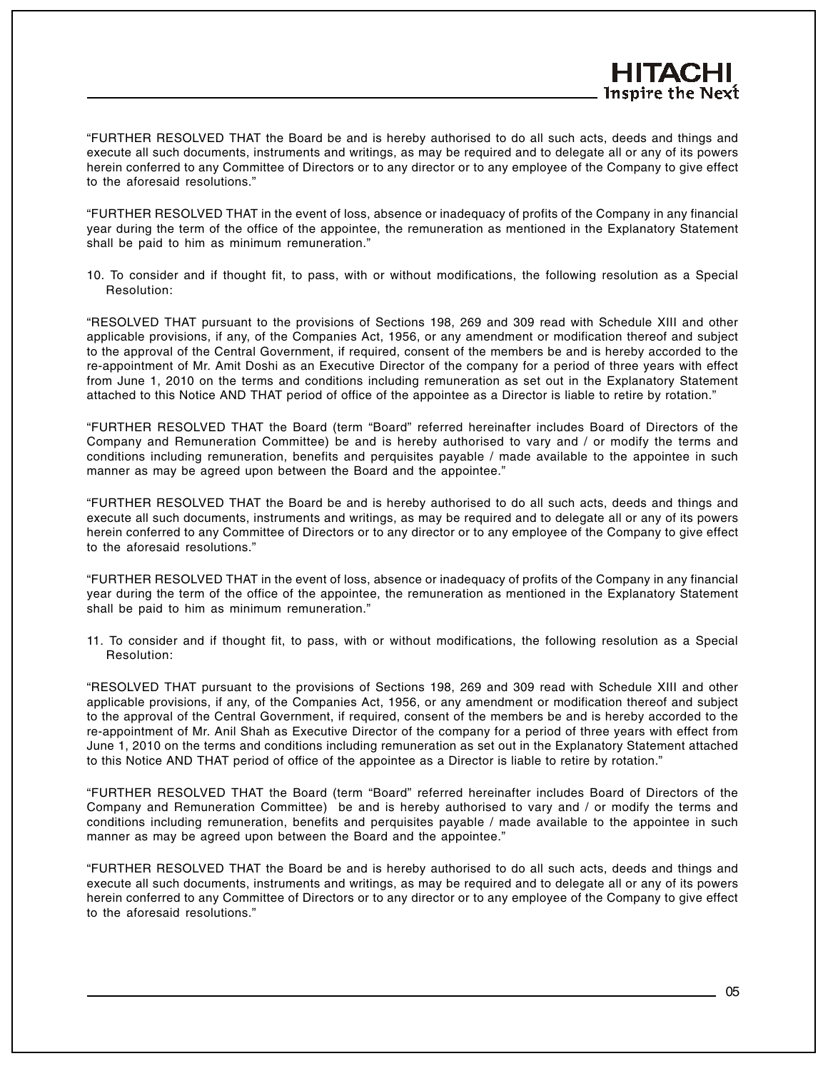"FURTHER RESOLVED THAT the Board be and is hereby authorised to do all such acts, deeds and things and execute all such documents, instruments and writings, as may be required and to delegate all or any of its powers herein conferred to any Committee of Directors or to any director or to any employee of the Company to give effect to the aforesaid resolutions."

"FURTHER RESOLVED THAT in the event of loss, absence or inadequacy of profits of the Company in any financial year during the term of the office of the appointee, the remuneration as mentioned in the Explanatory Statement shall be paid to him as minimum remuneration."

10. To consider and if thought fit, to pass, with or without modifications, the following resolution as a Special Resolution:

"RESOLVED THAT pursuant to the provisions of Sections 198, 269 and 309 read with Schedule XIII and other applicable provisions, if any, of the Companies Act, 1956, or any amendment or modification thereof and subject to the approval of the Central Government, if required, consent of the members be and is hereby accorded to the re-appointment of Mr. Amit Doshi as an Executive Director of the company for a period of three years with effect from June 1, 2010 on the terms and conditions including remuneration as set out in the Explanatory Statement attached to this Notice AND THAT period of office of the appointee as a Director is liable to retire by rotation."

"FURTHER RESOLVED THAT the Board (term "Board" referred hereinafter includes Board of Directors of the Company and Remuneration Committee) be and is hereby authorised to vary and / or modify the terms and conditions including remuneration, benefits and perquisites payable / made available to the appointee in such manner as may be agreed upon between the Board and the appointee."

"FURTHER RESOLVED THAT the Board be and is hereby authorised to do all such acts, deeds and things and execute all such documents, instruments and writings, as may be required and to delegate all or any of its powers herein conferred to any Committee of Directors or to any director or to any employee of the Company to give effect to the aforesaid resolutions."

"FURTHER RESOLVED THAT in the event of loss, absence or inadequacy of profits of the Company in any financial year during the term of the office of the appointee, the remuneration as mentioned in the Explanatory Statement shall be paid to him as minimum remuneration."

11. To consider and if thought fit, to pass, with or without modifications, the following resolution as a Special Resolution:

"RESOLVED THAT pursuant to the provisions of Sections 198, 269 and 309 read with Schedule XIII and other applicable provisions, if any, of the Companies Act, 1956, or any amendment or modification thereof and subject to the approval of the Central Government, if required, consent of the members be and is hereby accorded to the re-appointment of Mr. Anil Shah as Executive Director of the company for a period of three years with effect from June 1, 2010 on the terms and conditions including remuneration as set out in the Explanatory Statement attached to this Notice AND THAT period of office of the appointee as a Director is liable to retire by rotation."

"FURTHER RESOLVED THAT the Board (term "Board" referred hereinafter includes Board of Directors of the Company and Remuneration Committee) be and is hereby authorised to vary and / or modify the terms and conditions including remuneration, benefits and perquisites payable / made available to the appointee in such manner as may be agreed upon between the Board and the appointee."

"FURTHER RESOLVED THAT the Board be and is hereby authorised to do all such acts, deeds and things and execute all such documents, instruments and writings, as may be required and to delegate all or any of its powers herein conferred to any Committee of Directors or to any director or to any employee of the Company to give effect to the aforesaid resolutions."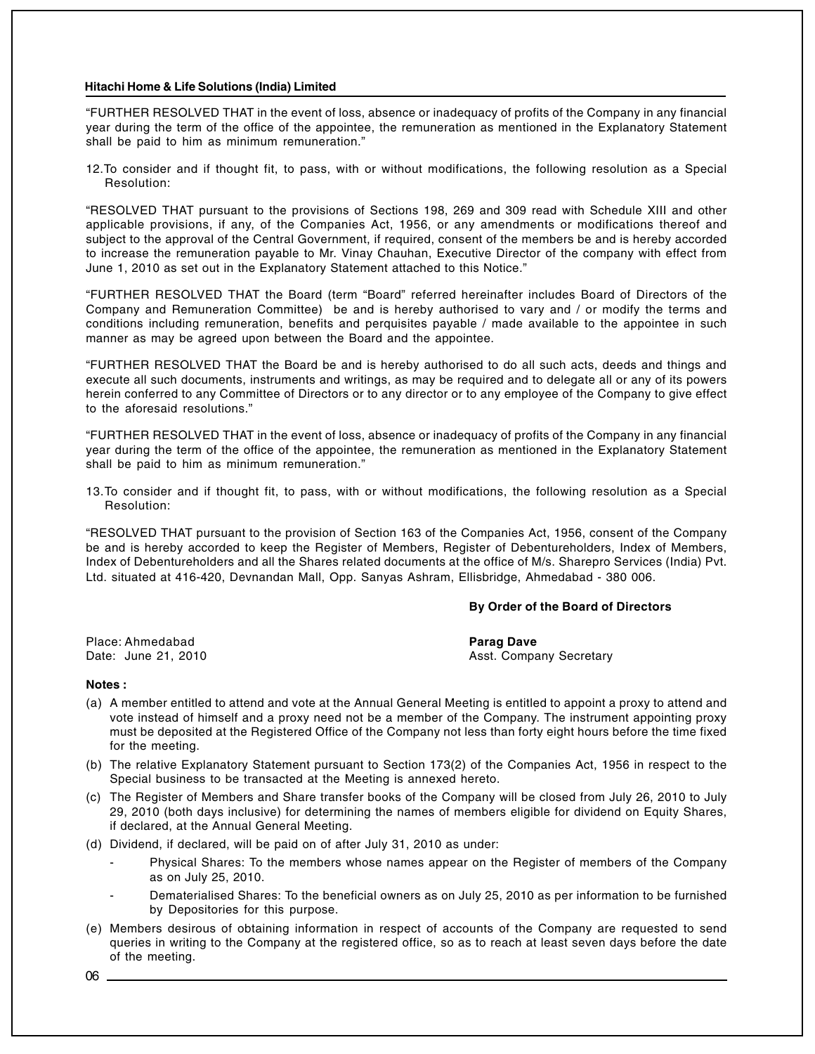"FURTHER RESOLVED THAT in the event of loss, absence or inadequacy of profits of the Company in any financial year during the term of the office of the appointee, the remuneration as mentioned in the Explanatory Statement shall be paid to him as minimum remuneration."

12. To consider and if thought fit, to pass, with or without modifications, the following resolution as a Special Resolution:

"RESOLVED THAT pursuant to the provisions of Sections 198, 269 and 309 read with Schedule XIII and other applicable provisions, if any, of the Companies Act, 1956, or any amendments or modifications thereof and subject to the approval of the Central Government, if required, consent of the members be and is hereby accorded to increase the remuneration payable to Mr. Vinay Chauhan, Executive Director of the company with effect from June 1, 2010 as set out in the Explanatory Statement attached to this Notice."

"FURTHER RESOLVED THAT the Board (term "Board" referred hereinafter includes Board of Directors of the Company and Remuneration Committee) be and is hereby authorised to vary and / or modify the terms and conditions including remuneration, benefits and perquisites payable / made available to the appointee in such manner as may be agreed upon between the Board and the appointee.

"FURTHER RESOLVED THAT the Board be and is hereby authorised to do all such acts, deeds and things and execute all such documents, instruments and writings, as may be required and to delegate all or any of its powers herein conferred to any Committee of Directors or to any director or to any employee of the Company to give effect to the aforesaid resolutions."

"FURTHER RESOLVED THAT in the event of loss, absence or inadequacy of profits of the Company in any financial year during the term of the office of the appointee, the remuneration as mentioned in the Explanatory Statement shall be paid to him as minimum remuneration."

13. To consider and if thought fit, to pass, with or without modifications, the following resolution as a Special Resolution:

"RESOLVED THAT pursuant to the provision of Section 163 of the Companies Act, 1956, consent of the Company be and is hereby accorded to keep the Register of Members, Register of Debentureholders, Index of Members, Index of Debentureholders and all the Shares related documents at the office of M/s. Sharepro Services (India) Pvt. Ltd. situated at 416-420, Devnandan Mall, Opp. Sanyas Ashram, Ellisbridge, Ahmedabad - 380 006.

**By Order of the Board of Directors**

Place: Ahmedabad
Date: June 21, 2010

**Parag Dave**
Asst. Company Secretary

**Notes :**

(a) A member entitled to attend and vote at the Annual General Meeting is entitled to appoint a proxy to attend and vote instead of himself and a proxy need not be a member of the Company. The instrument appointing proxy must be deposited at the Registered Office of the Company not less than forty eight hours before the time fixed for the meeting.

(b) The relative Explanatory Statement pursuant to Section 173(2) of the Companies Act, 1956 in respect to the Special business to be transacted at the Meeting is annexed hereto.

(c) The Register of Members and Share transfer books of the Company will be closed from July 26, 2010 to July 29, 2010 (both days inclusive) for determining the names of members eligible for dividend on Equity Shares, if declared, at the Annual General Meeting.

(d) Dividend, if declared, will be paid on of after July 31, 2010 as under:
   - Physical Shares: To the members whose names appear on the Register of members of the Company as on July 25, 2010.
   - Dematerialised Shares: To the beneficial owners as on July 25, 2010 as per information to be furnished by Depositories for this purpose.

(e) Members desirous of obtaining information in respect of accounts of the Company are requested to send queries in writing to the Company at the registered office, so as to reach at least seven days before the date of the meeting.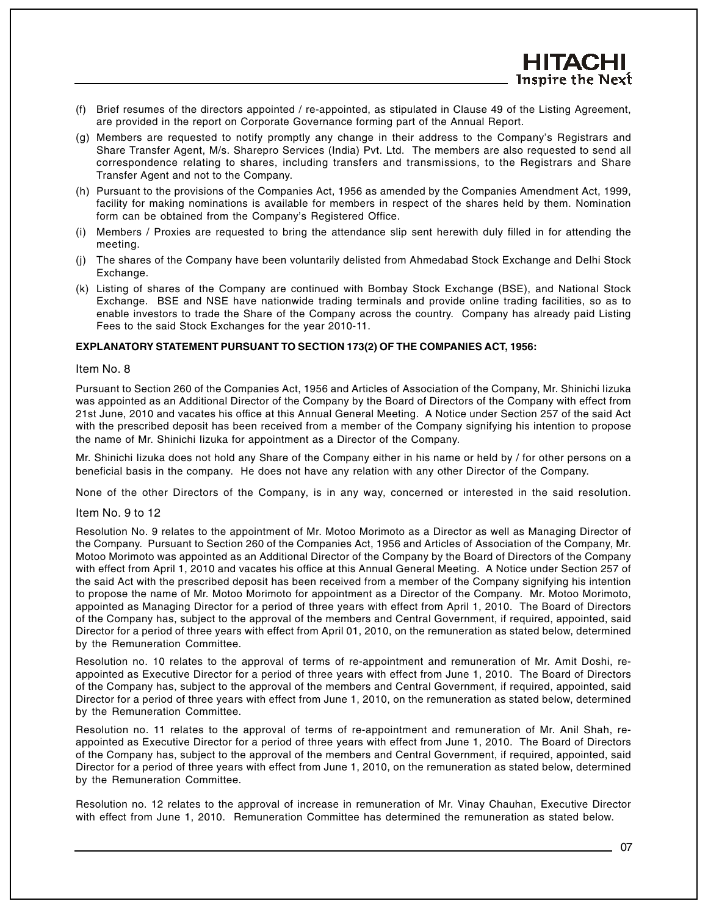(f) Brief resumes of the directors appointed / re-appointed, as stipulated in Clause 49 of the Listing Agreement, are provided in the report on Corporate Governance forming part of the Annual Report.

(g) Members are requested to notify promptly any change in their address to the Company's Registrars and Share Transfer Agent, M/s. Sharepro Services (India) Pvt. Ltd. The members are also requested to send all correspondence relating to shares, including transfers and transmissions, to the Registrars and Share Transfer Agent and not to the Company.

(h) Pursuant to the provisions of the Companies Act, 1956 as amended by the Companies Amendment Act, 1999, facility for making nominations is available for members in respect of the shares held by them. Nomination form can be obtained from the Company's Registered Office.

(i) Members / Proxies are requested to bring the attendance slip sent herewith duly filled in for attending the meeting.

(j) The shares of the Company have been voluntarily delisted from Ahmedabad Stock Exchange and Delhi Stock Exchange.

(k) Listing of shares of the Company are continued with Bombay Stock Exchange (BSE), and National Stock Exchange. BSE and NSE have nationwide trading terminals and provide online trading facilities, so as to enable investors to trade the Share of the Company across the country. Company has already paid Listing Fees to the said Stock Exchanges for the year 2010-11.

**EXPLANATORY STATEMENT PURSUANT TO SECTION 173(2) OF THE COMPANIES ACT, 1956:**

Item No. 8

Pursuant to Section 260 of the Companies Act, 1956 and Articles of Association of the Company, Mr. Shinichi Iizuka was appointed as an Additional Director of the Company by the Board of Directors of the Company with effect from 21st June, 2010 and vacates his office at this Annual General Meeting. A Notice under Section 257 of the said Act with the prescribed deposit has been received from a member of the Company signifying his intention to propose the name of Mr. Shinichi Iizuka for appointment as a Director of the Company.

Mr. Shinichi Iizuka does not hold any Share of the Company either in his name or held by / for other persons on a beneficial basis in the company. He does not have any relation with any other Director of the Company.

None of the other Directors of the Company, is in any way, concerned or interested in the said resolution.

Item No. 9 to 12

Resolution No. 9 relates to the appointment of Mr. Motoo Morimoto as a Director as well as Managing Director of the Company. Pursuant to Section 260 of the Companies Act, 1956 and Articles of Association of the Company, Mr. Motoo Morimoto was appointed as an Additional Director of the Company by the Board of Directors of the Company with effect from April 1, 2010 and vacates his office at this Annual General Meeting. A Notice under Section 257 of the said Act with the prescribed deposit has been received from a member of the Company signifying his intention to propose the name of Mr. Motoo Morimoto for appointment as a Director of the Company. Mr. Motoo Morimoto, appointed as Managing Director for a period of three years with effect from April 1, 2010. The Board of Directors of the Company has, subject to the approval of the members and Central Government, if required, appointed, said Director for a period of three years with effect from April 01, 2010, on the remuneration as stated below, determined by the Remuneration Committee.

Resolution no. 10 relates to the approval of terms of re-appointment and remuneration of Mr. Amit Doshi, re-appointed as Executive Director for a period of three years with effect from June 1, 2010. The Board of Directors of the Company has, subject to the approval of the members and Central Government, if required, appointed, said Director for a period of three years with effect from June 1, 2010, on the remuneration as stated below, determined by the Remuneration Committee.

Resolution no. 11 relates to the approval of terms of re-appointment and remuneration of Mr. Anil Shah, re-appointed as Executive Director for a period of three years with effect from June 1, 2010. The Board of Directors of the Company has, subject to the approval of the members and Central Government, if required, appointed, said Director for a period of three years with effect from June 1, 2010, on the remuneration as stated below, determined by the Remuneration Committee.

Resolution no. 12 relates to the approval of increase in remuneration of Mr. Vinay Chauhan, Executive Director with effect from June 1, 2010. Remuneration Committee has determined the remuneration as stated below.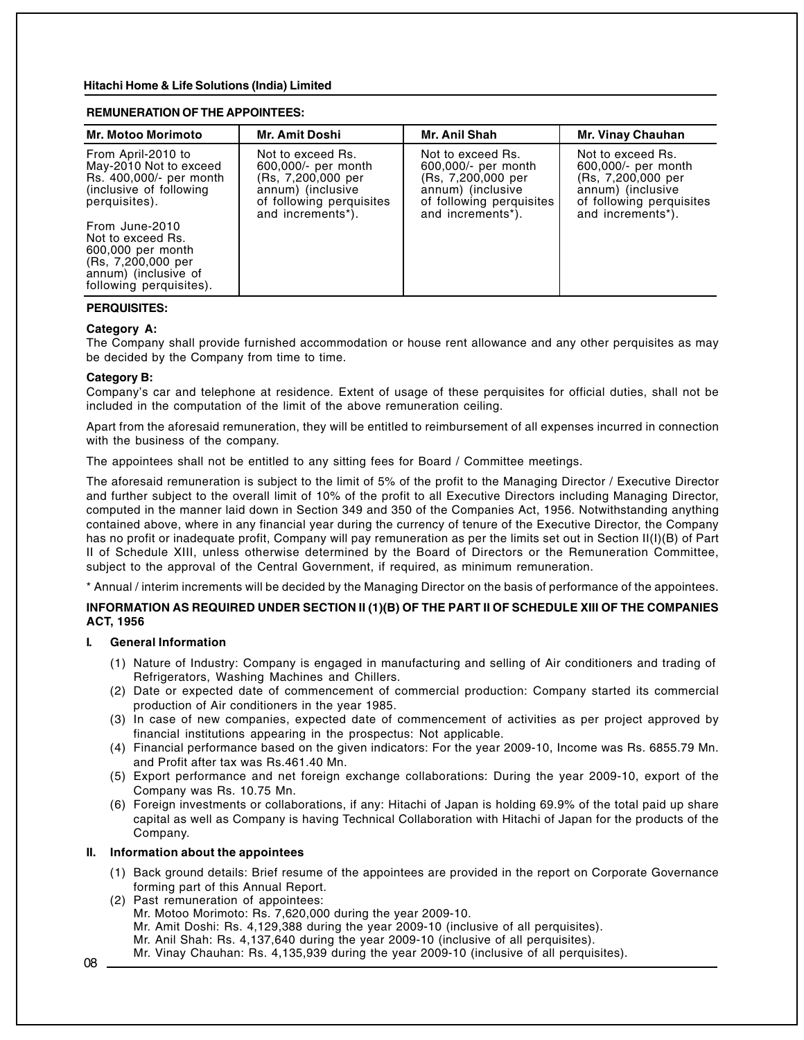**REMUNERATION OF THE APPOINTEES:**

| Mr. Motoo Morimoto | Mr. Amit Doshi | Mr. Anil Shah | Mr. Vinay Chauhan |
|---|---|---|---|
| From April-2010 to May-2010 Not to exceed Rs. 400,000/- per month (inclusive of following perquisites).<br><br>From June-2010 Not to exceed Rs. 600,000 per month (Rs, 7,200,000 per annum) (inclusive of following perquisites). | Not to exceed Rs. 600,000/- per month (Rs, 7,200,000 per annum) (inclusive of following perquisites and increments*). | Not to exceed Rs. 600,000/- per month (Rs, 7,200,000 per annum) (inclusive of following perquisites and increments*). | Not to exceed Rs. 600,000/- per month (Rs, 7,200,000 per annum) (inclusive of following perquisites and increments*). |

**PERQUISITES:**

**Category A:**
The Company shall provide furnished accommodation or house rent allowance and any other perquisites as may be decided by the Company from time to time.

**Category B:**
Company's car and telephone at residence. Extent of usage of these perquisites for official duties, shall not be included in the computation of the limit of the above remuneration ceiling.

Apart from the aforesaid remuneration, they will be entitled to reimbursement of all expenses incurred in connection with the business of the company.

The appointees shall not be entitled to any sitting fees for Board / Committee meetings.

The aforesaid remuneration is subject to the limit of 5% of the profit to the Managing Director / Executive Director and further subject to the overall limit of 10% of the profit to all Executive Directors including Managing Director, computed in the manner laid down in Section 349 and 350 of the Companies Act, 1956. Notwithstanding anything contained above, where in any financial year during the currency of tenure of the Executive Director, the Company has no profit or inadequate profit, Company will pay remuneration as per the limits set out in Section II(I)(B) of Part II of Schedule XIII, unless otherwise determined by the Board of Directors or the Remuneration Committee, subject to the approval of the Central Government, if required, as minimum remuneration.

* Annual / interim increments will be decided by the Managing Director on the basis of performance of the appointees.

**INFORMATION AS REQUIRED UNDER SECTION II (1)(B) OF THE PART II OF SCHEDULE XIII OF THE COMPANIES ACT, 1956**

**I. General Information**

(1) Nature of Industry: Company is engaged in manufacturing and selling of Air conditioners and trading of Refrigerators, Washing Machines and Chillers.
(2) Date or expected date of commencement of commercial production: Company started its commercial production of Air conditioners in the year 1985.
(3) In case of new companies, expected date of commencement of activities as per project approved by financial institutions appearing in the prospectus: Not applicable.
(4) Financial performance based on the given indicators: For the year 2009-10, Income was Rs. 6855.79 Mn. and Profit after tax was Rs.461.40 Mn.
(5) Export performance and net foreign exchange collaborations: During the year 2009-10, export of the Company was Rs. 10.75 Mn.
(6) Foreign investments or collaborations, if any: Hitachi of Japan is holding 69.9% of the total paid up share capital as well as Company is having Technical Collaboration with Hitachi of Japan for the products of the Company.

**II. Information about the appointees**

(1) Back ground details: Brief resume of the appointees are provided in the report on Corporate Governance forming part of this Annual Report.
(2) Past remuneration of appointees:
Mr. Motoo Morimoto: Rs. 7,620,000 during the year 2009-10.
Mr. Amit Doshi: Rs. 4,129,388 during the year 2009-10 (inclusive of all perquisites).
Mr. Anil Shah: Rs. 4,137,640 during the year 2009-10 (inclusive of all perquisites).
Mr. Vinay Chauhan: Rs. 4,135,939 during the year 2009-10 (inclusive of all perquisites).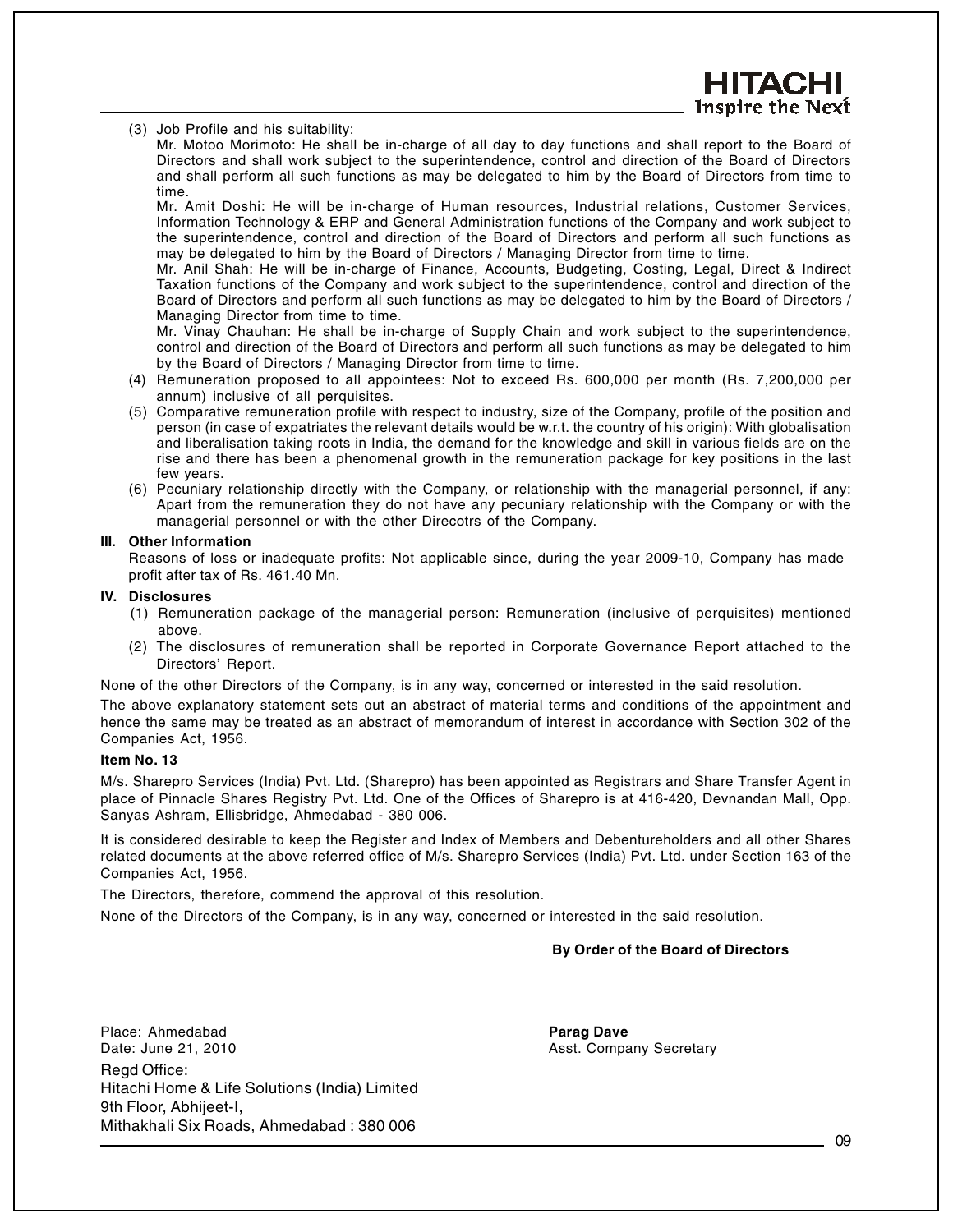(3) Job Profile and his suitability:

Mr. Motoo Morimoto: He shall be in-charge of all day to day functions and shall report to the Board of Directors and shall work subject to the superintendence, control and direction of the Board of Directors and shall perform all such functions as may be delegated to him by the Board of Directors from time to time.

Mr. Amit Doshi: He will be in-charge of Human resources, Industrial relations, Customer Services, Information Technology & ERP and General Administration functions of the Company and work subject to the superintendence, control and direction of the Board of Directors and perform all such functions as may be delegated to him by the Board of Directors / Managing Director from time to time.

Mr. Anil Shah: He will be in-charge of Finance, Accounts, Budgeting, Costing, Legal, Direct & Indirect Taxation functions of the Company and work subject to the superintendence, control and direction of the Board of Directors and perform all such functions as may be delegated to him by the Board of Directors / Managing Director from time to time.

Mr. Vinay Chauhan: He shall be in-charge of Supply Chain and work subject to the superintendence, control and direction of the Board of Directors and perform all such functions as may be delegated to him by the Board of Directors / Managing Director from time to time.

(4) Remuneration proposed to all appointees: Not to exceed Rs. 600,000 per month (Rs. 7,200,000 per annum) inclusive of all perquisites.

(5) Comparative remuneration profile with respect to industry, size of the Company, profile of the position and person (in case of expatriates the relevant details would be w.r.t. the country of his origin): With globalisation and liberalisation taking roots in India, the demand for the knowledge and skill in various fields are on the rise and there has been a phenomenal growth in the remuneration package for key positions in the last few years.

(6) Pecuniary relationship directly with the Company, or relationship with the managerial personnel, if any: Apart from the remuneration they do not have any pecuniary relationship with the Company or with the managerial personnel or with the other Direcotrs of the Company.

**III. Other Information**

Reasons of loss or inadequate profits: Not applicable since, during the year 2009-10, Company has made profit after tax of Rs. 461.40 Mn.

**IV. Disclosures**

(1) Remuneration package of the managerial person: Remuneration (inclusive of perquisites) mentioned above.

(2) The disclosures of remuneration shall be reported in Corporate Governance Report attached to the Directors' Report.

None of the other Directors of the Company, is in any way, concerned or interested in the said resolution.

The above explanatory statement sets out an abstract of material terms and conditions of the appointment and hence the same may be treated as an abstract of memorandum of interest in accordance with Section 302 of the Companies Act, 1956.

**Item No. 13**

M/s. Sharepro Services (India) Pvt. Ltd. (Sharepro) has been appointed as Registrars and Share Transfer Agent in place of Pinnacle Shares Registry Pvt. Ltd. One of the Offices of Sharepro is at 416-420, Devnandan Mall, Opp. Sanyas Ashram, Ellisbridge, Ahmedabad - 380 006.

It is considered desirable to keep the Register and Index of Members and Debentureholders and all other Shares related documents at the above referred office of M/s. Sharepro Services (India) Pvt. Ltd. under Section 163 of the Companies Act, 1956.

The Directors, therefore, commend the approval of this resolution.

None of the Directors of the Company, is in any way, concerned or interested in the said resolution.

**By Order of the Board of Directors**

Place: Ahmedabad
Date: June 21, 2010

**Parag Dave**
Asst. Company Secretary

Regd Office:
Hitachi Home & Life Solutions (India) Limited
9th Floor, Abhijeet-I,
Mithakhali Six Roads, Ahmedabad : 380 006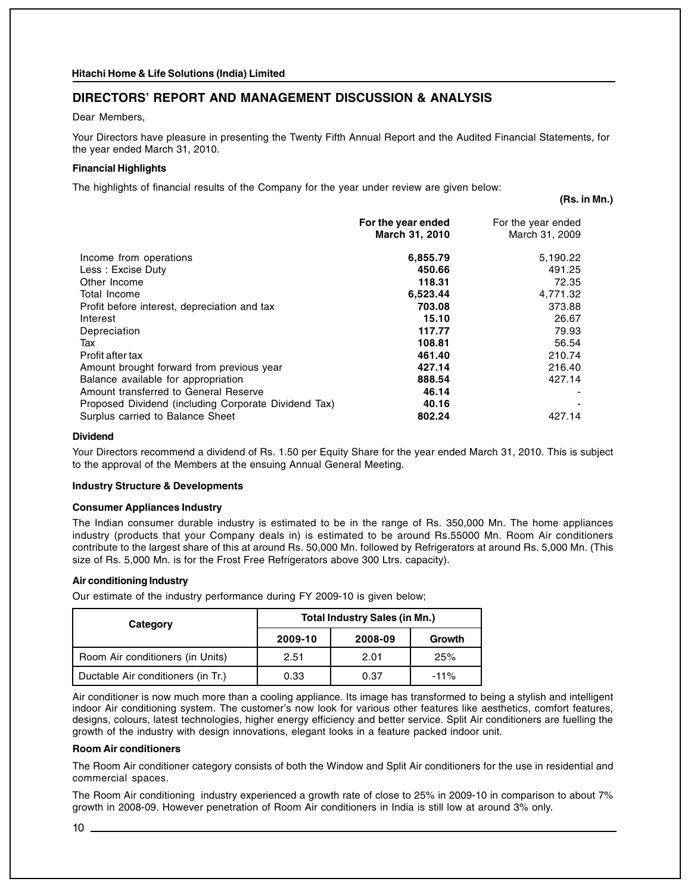## DIRECTORS' REPORT AND MANAGEMENT DISCUSSION & ANALYSIS

Dear Members,

Your Directors have pleasure in presenting the Twenty Fifth Annual Report and the Audited Financial Statements, for the year ended March 31, 2010.

**Financial Highlights**

The highlights of financial results of the Company for the year under review are given below:

**(Rs. in Mn.)**

| | **For the year ended March 31, 2010** | For the year ended March 31, 2009 |
|---|---|---|
| Income from operations | **6,855.79** | 5,190.22 |
| Less : Excise Duty | **450.66** | 491.25 |
| Other Income | **118.31** | 72.35 |
| Total Income | **6,523.44** | 4,771.32 |
| Profit before interest, depreciation and tax | **703.08** | 373.88 |
| Interest | **15.10** | 26.67 |
| Depreciation | **117.77** | 79.93 |
| Tax | **108.81** | 56.54 |
| Profit after tax | **461.40** | 210.74 |
| Amount brought forward from previous year | **427.14** | 216.40 |
| Balance available for appropriation | **888.54** | 427.14 |
| Amount transferred to General Reserve | **46.14** | - |
| Proposed Dividend (including Corporate Dividend Tax) | **40.16** | - |
| Surplus carried to Balance Sheet | **802.24** | 427.14 |

**Dividend**

Your Directors recommend a dividend of Rs. 1.50 per Equity Share for the year ended March 31, 2010. This is subject to the approval of the Members at the ensuing Annual General Meeting.

**Industry Structure & Developments**

**Consumer Appliances Industry**

The Indian consumer durable industry is estimated to be in the range of Rs. 350,000 Mn. The home appliances industry (products that your Company deals in) is estimated to be around Rs.55000 Mn. Room Air conditioners contribute to the largest share of this at around Rs. 50,000 Mn. followed by Refrigerators at around Rs. 5,000 Mn. (This size of Rs. 5,000 Mn. is for the Frost Free Refrigerators above 300 Ltrs. capacity).

**Air conditioning Industry**

Our estimate of the industry performance during FY 2009-10 is given below;

| Category | Total Industry Sales (in Mn.) | | |
|---|---|---|---|
| | 2009-10 | 2008-09 | Growth |
| Room Air conditioners (in Units) | 2.51 | 2.01 | 25% |
| Ductable Air conditioners (in Tr.) | 0.33 | 0.37 | -11% |

Air conditioner is now much more than a cooling appliance. Its image has transformed to being a stylish and intelligent indoor Air conditioning system. The customer's now look for various other features like aesthetics, comfort features, designs, colours, latest technologies, higher energy efficiency and better service. Split Air conditioners are fuelling the growth of the industry with design innovations, elegant looks in a feature packed indoor unit.

**Room Air conditioners**

The Room Air conditioner category consists of both the Window and Split Air conditioners for the use in residential and commercial spaces.

The Room Air conditioning industry experienced a growth rate of close to 25% in 2009-10 in comparison to about 7% growth in 2008-09. However penetration of Room Air conditioners in India is still low at around 3% only.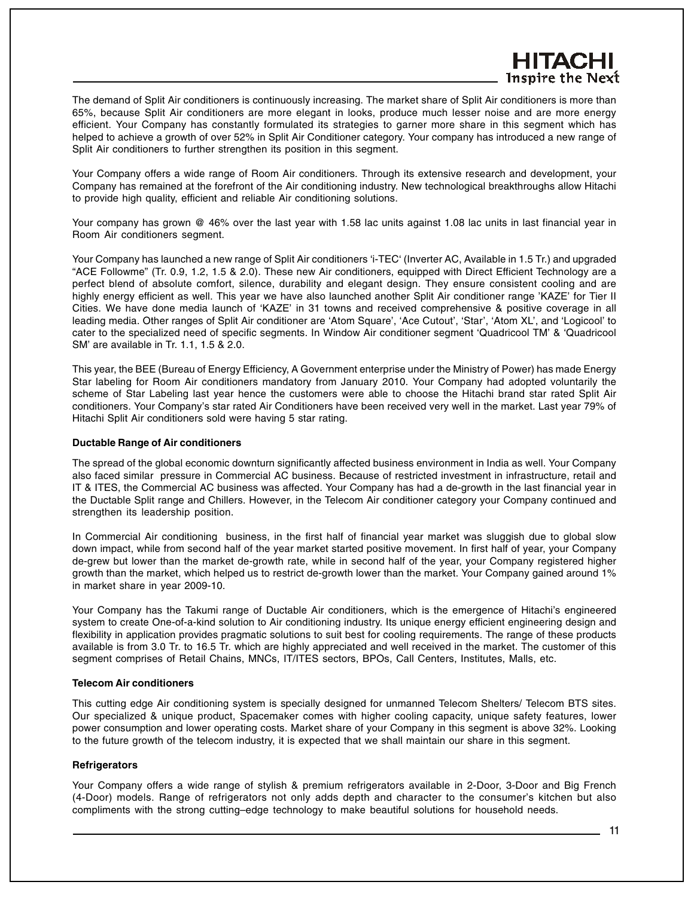The demand of Split Air conditioners is continuously increasing. The market share of Split Air conditioners is more than 65%, because Split Air conditioners are more elegant in looks, produce much lesser noise and are more energy efficient. Your Company has constantly formulated its strategies to garner more share in this segment which has helped to achieve a growth of over 52% in Split Air Conditioner category. Your company has introduced a new range of Split Air conditioners to further strengthen its position in this segment.

Your Company offers a wide range of Room Air conditioners. Through its extensive research and development, your Company has remained at the forefront of the Air conditioning industry. New technological breakthroughs allow Hitachi to provide high quality, efficient and reliable Air conditioning solutions.

Your company has grown @ 46% over the last year with 1.58 lac units against 1.08 lac units in last financial year in Room Air conditioners segment.

Your Company has launched a new range of Split Air conditioners 'i-TEC' (Inverter AC, Available in 1.5 Tr.) and upgraded "ACE Followme" (Tr. 0.9, 1.2, 1.5 & 2.0). These new Air conditioners, equipped with Direct Efficient Technology are a perfect blend of absolute comfort, silence, durability and elegant design. They ensure consistent cooling and are highly energy efficient as well. This year we have also launched another Split Air conditioner range 'KAZE' for Tier II Cities. We have done media launch of 'KAZE' in 31 towns and received comprehensive & positive coverage in all leading media. Other ranges of Split Air conditioner are 'Atom Square', 'Ace Cutout', 'Star', 'Atom XL', and 'Logicool' to cater to the specialized need of specific segments. In Window Air conditioner segment 'Quadricool TM' & 'Quadricool SM' are available in Tr. 1.1, 1.5 & 2.0.

This year, the BEE (Bureau of Energy Efficiency, A Government enterprise under the Ministry of Power) has made Energy Star labeling for Room Air conditioners mandatory from January 2010. Your Company had adopted voluntarily the scheme of Star Labeling last year hence the customers were able to choose the Hitachi brand star rated Split Air conditioners. Your Company's star rated Air Conditioners have been received very well in the market. Last year 79% of Hitachi Split Air conditioners sold were having 5 star rating.

**Ductable Range of Air conditioners**

The spread of the global economic downturn significantly affected business environment in India as well. Your Company also faced similar pressure in Commercial AC business. Because of restricted investment in infrastructure, retail and IT & ITES, the Commercial AC business was affected. Your Company has had a de-growth in the last financial year in the Ductable Split range and Chillers. However, in the Telecom Air conditioner category your Company continued and strengthen its leadership position.

In Commercial Air conditioning business, in the first half of financial year market was sluggish due to global slow down impact, while from second half of the year market started positive movement. In first half of year, your Company de-grew but lower than the market de-growth rate, while in second half of the year, your Company registered higher growth than the market, which helped us to restrict de-growth lower than the market. Your Company gained around 1% in market share in year 2009-10.

Your Company has the Takumi range of Ductable Air conditioners, which is the emergence of Hitachi's engineered system to create One-of-a-kind solution to Air conditioning industry. Its unique energy efficient engineering design and flexibility in application provides pragmatic solutions to suit best for cooling requirements. The range of these products available is from 3.0 Tr. to 16.5 Tr. which are highly appreciated and well received in the market. The customer of this segment comprises of Retail Chains, MNCs, IT/ITES sectors, BPOs, Call Centers, Institutes, Malls, etc.

**Telecom Air conditioners**

This cutting edge Air conditioning system is specially designed for unmanned Telecom Shelters/ Telecom BTS sites. Our specialized & unique product, Spacemaker comes with higher cooling capacity, unique safety features, lower power consumption and lower operating costs. Market share of your Company in this segment is above 32%. Looking to the future growth of the telecom industry, it is expected that we shall maintain our share in this segment.

**Refrigerators**

Your Company offers a wide range of stylish & premium refrigerators available in 2-Door, 3-Door and Big French (4-Door) models. Range of refrigerators not only adds depth and character to the consumer's kitchen but also compliments with the strong cutting–edge technology to make beautiful solutions for household needs.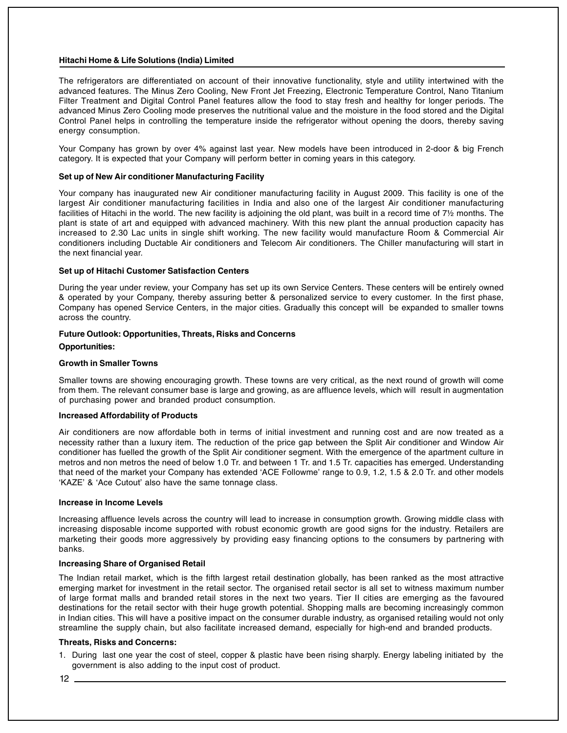The refrigerators are differentiated on account of their innovative functionality, style and utility intertwined with the advanced features. The Minus Zero Cooling, New Front Jet Freezing, Electronic Temperature Control, Nano Titanium Filter Treatment and Digital Control Panel features allow the food to stay fresh and healthy for longer periods. The advanced Minus Zero Cooling mode preserves the nutritional value and the moisture in the food stored and the Digital Control Panel helps in controlling the temperature inside the refrigerator without opening the doors, thereby saving energy consumption.

Your Company has grown by over 4% against last year. New models have been introduced in 2-door & big French category. It is expected that your Company will perform better in coming years in this category.

**Set up of New Air conditioner Manufacturing Facility**

Your company has inaugurated new Air conditioner manufacturing facility in August 2009. This facility is one of the largest Air conditioner manufacturing facilities in India and also one of the largest Air conditioner manufacturing facilities of Hitachi in the world. The new facility is adjoining the old plant, was built in a record time of 7½ months. The plant is state of art and equipped with advanced machinery. With this new plant the annual production capacity has increased to 2.30 Lac units in single shift working. The new facility would manufacture Room & Commercial Air conditioners including Ductable Air conditioners and Telecom Air conditioners. The Chiller manufacturing will start in the next financial year.

**Set up of Hitachi Customer Satisfaction Centers**

During the year under review, your Company has set up its own Service Centers. These centers will be entirely owned & operated by your Company, thereby assuring better & personalized service to every customer. In the first phase, Company has opened Service Centers, in the major cities. Gradually this concept will be expanded to smaller towns across the country.

**Future Outlook: Opportunities, Threats, Risks and Concerns**

**Opportunities:**

**Growth in Smaller Towns**

Smaller towns are showing encouraging growth. These towns are very critical, as the next round of growth will come from them. The relevant consumer base is large and growing, as are affluence levels, which will result in augmentation of purchasing power and branded product consumption.

**Increased Affordability of Products**

Air conditioners are now affordable both in terms of initial investment and running cost and are now treated as a necessity rather than a luxury item. The reduction of the price gap between the Split Air conditioner and Window Air conditioner has fuelled the growth of the Split Air conditioner segment. With the emergence of the apartment culture in metros and non metros the need of below 1.0 Tr. and between 1 Tr. and 1.5 Tr. capacities has emerged. Understanding that need of the market your Company has extended 'ACE Followme' range to 0.9, 1.2, 1.5 & 2.0 Tr. and other models 'KAZE' & 'Ace Cutout' also have the same tonnage class.

**Increase in Income Levels**

Increasing affluence levels across the country will lead to increase in consumption growth. Growing middle class with increasing disposable income supported with robust economic growth are good signs for the industry. Retailers are marketing their goods more aggressively by providing easy financing options to the consumers by partnering with banks.

**Increasing Share of Organised Retail**

The Indian retail market, which is the fifth largest retail destination globally, has been ranked as the most attractive emerging market for investment in the retail sector. The organised retail sector is all set to witness maximum number of large format malls and branded retail stores in the next two years. Tier II cities are emerging as the favoured destinations for the retail sector with their huge growth potential. Shopping malls are becoming increasingly common in Indian cities. This will have a positive impact on the consumer durable industry, as organised retailing would not only streamline the supply chain, but also facilitate increased demand, especially for high-end and branded products.

**Threats, Risks and Concerns:**

1. During last one year the cost of steel, copper & plastic have been rising sharply. Energy labeling initiated by the government is also adding to the input cost of product.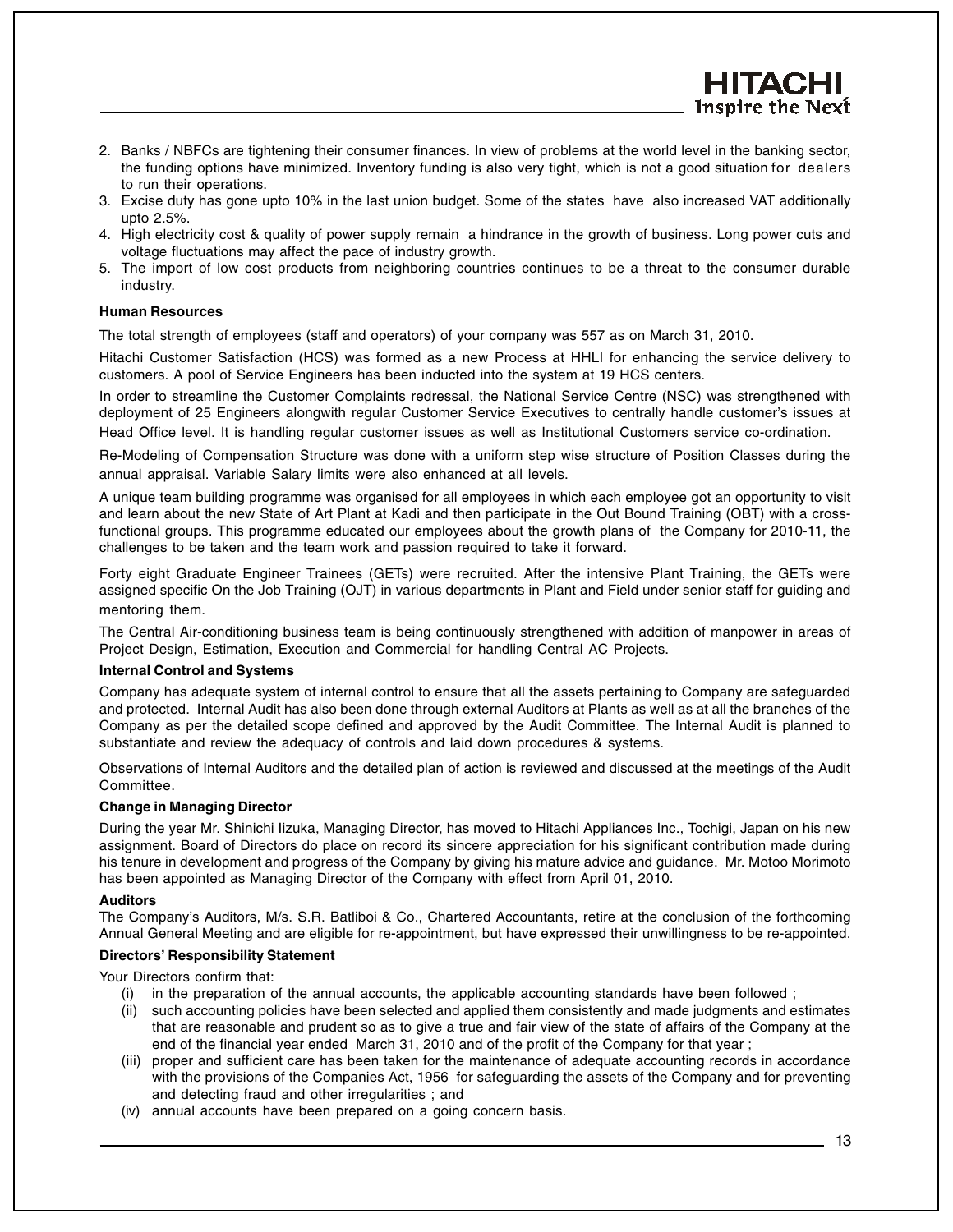2. Banks / NBFCs are tightening their consumer finances. In view of problems at the world level in the banking sector, the funding options have minimized. Inventory funding is also very tight, which is not a good situation for dealers to run their operations.
3. Excise duty has gone upto 10% in the last union budget. Some of the states have also increased VAT additionally upto 2.5%.
4. High electricity cost & quality of power supply remain a hindrance in the growth of business. Long power cuts and voltage fluctuations may affect the pace of industry growth.
5. The import of low cost products from neighboring countries continues to be a threat to the consumer durable industry.

**Human Resources**

The total strength of employees (staff and operators) of your company was 557 as on March 31, 2010.

Hitachi Customer Satisfaction (HCS) was formed as a new Process at HHLI for enhancing the service delivery to customers. A pool of Service Engineers has been inducted into the system at 19 HCS centers.

In order to streamline the Customer Complaints redressal, the National Service Centre (NSC) was strengthened with deployment of 25 Engineers alongwith regular Customer Service Executives to centrally handle customer's issues at Head Office level. It is handling regular customer issues as well as Institutional Customers service co-ordination.

Re-Modeling of Compensation Structure was done with a uniform step wise structure of Position Classes during the annual appraisal. Variable Salary limits were also enhanced at all levels.

A unique team building programme was organised for all employees in which each employee got an opportunity to visit and learn about the new State of Art Plant at Kadi and then participate in the Out Bound Training (OBT) with a cross-functional groups. This programme educated our employees about the growth plans of the Company for 2010-11, the challenges to be taken and the team work and passion required to take it forward.

Forty eight Graduate Engineer Trainees (GETs) were recruited. After the intensive Plant Training, the GETs were assigned specific On the Job Training (OJT) in various departments in Plant and Field under senior staff for guiding and mentoring them.

The Central Air-conditioning business team is being continuously strengthened with addition of manpower in areas of Project Design, Estimation, Execution and Commercial for handling Central AC Projects.

**Internal Control and Systems**

Company has adequate system of internal control to ensure that all the assets pertaining to Company are safeguarded and protected. Internal Audit has also been done through external Auditors at Plants as well as at all the branches of the Company as per the detailed scope defined and approved by the Audit Committee. The Internal Audit is planned to substantiate and review the adequacy of controls and laid down procedures & systems.

Observations of Internal Auditors and the detailed plan of action is reviewed and discussed at the meetings of the Audit Committee.

**Change in Managing Director**

During the year Mr. Shinichi Iizuka, Managing Director, has moved to Hitachi Appliances Inc., Tochigi, Japan on his new assignment. Board of Directors do place on record its sincere appreciation for his significant contribution made during his tenure in development and progress of the Company by giving his mature advice and guidance. Mr. Motoo Morimoto has been appointed as Managing Director of the Company with effect from April 01, 2010.

**Auditors**

The Company's Auditors, M/s. S.R. Batliboi & Co., Chartered Accountants, retire at the conclusion of the forthcoming Annual General Meeting and are eligible for re-appointment, but have expressed their unwillingness to be re-appointed.

**Directors' Responsibility Statement**

Your Directors confirm that:

(i) in the preparation of the annual accounts, the applicable accounting standards have been followed ;

(ii) such accounting policies have been selected and applied them consistently and made judgments and estimates that are reasonable and prudent so as to give a true and fair view of the state of affairs of the Company at the end of the financial year ended March 31, 2010 and of the profit of the Company for that year ;

(iii) proper and sufficient care has been taken for the maintenance of adequate accounting records in accordance with the provisions of the Companies Act, 1956 for safeguarding the assets of the Company and for preventing and detecting fraud and other irregularities ; and

(iv) annual accounts have been prepared on a going concern basis.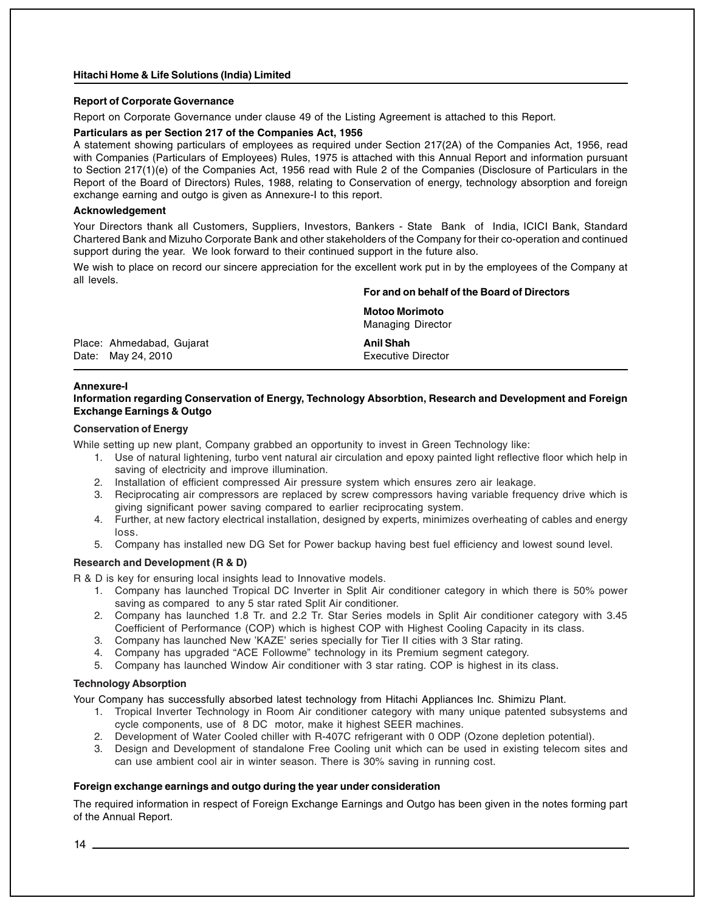### Report of Corporate Governance

Report on Corporate Governance under clause 49 of the Listing Agreement is attached to this Report.

### Particulars as per Section 217 of the Companies Act, 1956

A statement showing particulars of employees as required under Section 217(2A) of the Companies Act, 1956, read with Companies (Particulars of Employees) Rules, 1975 is attached with this Annual Report and information pursuant to Section 217(1)(e) of the Companies Act, 1956 read with Rule 2 of the Companies (Disclosure of Particulars in the Report of the Board of Directors) Rules, 1988, relating to Conservation of energy, technology absorption and foreign exchange earning and outgo is given as Annexure-I to this report.

### Acknowledgement

Your Directors thank all Customers, Suppliers, Investors, Bankers - State Bank of India, ICICI Bank, Standard Chartered Bank and Mizuho Corporate Bank and other stakeholders of the Company for their co-operation and continued support during the year. We look forward to their continued support in the future also.

We wish to place on record our sincere appreciation for the excellent work put in by the employees of the Company at all levels.

**For and on behalf of the Board of Directors**

**Motoo Morimoto**
Managing Director

Place: Ahmedabad, Gujarat
Date: May 24, 2010

**Anil Shah**
Executive Director

## Annexure-I

### Information regarding Conservation of Energy, Technology Absorbtion, Research and Development and Foreign Exchange Earnings & Outgo

### Conservation of Energy

While setting up new plant, Company grabbed an opportunity to invest in Green Technology like:

1. Use of natural lightening, turbo vent natural air circulation and epoxy painted light reflective floor which help in saving of electricity and improve illumination.
2. Installation of efficient compressed Air pressure system which ensures zero air leakage.
3. Reciprocating air compressors are replaced by screw compressors having variable frequency drive which is giving significant power saving compared to earlier reciprocating system.
4. Further, at new factory electrical installation, designed by experts, minimizes overheating of cables and energy loss.
5. Company has installed new DG Set for Power backup having best fuel efficiency and lowest sound level.

### Research and Development (R & D)

R & D is key for ensuring local insights lead to Innovative models.

1. Company has launched Tropical DC Inverter in Split Air conditioner category in which there is 50% power saving as compared to any 5 star rated Split Air conditioner.
2. Company has launched 1.8 Tr. and 2.2 Tr. Star Series models in Split Air conditioner category with 3.45 Coefficient of Performance (COP) which is highest COP with Highest Cooling Capacity in its class.
3. Company has launched New 'KAZE' series specially for Tier II cities with 3 Star rating.
4. Company has upgraded "ACE Followme" technology in its Premium segment category.
5. Company has launched Window Air conditioner with 3 star rating. COP is highest in its class.

### Technology Absorption

Your Company has successfully absorbed latest technology from Hitachi Appliances Inc. Shimizu Plant.

1. Tropical Inverter Technology in Room Air conditioner category with many unique patented subsystems and cycle components, use of 8 DC motor, make it highest SEER machines.
2. Development of Water Cooled chiller with R-407C refrigerant with 0 ODP (Ozone depletion potential).
3. Design and Development of standalone Free Cooling unit which can be used in existing telecom sites and can use ambient cool air in winter season. There is 30% saving in running cost.

### Foreign exchange earnings and outgo during the year under consideration

The required information in respect of Foreign Exchange Earnings and Outgo has been given in the notes forming part of the Annual Report.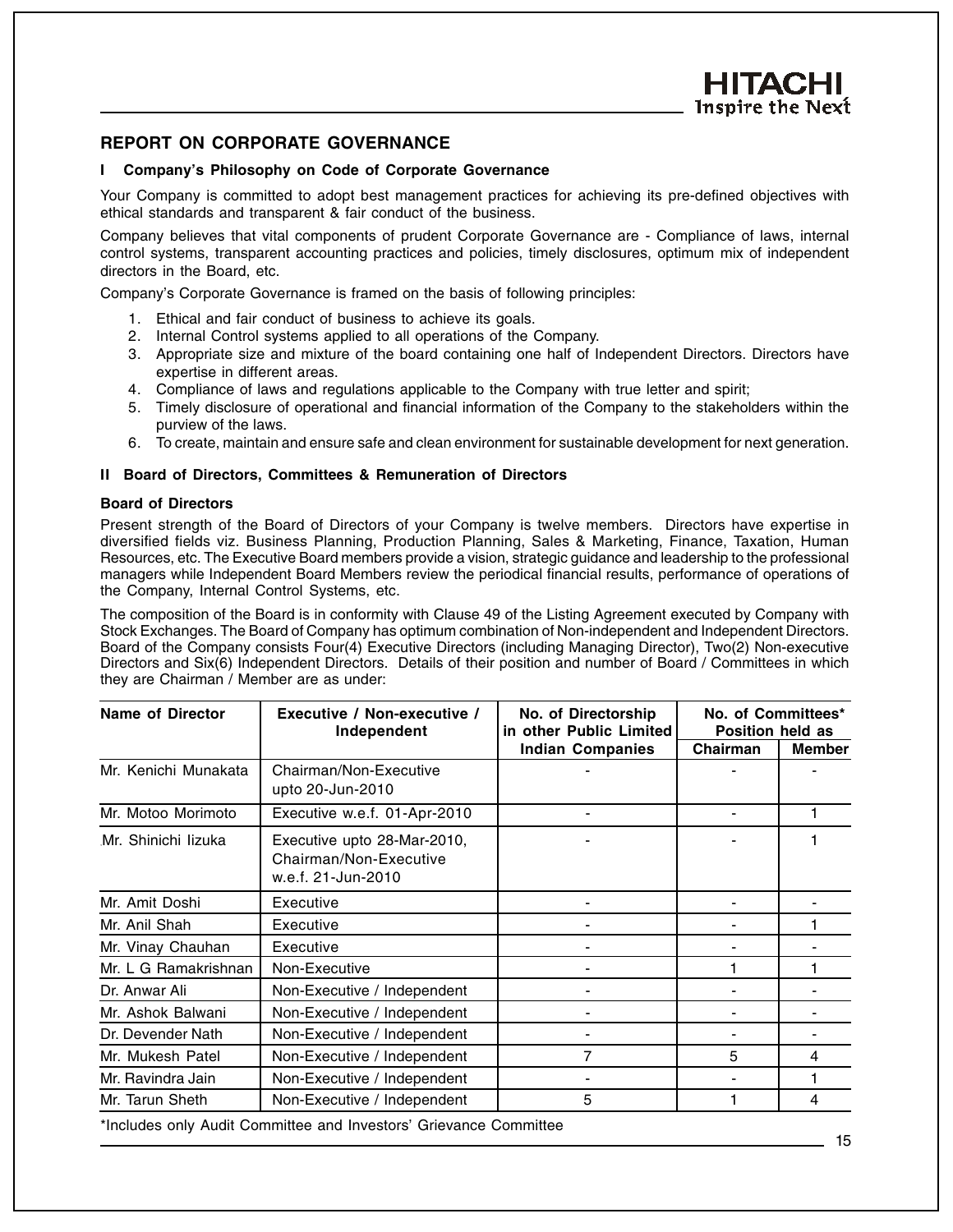# REPORT ON CORPORATE GOVERNANCE

## I Company's Philosophy on Code of Corporate Governance

Your Company is committed to adopt best management practices for achieving its pre-defined objectives with ethical standards and transparent & fair conduct of the business.

Company believes that vital components of prudent Corporate Governance are - Compliance of laws, internal control systems, transparent accounting practices and policies, timely disclosures, optimum mix of independent directors in the Board, etc.

Company's Corporate Governance is framed on the basis of following principles:

1. Ethical and fair conduct of business to achieve its goals.
2. Internal Control systems applied to all operations of the Company.
3. Appropriate size and mixture of the board containing one half of Independent Directors. Directors have expertise in different areas.
4. Compliance of laws and regulations applicable to the Company with true letter and spirit;
5. Timely disclosure of operational and financial information of the Company to the stakeholders within the purview of the laws.
6. To create, maintain and ensure safe and clean environment for sustainable development for next generation.

## II Board of Directors, Committees & Remuneration of Directors

### Board of Directors

Present strength of the Board of Directors of your Company is twelve members. Directors have expertise in diversified fields viz. Business Planning, Production Planning, Sales & Marketing, Finance, Taxation, Human Resources, etc. The Executive Board members provide a vision, strategic guidance and leadership to the professional managers while Independent Board Members review the periodical financial results, performance of operations of the Company, Internal Control Systems, etc.

The composition of the Board is in conformity with Clause 49 of the Listing Agreement executed by Company with Stock Exchanges. The Board of Company has optimum combination of Non-independent and Independent Directors. Board of the Company consists Four(4) Executive Directors (including Managing Director), Two(2) Non-executive Directors and Six(6) Independent Directors. Details of their position and number of Board / Committees in which they are Chairman / Member are as under:

| Name of Director | Executive / Non-executive / Independent | No. of Directorship in other Public Limited Indian Companies | No. of Committees* Position held as | |
|---|---|---|---|---|
| | | | Chairman | Member |
| Mr. Kenichi Munakata | Chairman/Non-Executive upto 20-Jun-2010 | - | - | - |
| Mr. Motoo Morimoto | Executive w.e.f. 01-Apr-2010 | - | - | 1 |
| Mr. Shinichi Iizuka | Executive upto 28-Mar-2010, Chairman/Non-Executive w.e.f. 21-Jun-2010 | - | - | 1 |
| Mr. Amit Doshi | Executive | - | - | - |
| Mr. Anil Shah | Executive | - | - | 1 |
| Mr. Vinay Chauhan | Executive | - | - | - |
| Mr. L G Ramakrishnan | Non-Executive | - | 1 | 1 |
| Dr. Anwar Ali | Non-Executive / Independent | - | - | - |
| Mr. Ashok Balwani | Non-Executive / Independent | - | - | - |
| Dr. Devender Nath | Non-Executive / Independent | - | - | - |
| Mr. Mukesh Patel | Non-Executive / Independent | 7 | 5 | 4 |
| Mr. Ravindra Jain | Non-Executive / Independent | - | - | 1 |
| Mr. Tarun Sheth | Non-Executive / Independent | 5 | 1 | 4 |

*Includes only Audit Committee and Investors' Grievance Committee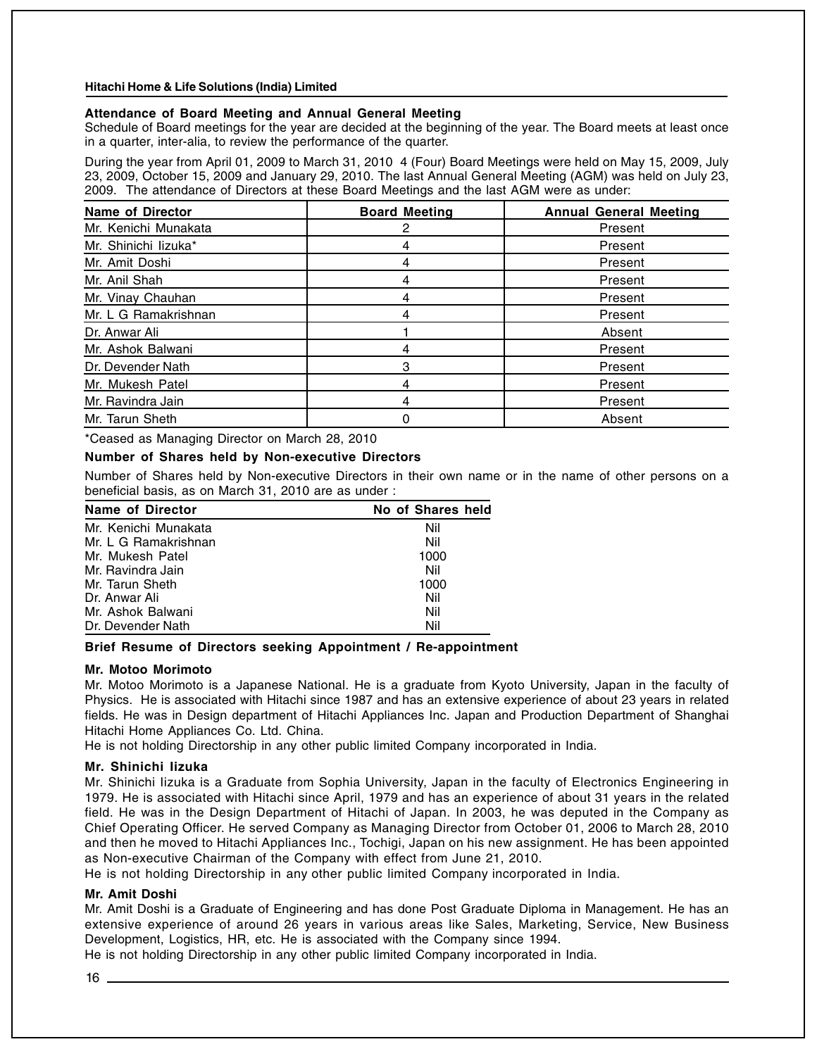### Attendance of Board Meeting and Annual General Meeting

Schedule of Board meetings for the year are decided at the beginning of the year. The Board meets at least once in a quarter, inter-alia, to review the performance of the quarter.

During the year from April 01, 2009 to March 31, 2010 4 (Four) Board Meetings were held on May 15, 2009, July 23, 2009, October 15, 2009 and January 29, 2010. The last Annual General Meeting (AGM) was held on July 23, 2009. The attendance of Directors at these Board Meetings and the last AGM were as under:

| Name of Director | Board Meeting | Annual General Meeting |
|---|---|---|
| Mr. Kenichi Munakata | 2 | Present |
| Mr. Shinichi Iizuka* | 4 | Present |
| Mr. Amit Doshi | 4 | Present |
| Mr. Anil Shah | 4 | Present |
| Mr. Vinay Chauhan | 4 | Present |
| Mr. L G Ramakrishnan | 4 | Present |
| Dr. Anwar Ali | 1 | Absent |
| Mr. Ashok Balwani | 4 | Present |
| Dr. Devender Nath | 3 | Present |
| Mr. Mukesh Patel | 4 | Present |
| Mr. Ravindra Jain | 4 | Present |
| Mr. Tarun Sheth | 0 | Absent |

*Ceased as Managing Director on March 28, 2010

### Number of Shares held by Non-executive Directors

Number of Shares held by Non-executive Directors in their own name or in the name of other persons on a beneficial basis, as on March 31, 2010 are as under :

| Name of Director | No of Shares held |
|---|---|
| Mr. Kenichi Munakata | Nil |
| Mr. L G Ramakrishnan | Nil |
| Mr. Mukesh Patel | 1000 |
| Mr. Ravindra Jain | Nil |
| Mr. Tarun Sheth | 1000 |
| Dr. Anwar Ali | Nil |
| Mr. Ashok Balwani | Nil |
| Dr. Devender Nath | Nil |

### Brief Resume of Directors seeking Appointment / Re-appointment

#### Mr. Motoo Morimoto

Mr. Motoo Morimoto is a Japanese National. He is a graduate from Kyoto University, Japan in the faculty of Physics. He is associated with Hitachi since 1987 and has an extensive experience of about 23 years in related fields. He was in Design department of Hitachi Appliances Inc. Japan and Production Department of Shanghai Hitachi Home Appliances Co. Ltd. China.

He is not holding Directorship in any other public limited Company incorporated in India.

#### Mr. Shinichi Iizuka

Mr. Shinichi Iizuka is a Graduate from Sophia University, Japan in the faculty of Electronics Engineering in 1979. He is associated with Hitachi since April, 1979 and has an experience of about 31 years in the related field. He was in the Design Department of Hitachi of Japan. In 2003, he was deputed in the Company as Chief Operating Officer. He served Company as Managing Director from October 01, 2006 to March 28, 2010 and then he moved to Hitachi Appliances Inc., Tochigi, Japan on his new assignment. He has been appointed as Non-executive Chairman of the Company with effect from June 21, 2010.

He is not holding Directorship in any other public limited Company incorporated in India.

#### Mr. Amit Doshi

Mr. Amit Doshi is a Graduate of Engineering and has done Post Graduate Diploma in Management. He has an extensive experience of around 26 years in various areas like Sales, Marketing, Service, New Business Development, Logistics, HR, etc. He is associated with the Company since 1994.

He is not holding Directorship in any other public limited Company incorporated in India.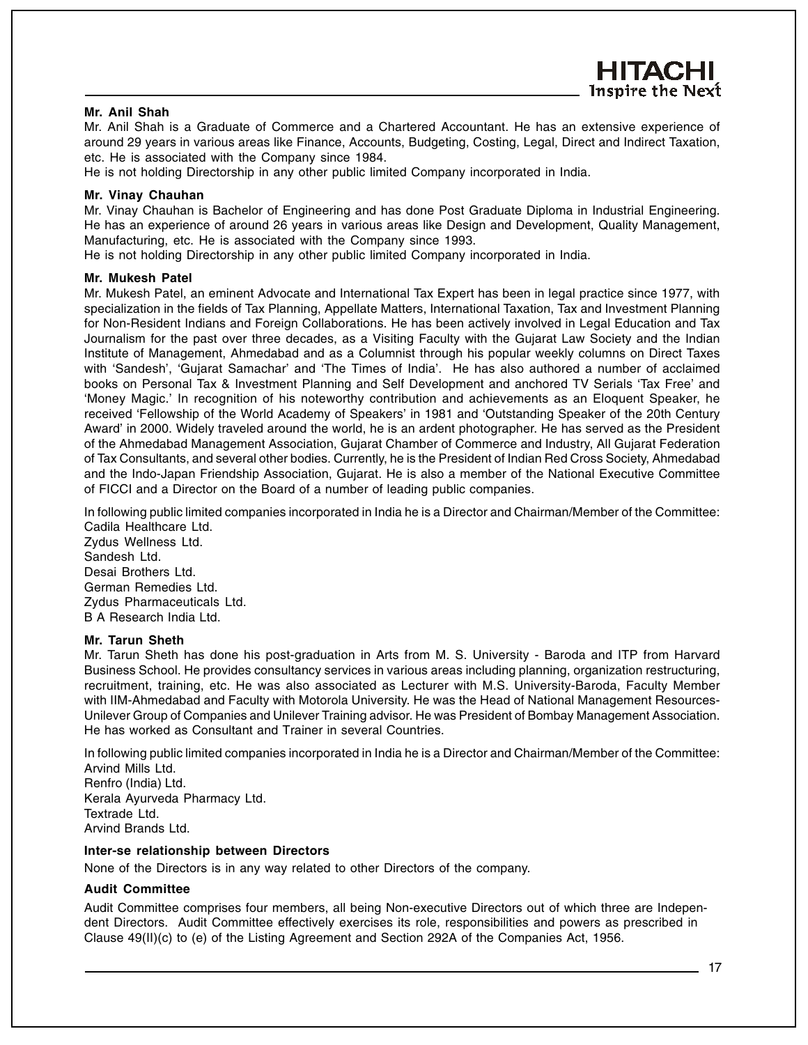**Mr. Anil Shah**

Mr. Anil Shah is a Graduate of Commerce and a Chartered Accountant. He has an extensive experience of around 29 years in various areas like Finance, Accounts, Budgeting, Costing, Legal, Direct and Indirect Taxation, etc. He is associated with the Company since 1984.

He is not holding Directorship in any other public limited Company incorporated in India.

**Mr. Vinay Chauhan**

Mr. Vinay Chauhan is Bachelor of Engineering and has done Post Graduate Diploma in Industrial Engineering. He has an experience of around 26 years in various areas like Design and Development, Quality Management, Manufacturing, etc. He is associated with the Company since 1993.

He is not holding Directorship in any other public limited Company incorporated in India.

**Mr. Mukesh Patel**

Mr. Mukesh Patel, an eminent Advocate and International Tax Expert has been in legal practice since 1977, with specialization in the fields of Tax Planning, Appellate Matters, International Taxation, Tax and Investment Planning for Non-Resident Indians and Foreign Collaborations. He has been actively involved in Legal Education and Tax Journalism for the past over three decades, as a Visiting Faculty with the Gujarat Law Society and the Indian Institute of Management, Ahmedabad and as a Columnist through his popular weekly columns on Direct Taxes with 'Sandesh', 'Gujarat Samachar' and 'The Times of India'. He has also authored a number of acclaimed books on Personal Tax & Investment Planning and Self Development and anchored TV Serials 'Tax Free' and 'Money Magic.' In recognition of his noteworthy contribution and achievements as an Eloquent Speaker, he received 'Fellowship of the World Academy of Speakers' in 1981 and 'Outstanding Speaker of the 20th Century Award' in 2000. Widely traveled around the world, he is an ardent photographer. He has served as the President of the Ahmedabad Management Association, Gujarat Chamber of Commerce and Industry, All Gujarat Federation of Tax Consultants, and several other bodies. Currently, he is the President of Indian Red Cross Society, Ahmedabad and the Indo-Japan Friendship Association, Gujarat. He is also a member of the National Executive Committee of FICCI and a Director on the Board of a number of leading public companies.

In following public limited companies incorporated in India he is a Director and Chairman/Member of the Committee:
Cadila Healthcare Ltd.
Zydus Wellness Ltd.
Sandesh Ltd.
Desai Brothers Ltd.
German Remedies Ltd.
Zydus Pharmaceuticals Ltd.
B A Research India Ltd.

**Mr. Tarun Sheth**

Mr. Tarun Sheth has done his post-graduation in Arts from M. S. University - Baroda and ITP from Harvard Business School. He provides consultancy services in various areas including planning, organization restructuring, recruitment, training, etc. He was also associated as Lecturer with M.S. University-Baroda, Faculty Member with IIM-Ahmedabad and Faculty with Motorola University. He was the Head of National Management Resources-Unilever Group of Companies and Unilever Training advisor. He was President of Bombay Management Association. He has worked as Consultant and Trainer in several Countries.

In following public limited companies incorporated in India he is a Director and Chairman/Member of the Committee:
Arvind Mills Ltd.
Renfro (India) Ltd.
Kerala Ayurveda Pharmacy Ltd.
Textrade Ltd.
Arvind Brands Ltd.

**Inter-se relationship between Directors**

None of the Directors is in any way related to other Directors of the company.

**Audit Committee**

Audit Committee comprises four members, all being Non-executive Directors out of which three are Independent Directors. Audit Committee effectively exercises its role, responsibilities and powers as prescribed in Clause 49(II)(c) to (e) of the Listing Agreement and Section 292A of the Companies Act, 1956.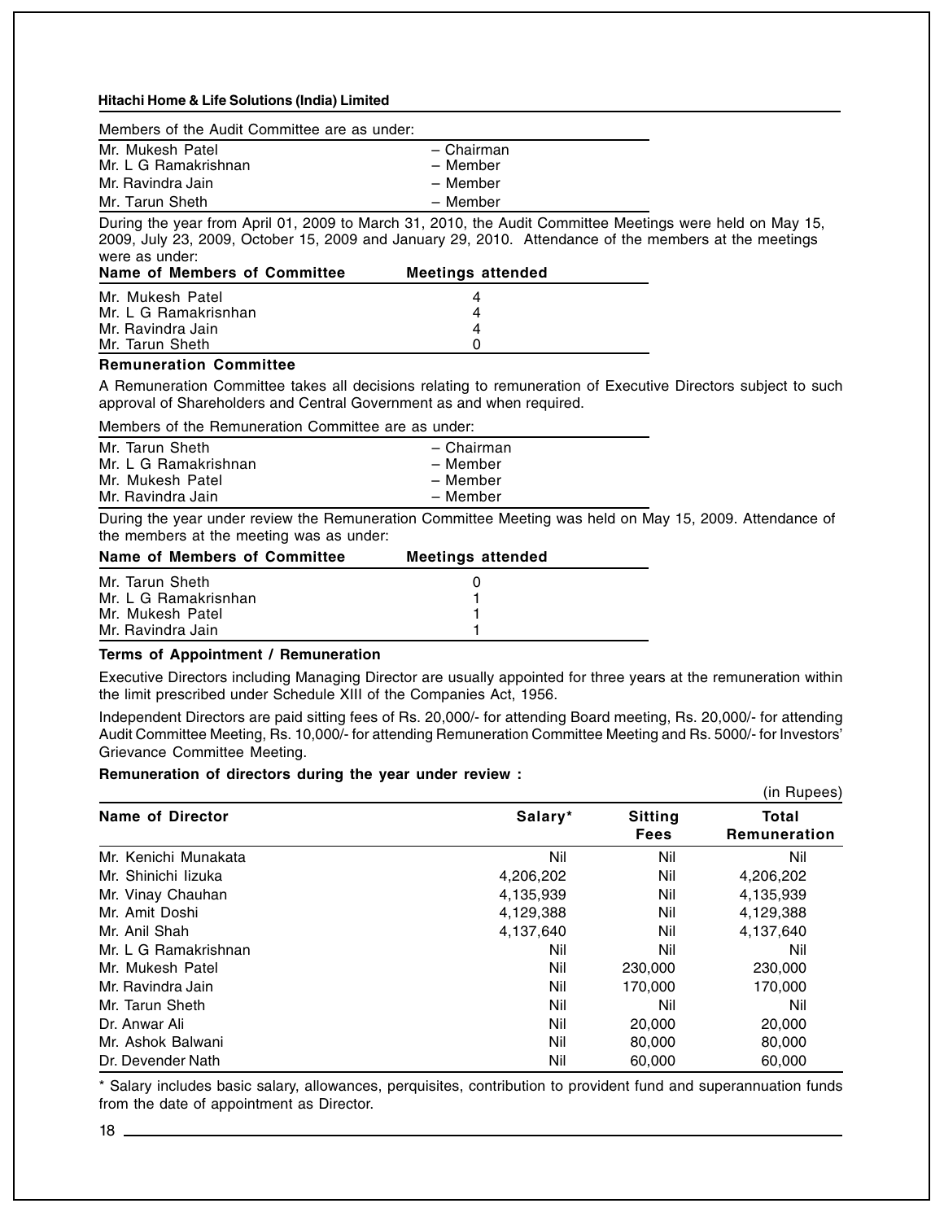Members of the Audit Committee are as under:

| | |
|---|---|
| Mr. Mukesh Patel | – Chairman |
| Mr. L G Ramakrishnan | – Member |
| Mr. Ravindra Jain | – Member |
| Mr. Tarun Sheth | – Member |

During the year from April 01, 2009 to March 31, 2010, the Audit Committee Meetings were held on May 15, 2009, July 23, 2009, October 15, 2009 and January 29, 2010. Attendance of the members at the meetings were as under:

| Name of Members of Committee | Meetings attended |
|---|---|
| Mr. Mukesh Patel | 4 |
| Mr. L G Ramakrisnhan | 4 |
| Mr. Ravindra Jain | 4 |
| Mr. Tarun Sheth | 0 |

**Remuneration Committee**

A Remuneration Committee takes all decisions relating to remuneration of Executive Directors subject to such approval of Shareholders and Central Government as and when required.

Members of the Remuneration Committee are as under:

| | |
|---|---|
| Mr. Tarun Sheth | – Chairman |
| Mr. L G Ramakrishnan | – Member |
| Mr. Mukesh Patel | – Member |
| Mr. Ravindra Jain | – Member |

During the year under review the Remuneration Committee Meeting was held on May 15, 2009. Attendance of the members at the meeting was as under:

| Name of Members of Committee | Meetings attended |
|---|---|
| Mr. Tarun Sheth | 0 |
| Mr. L G Ramakrisnhan | 1 |
| Mr. Mukesh Patel | 1 |
| Mr. Ravindra Jain | 1 |

**Terms of Appointment / Remuneration**

Executive Directors including Managing Director are usually appointed for three years at the remuneration within the limit prescribed under Schedule XIII of the Companies Act, 1956.

Independent Directors are paid sitting fees of Rs. 20,000/- for attending Board meeting, Rs. 20,000/- for attending Audit Committee Meeting, Rs. 10,000/- for attending Remuneration Committee Meeting and Rs. 5000/- for Investors' Grievance Committee Meeting.

**Remuneration of directors during the year under review :**

(in Rupees)

| Name of Director | Salary* | Sitting Fees | Total Remuneration |
|---|---|---|---|
| Mr. Kenichi Munakata | Nil | Nil | Nil |
| Mr. Shinichi Iizuka | 4,206,202 | Nil | 4,206,202 |
| Mr. Vinay Chauhan | 4,135,939 | Nil | 4,135,939 |
| Mr. Amit Doshi | 4,129,388 | Nil | 4,129,388 |
| Mr. Anil Shah | 4,137,640 | Nil | 4,137,640 |
| Mr. L G Ramakrishnan | Nil | Nil | Nil |
| Mr. Mukesh Patel | Nil | 230,000 | 230,000 |
| Mr. Ravindra Jain | Nil | 170,000 | 170,000 |
| Mr. Tarun Sheth | Nil | Nil | Nil |
| Dr. Anwar Ali | Nil | 20,000 | 20,000 |
| Mr. Ashok Balwani | Nil | 80,000 | 80,000 |
| Dr. Devender Nath | Nil | 60,000 | 60,000 |

* Salary includes basic salary, allowances, perquisites, contribution to provident fund and superannuation funds from the date of appointment as Director.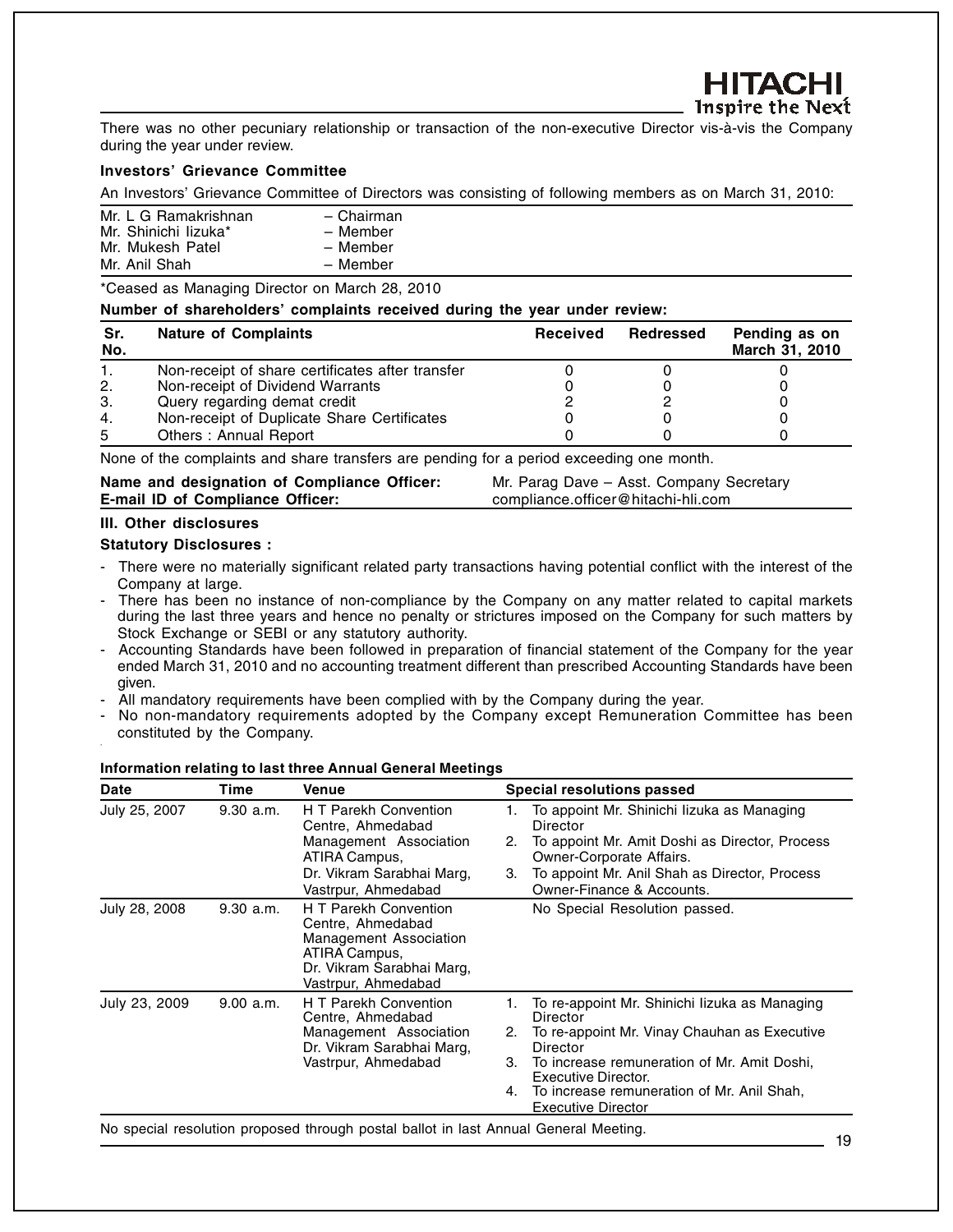There was no other pecuniary relationship or transaction of the non-executive Director vis-à-vis the Company during the year under review.

**Investors' Grievance Committee**

An Investors' Grievance Committee of Directors was consisting of following members as on March 31, 2010:

| | |
|---|---|
| Mr. L G Ramakrishnan | – Chairman |
| Mr. Shinichi Iizuka* | – Member |
| Mr. Mukesh Patel | – Member |
| Mr. Anil Shah | – Member |

*Ceased as Managing Director on March 28, 2010

**Number of shareholders' complaints received during the year under review:**

| Sr. No. | Nature of Complaints | Received | Redressed | Pending as on March 31, 2010 |
|---|---|---|---|---|
| 1. | Non-receipt of share certificates after transfer | 0 | 0 | 0 |
| 2. | Non-receipt of Dividend Warrants | 0 | 0 | 0 |
| 3. | Query regarding demat credit | 2 | 2 | 0 |
| 4. | Non-receipt of Duplicate Share Certificates | 0 | 0 | 0 |
| 5 | Others : Annual Report | 0 | 0 | 0 |

None of the complaints and share transfers are pending for a period exceeding one month.

| | |
|---|---|
| **Name and designation of Compliance Officer:** | Mr. Parag Dave – Asst. Company Secretary |
| **E-mail ID of Compliance Officer:** | compliance.officer@hitachi-hli.com |

**III. Other disclosures**

**Statutory Disclosures :**

- There were no materially significant related party transactions having potential conflict with the interest of the Company at large.
- There has been no instance of non-compliance by the Company on any matter related to capital markets during the last three years and hence no penalty or strictures imposed on the Company for such matters by Stock Exchange or SEBI or any statutory authority.
- Accounting Standards have been followed in preparation of financial statement of the Company for the year ended March 31, 2010 and no accounting treatment different than prescribed Accounting Standards have been given.
- All mandatory requirements have been complied with by the Company during the year.
- No non-mandatory requirements adopted by the Company except Remuneration Committee has been constituted by the Company.

**Information relating to last three Annual General Meetings**

| Date | Time | Venue | Special resolutions passed |
|---|---|---|---|
| July 25, 2007 | 9.30 a.m. | H T Parekh Convention Centre, Ahmedabad Management Association ATIRA Campus, Dr. Vikram Sarabhai Marg, Vastrpur, Ahmedabad | 1. To appoint Mr. Shinichi Iizuka as Managing Director<br>2. To appoint Mr. Amit Doshi as Director, Process Owner-Corporate Affairs.<br>3. To appoint Mr. Anil Shah as Director, Process Owner-Finance & Accounts. |
| July 28, 2008 | 9.30 a.m. | H T Parekh Convention Centre, Ahmedabad Management Association ATIRA Campus, Dr. Vikram Sarabhai Marg, Vastrpur, Ahmedabad | No Special Resolution passed. |
| July 23, 2009 | 9.00 a.m. | H T Parekh Convention Centre, Ahmedabad Management Association Dr. Vikram Sarabhai Marg, Vastrpur, Ahmedabad | 1. To re-appoint Mr. Shinichi Iizuka as Managing Director<br>2. To re-appoint Mr. Vinay Chauhan as Executive Director<br>3. To increase remuneration of Mr. Amit Doshi, Executive Director.<br>4. To increase remuneration of Mr. Anil Shah, Executive Director |

No special resolution proposed through postal ballot in last Annual General Meeting.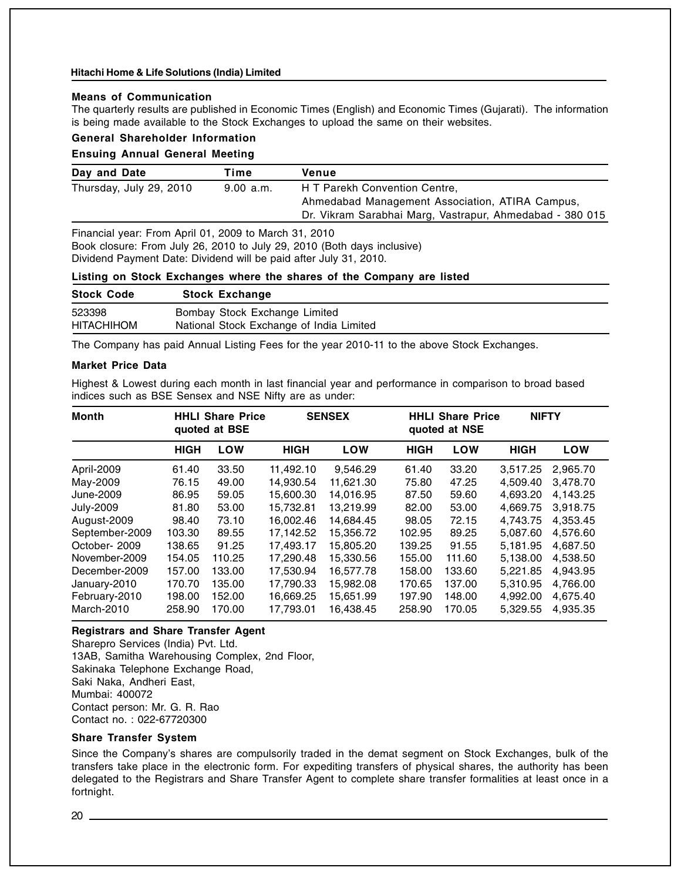### Means of Communication

The quarterly results are published in Economic Times (English) and Economic Times (Gujarati). The information is being made available to the Stock Exchanges to upload the same on their websites.

### General Shareholder Information

### Ensuing Annual General Meeting

| Day and Date | Time | Venue |
|---|---|---|
| Thursday, July 29, 2010 | 9.00 a.m. | H T Parekh Convention Centre, Ahmedabad Management Association, ATIRA Campus, Dr. Vikram Sarabhai Marg, Vastrapur, Ahmedabad - 380 015 |

Financial year: From April 01, 2009 to March 31, 2010
Book closure: From July 26, 2010 to July 29, 2010 (Both days inclusive)
Dividend Payment Date: Dividend will be paid after July 31, 2010.

### Listing on Stock Exchanges where the shares of the Company are listed

| Stock Code | Stock Exchange |
|---|---|
| 523398 | Bombay Stock Exchange Limited |
| HITACHIHOM | National Stock Exchange of India Limited |

The Company has paid Annual Listing Fees for the year 2010-11 to the above Stock Exchanges.

### Market Price Data

Highest & Lowest during each month in last financial year and performance in comparison to broad based indices such as BSE Sensex and NSE Nifty are as under:

| Month | HHLI Share Price quoted at BSE | | SENSEX | | HHLI Share Price quoted at NSE | | NIFTY | |
|---|---|---|---|---|---|---|---|---|
| | HIGH | LOW | HIGH | LOW | HIGH | LOW | HIGH | LOW |
| April-2009 | 61.40 | 33.50 | 11,492.10 | 9,546.29 | 61.40 | 33.20 | 3,517.25 | 2,965.70 |
| May-2009 | 76.15 | 49.00 | 14,930.54 | 11,621.30 | 75.80 | 47.25 | 4,509.40 | 3,478.70 |
| June-2009 | 86.95 | 59.05 | 15,600.30 | 14,016.95 | 87.50 | 59.60 | 4,693.20 | 4,143.25 |
| July-2009 | 81.80 | 53.00 | 15,732.81 | 13,219.99 | 82.00 | 53.00 | 4,669.75 | 3,918.75 |
| August-2009 | 98.40 | 73.10 | 16,002.46 | 14,684.45 | 98.05 | 72.15 | 4,743.75 | 4,353.45 |
| September-2009 | 103.30 | 89.55 | 17,142.52 | 15,356.72 | 102.95 | 89.25 | 5,087.60 | 4,576.60 |
| October- 2009 | 138.65 | 91.25 | 17,493.17 | 15,805.20 | 139.25 | 91.55 | 5,181.95 | 4,687.50 |
| November-2009 | 154.05 | 110.25 | 17,290.48 | 15,330.56 | 155.00 | 111.60 | 5,138.00 | 4,538.50 |
| December-2009 | 157.00 | 133.00 | 17,530.94 | 16,577.78 | 158.00 | 133.60 | 5,221.85 | 4,943.95 |
| January-2010 | 170.70 | 135.00 | 17,790.33 | 15,982.08 | 170.65 | 137.00 | 5,310.95 | 4,766.00 |
| February-2010 | 198.00 | 152.00 | 16,669.25 | 15,651.99 | 197.90 | 148.00 | 4,992.00 | 4,675.40 |
| March-2010 | 258.90 | 170.00 | 17,793.01 | 16,438.45 | 258.90 | 170.05 | 5,329.55 | 4,935.35 |

### Registrars and Share Transfer Agent

Sharepro Services (India) Pvt. Ltd.
13AB, Samitha Warehousing Complex, 2nd Floor,
Sakinaka Telephone Exchange Road,
Saki Naka, Andheri East,
Mumbai: 400072
Contact person: Mr. G. R. Rao
Contact no. : 022-67720300

### Share Transfer System

Since the Company's shares are compulsorily traded in the demat segment on Stock Exchanges, bulk of the transfers take place in the electronic form. For expediting transfers of physical shares, the authority has been delegated to the Registrars and Share Transfer Agent to complete share transfer formalities at least once in a fortnight.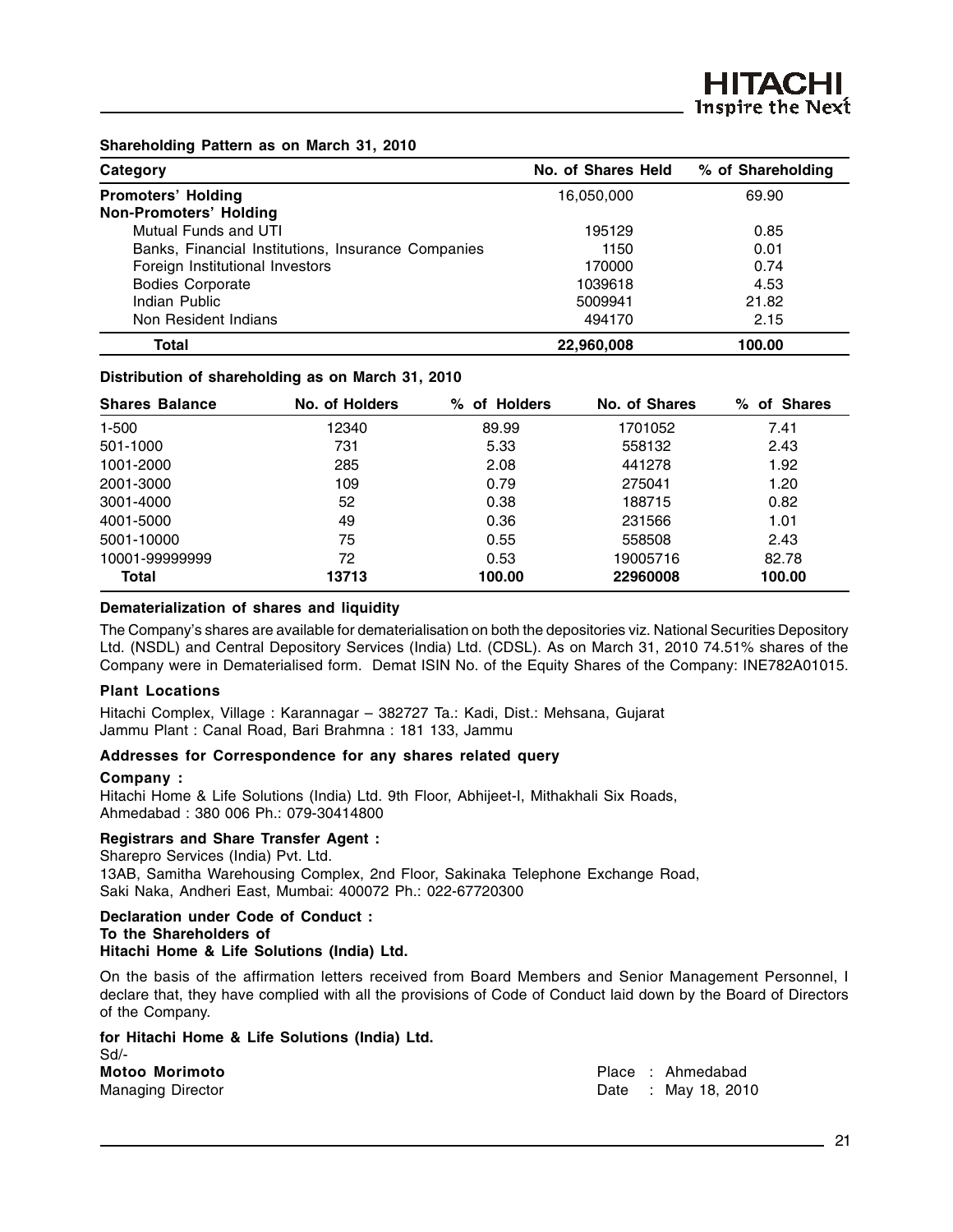**Shareholding Pattern as on March 31, 2010**

| Category | No. of Shares Held | % of Shareholding |
|---|---|---|
| **Promoters' Holding** | 16,050,000 | 69.90 |
| **Non-Promoters' Holding** | | |
| Mutual Funds and UTI | 195129 | 0.85 |
| Banks, Financial Institutions, Insurance Companies | 1150 | 0.01 |
| Foreign Institutional Investors | 170000 | 0.74 |
| Bodies Corporate | 1039618 | 4.53 |
| Indian Public | 5009941 | 21.82 |
| Non Resident Indians | 494170 | 2.15 |
| **Total** | **22,960,008** | **100.00** |

**Distribution of shareholding as on March 31, 2010**

| Shares Balance | No. of Holders | % of Holders | No. of Shares | % of Shares |
|---|---|---|---|---|
| 1-500 | 12340 | 89.99 | 1701052 | 7.41 |
| 501-1000 | 731 | 5.33 | 558132 | 2.43 |
| 1001-2000 | 285 | 2.08 | 441278 | 1.92 |
| 2001-3000 | 109 | 0.79 | 275041 | 1.20 |
| 3001-4000 | 52 | 0.38 | 188715 | 0.82 |
| 4001-5000 | 49 | 0.36 | 231566 | 1.01 |
| 5001-10000 | 75 | 0.55 | 558508 | 2.43 |
| 10001-99999999 | 72 | 0.53 | 19005716 | 82.78 |
| **Total** | **13713** | **100.00** | **22960008** | **100.00** |

**Dematerialization of shares and liquidity**

The Company's shares are available for dematerialisation on both the depositories viz. National Securities Depository Ltd. (NSDL) and Central Depository Services (India) Ltd. (CDSL). As on March 31, 2010 74.51% shares of the Company were in Dematerialised form. Demat ISIN No. of the Equity Shares of the Company: INE782A01015.

**Plant Locations**

Hitachi Complex, Village : Karannagar – 382727 Ta.: Kadi, Dist.: Mehsana, Gujarat
Jammu Plant : Canal Road, Bari Brahmna : 181 133, Jammu

**Addresses for Correspondence for any shares related query**

**Company :**

Hitachi Home & Life Solutions (India) Ltd. 9th Floor, Abhijeet-I, Mithakhali Six Roads, Ahmedabad : 380 006 Ph.: 079-30414800

**Registrars and Share Transfer Agent :**

Sharepro Services (India) Pvt. Ltd.
13AB, Samitha Warehousing Complex, 2nd Floor, Sakinaka Telephone Exchange Road, Saki Naka, Andheri East, Mumbai: 400072 Ph.: 022-67720300

**Declaration under Code of Conduct :**
**To the Shareholders of**
**Hitachi Home & Life Solutions (India) Ltd.**

On the basis of the affirmation letters received from Board Members and Senior Management Personnel, I declare that, they have complied with all the provisions of Code of Conduct laid down by the Board of Directors of the Company.

**for Hitachi Home & Life Solutions (India) Ltd.**
Sd/-
**Motoo Morimoto**
Managing Director

Place : Ahmedabad
Date : May 18, 2010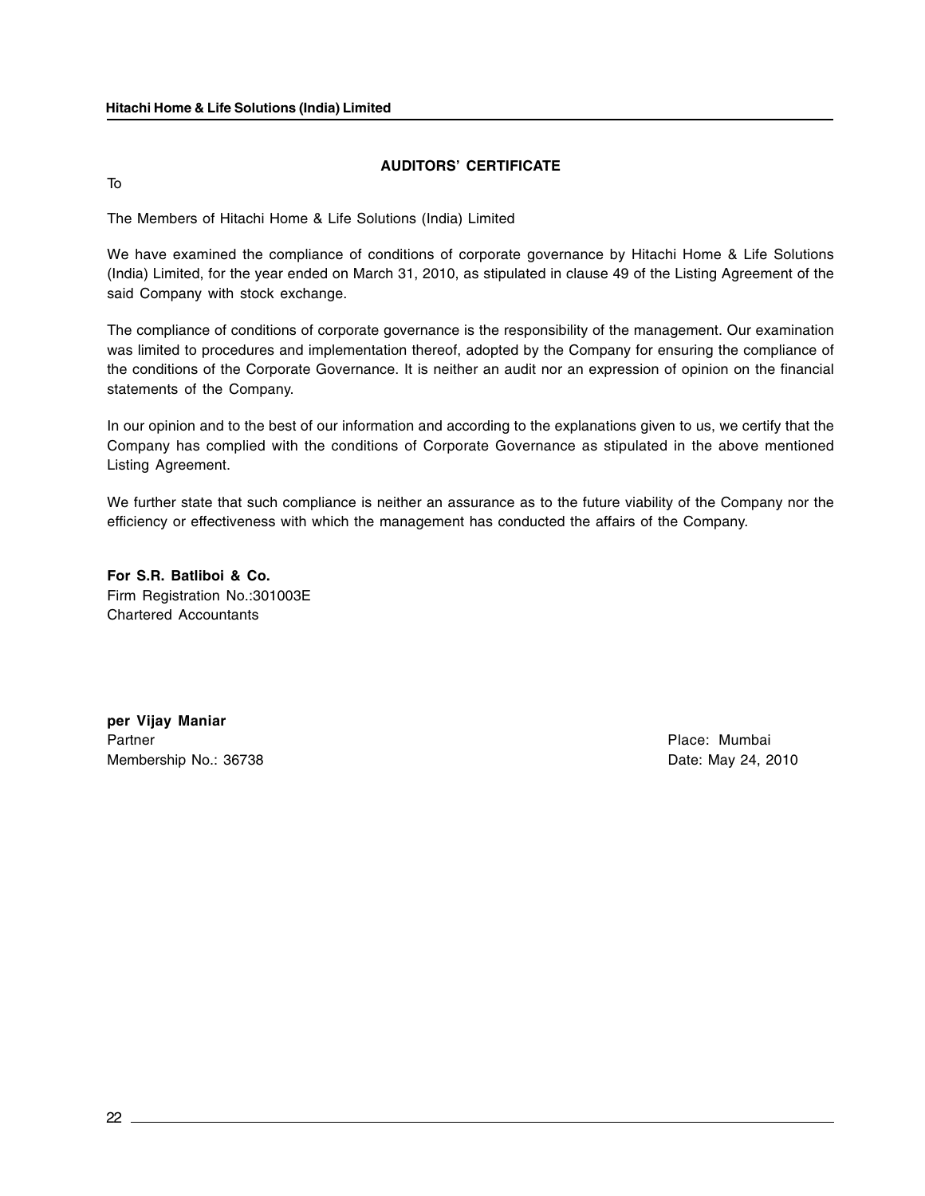## AUDITORS' CERTIFICATE

To

The Members of Hitachi Home & Life Solutions (India) Limited

We have examined the compliance of conditions of corporate governance by Hitachi Home & Life Solutions (India) Limited, for the year ended on March 31, 2010, as stipulated in clause 49 of the Listing Agreement of the said Company with stock exchange.

The compliance of conditions of corporate governance is the responsibility of the management. Our examination was limited to procedures and implementation thereof, adopted by the Company for ensuring the compliance of the conditions of the Corporate Governance. It is neither an audit nor an expression of opinion on the financial statements of the Company.

In our opinion and to the best of our information and according to the explanations given to us, we certify that the Company has complied with the conditions of Corporate Governance as stipulated in the above mentioned Listing Agreement.

We further state that such compliance is neither an assurance as to the future viability of the Company nor the efficiency or effectiveness with which the management has conducted the affairs of the Company.

**For S.R. Batliboi & Co.**
Firm Registration No.:301003E
Chartered Accountants

**per Vijay Maniar**
Partner
Membership No.: 36738

Place: Mumbai
Date: May 24, 2010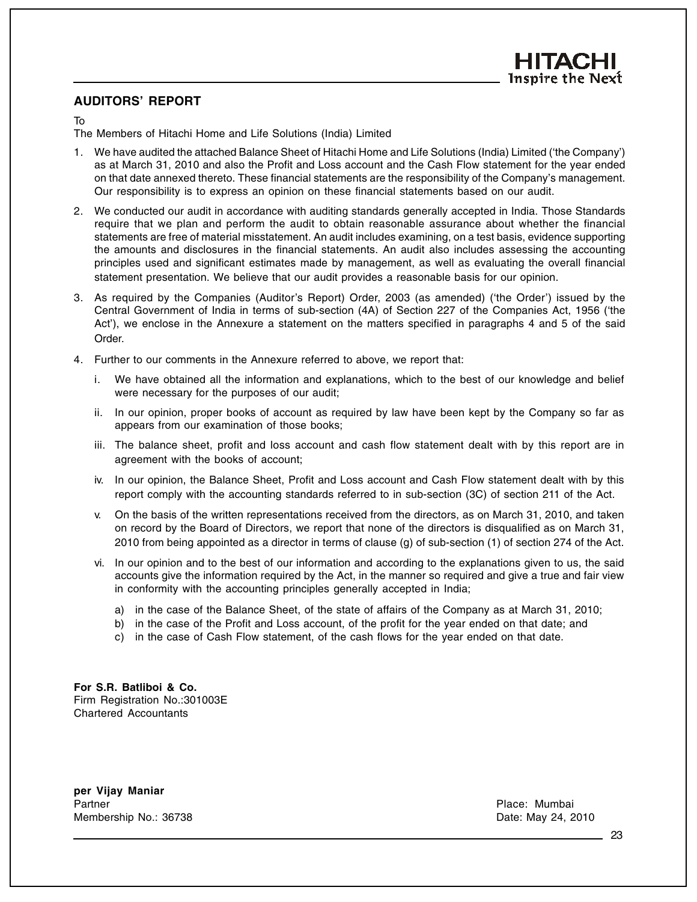## AUDITORS' REPORT

To
The Members of Hitachi Home and Life Solutions (India) Limited

1. We have audited the attached Balance Sheet of Hitachi Home and Life Solutions (India) Limited ('the Company') as at March 31, 2010 and also the Profit and Loss account and the Cash Flow statement for the year ended on that date annexed thereto. These financial statements are the responsibility of the Company's management. Our responsibility is to express an opinion on these financial statements based on our audit.

2. We conducted our audit in accordance with auditing standards generally accepted in India. Those Standards require that we plan and perform the audit to obtain reasonable assurance about whether the financial statements are free of material misstatement. An audit includes examining, on a test basis, evidence supporting the amounts and disclosures in the financial statements. An audit also includes assessing the accounting principles used and significant estimates made by management, as well as evaluating the overall financial statement presentation. We believe that our audit provides a reasonable basis for our opinion.

3. As required by the Companies (Auditor's Report) Order, 2003 (as amended) ('the Order') issued by the Central Government of India in terms of sub-section (4A) of Section 227 of the Companies Act, 1956 ('the Act'), we enclose in the Annexure a statement on the matters specified in paragraphs 4 and 5 of the said Order.

4. Further to our comments in the Annexure referred to above, we report that:

   i. We have obtained all the information and explanations, which to the best of our knowledge and belief were necessary for the purposes of our audit;

   ii. In our opinion, proper books of account as required by law have been kept by the Company so far as appears from our examination of those books;

   iii. The balance sheet, profit and loss account and cash flow statement dealt with by this report are in agreement with the books of account;

   iv. In our opinion, the Balance Sheet, Profit and Loss account and Cash Flow statement dealt with by this report comply with the accounting standards referred to in sub-section (3C) of section 211 of the Act.

   v. On the basis of the written representations received from the directors, as on March 31, 2010, and taken on record by the Board of Directors, we report that none of the directors is disqualified as on March 31, 2010 from being appointed as a director in terms of clause (g) of sub-section (1) of section 274 of the Act.

   vi. In our opinion and to the best of our information and according to the explanations given to us, the said accounts give the information required by the Act, in the manner so required and give a true and fair view in conformity with the accounting principles generally accepted in India;

      a) in the case of the Balance Sheet, of the state of affairs of the Company as at March 31, 2010;
      b) in the case of the Profit and Loss account, of the profit for the year ended on that date; and
      c) in the case of Cash Flow statement, of the cash flows for the year ended on that date.

**For S.R. Batliboi & Co.**
Firm Registration No.:301003E
Chartered Accountants

**per Vijay Maniar**
Partner
Membership No.: 36738

Place: Mumbai
Date: May 24, 2010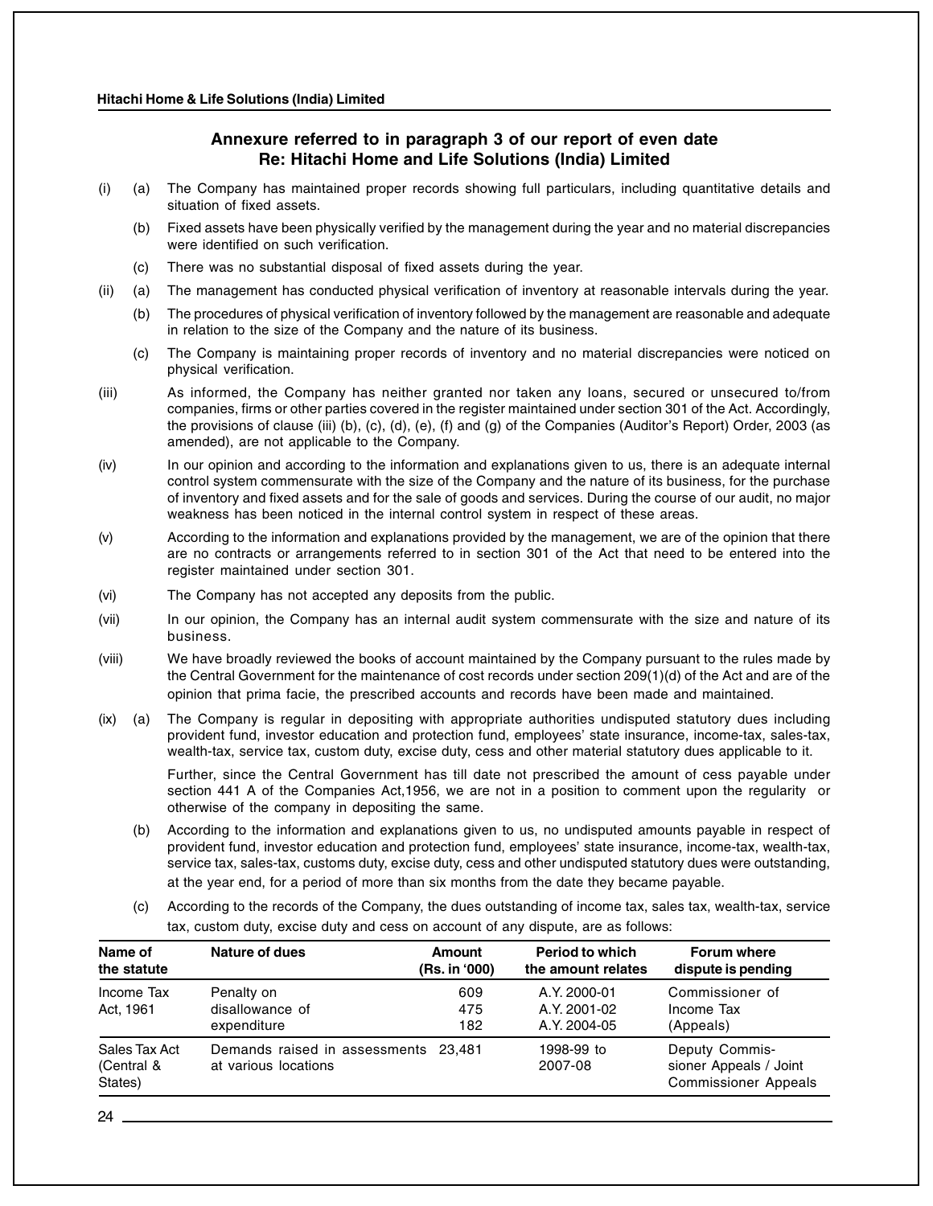## Annexure referred to in paragraph 3 of our report of even date Re: Hitachi Home and Life Solutions (India) Limited

(i) (a) The Company has maintained proper records showing full particulars, including quantitative details and situation of fixed assets.

(b) Fixed assets have been physically verified by the management during the year and no material discrepancies were identified on such verification.

(c) There was no substantial disposal of fixed assets during the year.

(ii) (a) The management has conducted physical verification of inventory at reasonable intervals during the year.

(b) The procedures of physical verification of inventory followed by the management are reasonable and adequate in relation to the size of the Company and the nature of its business.

(c) The Company is maintaining proper records of inventory and no material discrepancies were noticed on physical verification.

(iii) As informed, the Company has neither granted nor taken any loans, secured or unsecured to/from companies, firms or other parties covered in the register maintained under section 301 of the Act. Accordingly, the provisions of clause (iii) (b), (c), (d), (e), (f) and (g) of the Companies (Auditor's Report) Order, 2003 (as amended), are not applicable to the Company.

(iv) In our opinion and according to the information and explanations given to us, there is an adequate internal control system commensurate with the size of the Company and the nature of its business, for the purchase of inventory and fixed assets and for the sale of goods and services. During the course of our audit, no major weakness has been noticed in the internal control system in respect of these areas.

(v) According to the information and explanations provided by the management, we are of the opinion that there are no contracts or arrangements referred to in section 301 of the Act that need to be entered into the register maintained under section 301.

(vi) The Company has not accepted any deposits from the public.

(vii) In our opinion, the Company has an internal audit system commensurate with the size and nature of its business.

(viii) We have broadly reviewed the books of account maintained by the Company pursuant to the rules made by the Central Government for the maintenance of cost records under section 209(1)(d) of the Act and are of the opinion that prima facie, the prescribed accounts and records have been made and maintained.

(ix) (a) The Company is regular in depositing with appropriate authorities undisputed statutory dues including provident fund, investor education and protection fund, employees' state insurance, income-tax, sales-tax, wealth-tax, service tax, custom duty, excise duty, cess and other material statutory dues applicable to it.

Further, since the Central Government has till date not prescribed the amount of cess payable under section 441 A of the Companies Act,1956, we are not in a position to comment upon the regularity or otherwise of the company in depositing the same.

(b) According to the information and explanations given to us, no undisputed amounts payable in respect of provident fund, investor education and protection fund, employees' state insurance, income-tax, wealth-tax, service tax, sales-tax, customs duty, excise duty, cess and other undisputed statutory dues were outstanding, at the year end, for a period of more than six months from the date they became payable.

(c) According to the records of the Company, the dues outstanding of income tax, sales tax, wealth-tax, service tax, custom duty, excise duty and cess on account of any dispute, are as follows:

| Name of the statute | Nature of dues | Amount (Rs. in '000) | Period to which the amount relates | Forum where dispute is pending |
|---|---|---|---|---|
| Income Tax Act, 1961 | Penalty on disallowance of expenditure | 609<br>475<br>182 | A.Y. 2000-01<br>A.Y. 2001-02<br>A.Y. 2004-05 | Commissioner of Income Tax (Appeals) |
| Sales Tax Act (Central & States) | Demands raised in assessments at various locations | 23,481 | 1998-99 to 2007-08 | Deputy Commissioner Appeals / Joint Commissioner Appeals |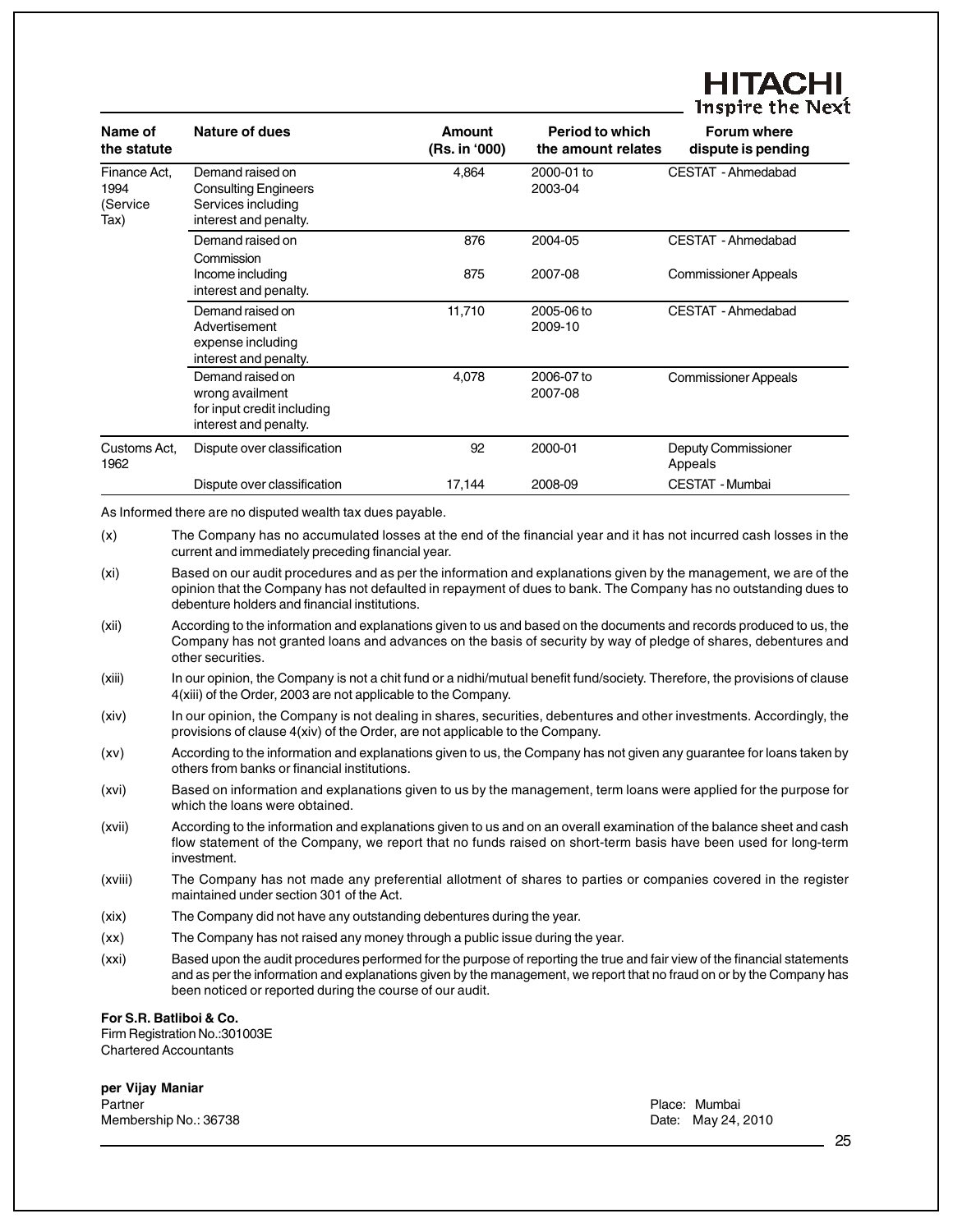| Name of the statute | Nature of dues | Amount (Rs. in '000) | Period to which the amount relates | Forum where dispute is pending |
|---|---|---|---|---|
| Finance Act, 1994 (Service Tax) | Demand raised on Consulting Engineers Services including interest and penalty. | 4,864 | 2000-01 to 2003-04 | CESTAT - Ahmedabad |
| | Demand raised on Commission Income including interest and penalty. | 876 | 2004-05 | CESTAT - Ahmedabad |
| | | 875 | 2007-08 | Commissioner Appeals |
| | Demand raised on Advertisement expense including interest and penalty. | 11,710 | 2005-06 to 2009-10 | CESTAT - Ahmedabad |
| | Demand raised on wrong availment for input credit including interest and penalty. | 4,078 | 2006-07 to 2007-08 | Commissioner Appeals |
| Customs Act, 1962 | Dispute over classification | 92 | 2000-01 | Deputy Commissioner Appeals |
| | Dispute over classification | 17,144 | 2008-09 | CESTAT - Mumbai |

As Informed there are no disputed wealth tax dues payable.

(x) The Company has no accumulated losses at the end of the financial year and it has not incurred cash losses in the current and immediately preceding financial year.

(xi) Based on our audit procedures and as per the information and explanations given by the management, we are of the opinion that the Company has not defaulted in repayment of dues to bank. The Company has no outstanding dues to debenture holders and financial institutions.

(xii) According to the information and explanations given to us and based on the documents and records produced to us, the Company has not granted loans and advances on the basis of security by way of pledge of shares, debentures and other securities.

(xiii) In our opinion, the Company is not a chit fund or a nidhi/mutual benefit fund/society. Therefore, the provisions of clause 4(xiii) of the Order, 2003 are not applicable to the Company.

(xiv) In our opinion, the Company is not dealing in shares, securities, debentures and other investments. Accordingly, the provisions of clause 4(xiv) of the Order, are not applicable to the Company.

(xv) According to the information and explanations given to us, the Company has not given any guarantee for loans taken by others from banks or financial institutions.

(xvi) Based on information and explanations given to us by the management, term loans were applied for the purpose for which the loans were obtained.

(xvii) According to the information and explanations given to us and on an overall examination of the balance sheet and cash flow statement of the Company, we report that no funds raised on short-term basis have been used for long-term investment.

(xviii) The Company has not made any preferential allotment of shares to parties or companies covered in the register maintained under section 301 of the Act.

(xix) The Company did not have any outstanding debentures during the year.

(xx) The Company has not raised any money through a public issue during the year.

(xxi) Based upon the audit procedures performed for the purpose of reporting the true and fair view of the financial statements and as per the information and explanations given by the management, we report that no fraud on or by the Company has been noticed or reported during the course of our audit.

**For S.R. Batliboi & Co.**
Firm Registration No.:301003E
Chartered Accountants

**per Vijay Maniar**
Partner
Membership No.: 36738

Place: Mumbai
Date: May 24, 2010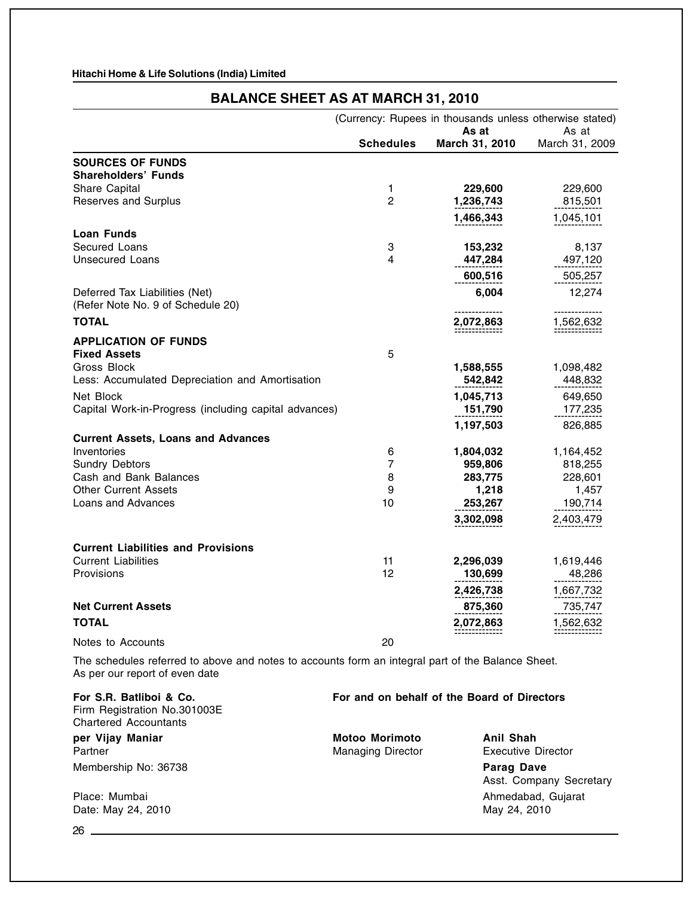Hitachi Home & Life Solutions (India) Limited

## BALANCE SHEET AS AT MARCH 31, 2010

(Currency: Rupees in thousands unless otherwise stated)

| | Schedules | As at March 31, 2010 | As at March 31, 2009 |
|---|---|---|---|
| **SOURCES OF FUNDS** | | | |
| **Shareholders' Funds** | | | |
| Share Capital | 1 | **229,600** | 229,600 |
| Reserves and Surplus | 2 | **1,236,743** | 815,501 |
| | | **1,466,343** | 1,045,101 |
| **Loan Funds** | | | |
| Secured Loans | 3 | **153,232** | 8,137 |
| Unsecured Loans | 4 | **447,284** | 497,120 |
| | | **600,516** | 505,257 |
| Deferred Tax Liabilities (Net) (Refer Note No. 9 of Schedule 20) | | **6,004** | 12,274 |
| **TOTAL** | | **2,072,863** | 1,562,632 |
| **APPLICATION OF FUNDS** | | | |
| **Fixed Assets** | 5 | | |
| Gross Block | | **1,588,555** | 1,098,482 |
| Less: Accumulated Depreciation and Amortisation | | **542,842** | 448,832 |
| Net Block | | **1,045,713** | 649,650 |
| Capital Work-in-Progress (including capital advances) | | **151,790** | 177,235 |
| | | **1,197,503** | 826,885 |
| **Current Assets, Loans and Advances** | | | |
| Inventories | 6 | **1,804,032** | 1,164,452 |
| Sundry Debtors | 7 | **959,806** | 818,255 |
| Cash and Bank Balances | 8 | **283,775** | 228,601 |
| Other Current Assets | 9 | **1,218** | 1,457 |
| Loans and Advances | 10 | **253,267** | 190,714 |
| | | **3,302,098** | 2,403,479 |
| **Current Liabilities and Provisions** | | | |
| Current Liabilities | 11 | **2,296,039** | 1,619,446 |
| Provisions | 12 | **130,699** | 48,286 |
| | | **2,426,738** | 1,667,732 |
| **Net Current Assets** | | **875,360** | 735,747 |
| **TOTAL** | | **2,072,863** | 1,562,632 |
| Notes to Accounts | 20 | | |

The schedules referred to above and notes to accounts form an integral part of the Balance Sheet.
As per our report of even date

**For S.R. Batliboi & Co.**
Firm Registration No.301003E
Chartered Accountants

**per Vijay Maniar**
Partner
Membership No: 36738

Place: Mumbai
Date: May 24, 2010

**For and on behalf of the Board of Directors**

**Motoo Morimoto**
Managing Director

**Anil Shah**
Executive Director

**Parag Dave**
Asst. Company Secretary

Ahmedabad, Gujarat
May 24, 2010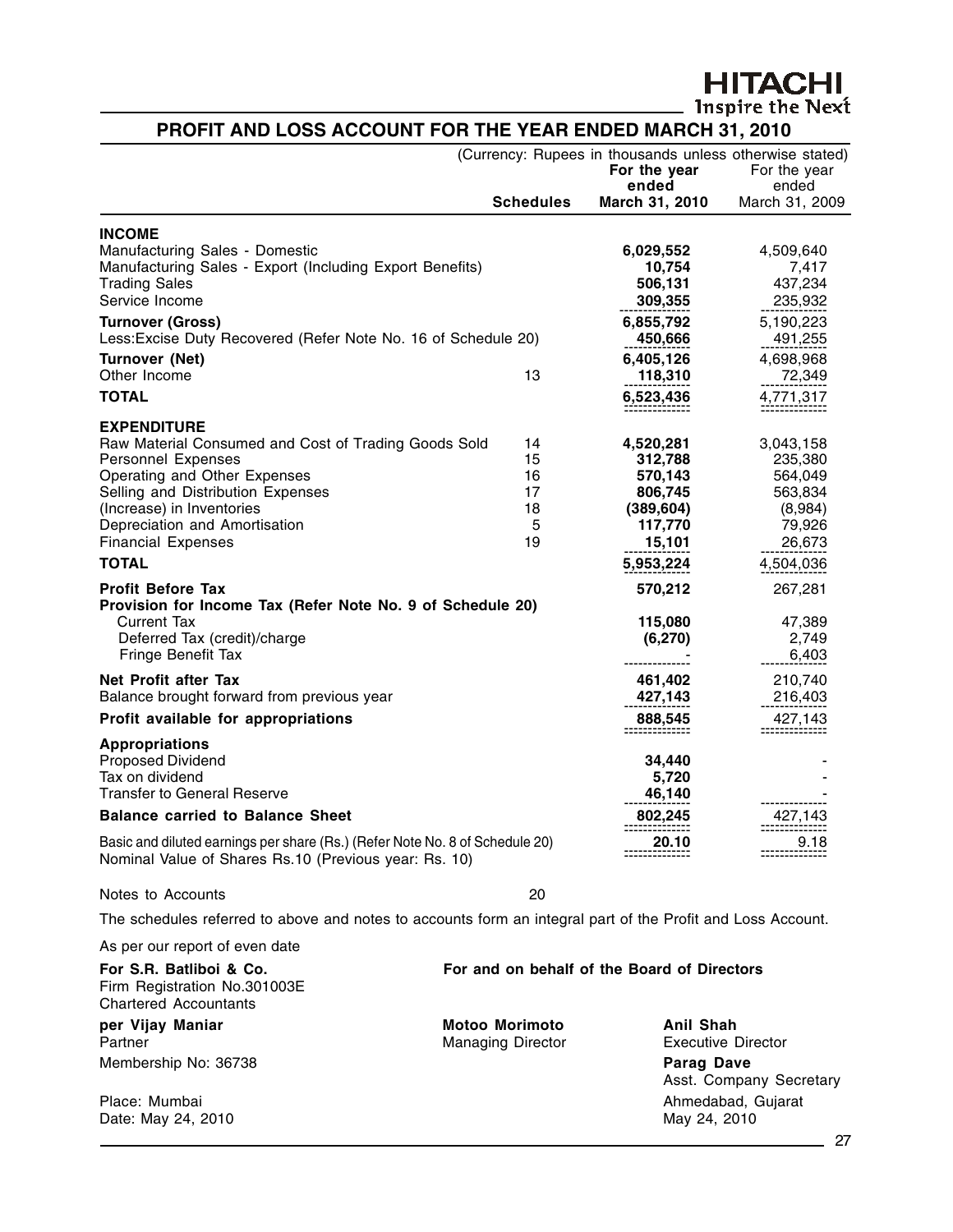HITACHI
Inspire the Next

# PROFIT AND LOSS ACCOUNT FOR THE YEAR ENDED MARCH 31, 2010

(Currency: Rupees in thousands unless otherwise stated)

| | Schedules | For the year ended March 31, 2010 | For the year ended March 31, 2009 |
|---|---|---|---|
| **INCOME** | | | |
| Manufacturing Sales - Domestic | | **6,029,552** | 4,509,640 |
| Manufacturing Sales - Export (Including Export Benefits) | | **10,754** | 7,417 |
| Trading Sales | | **506,131** | 437,234 |
| Service Income | | **309,355** | 235,932 |
| **Turnover (Gross)** | | **6,855,792** | 5,190,223 |
| Less:Excise Duty Recovered (Refer Note No. 16 of Schedule 20) | | **450,666** | 491,255 |
| **Turnover (Net)** | | **6,405,126** | 4,698,968 |
| Other Income | 13 | **118,310** | 72,349 |
| **TOTAL** | | **6,523,436** | 4,771,317 |
| **EXPENDITURE** | | | |
| Raw Material Consumed and Cost of Trading Goods Sold | 14 | **4,520,281** | 3,043,158 |
| Personnel Expenses | 15 | **312,788** | 235,380 |
| Operating and Other Expenses | 16 | **570,143** | 564,049 |
| Selling and Distribution Expenses | 17 | **806,745** | 563,834 |
| (Increase) in Inventories | 18 | **(389,604)** | (8,984) |
| Depreciation and Amortisation | 5 | **117,770** | 79,926 |
| Financial Expenses | 19 | **15,101** | 26,673 |
| **TOTAL** | | **5,953,224** | 4,504,036 |
| **Profit Before Tax** | | **570,212** | 267,281 |
| **Provision for Income Tax (Refer Note No. 9 of Schedule 20)** | | | |
| Current Tax | | **115,080** | 47,389 |
| Deferred Tax (credit)/charge | | **(6,270)** | 2,749 |
| Fringe Benefit Tax | | **-** | 6,403 |
| **Net Profit after Tax** | | **461,402** | 210,740 |
| Balance brought forward from previous year | | **427,143** | 216,403 |
| **Profit available for appropriations** | | **888,545** | 427,143 |
| **Appropriations** | | | |
| Proposed Dividend | | **34,440** | - |
| Tax on dividend | | **5,720** | - |
| Transfer to General Reserve | | **46,140** | - |
| **Balance carried to Balance Sheet** | | **802,245** | 427,143 |
| Basic and diluted earnings per share (Rs.) (Refer Note No. 8 of Schedule 20) Nominal Value of Shares Rs.10 (Previous year: Rs. 10) | | **20.10** | 9.18 |

Notes to Accounts 20

The schedules referred to above and notes to accounts form an integral part of the Profit and Loss Account.

As per our report of even date

**For S.R. Batliboi & Co.**
Firm Registration No.301003E
Chartered Accountants

**per Vijay Maniar**
Partner
Membership No: 36738

Place: Mumbai
Date: May 24, 2010

**For and on behalf of the Board of Directors**

**Motoo Morimoto**
Managing Director

**Anil Shah**
Executive Director

**Parag Dave**
Asst. Company Secretary

Ahmedabad, Gujarat
May 24, 2010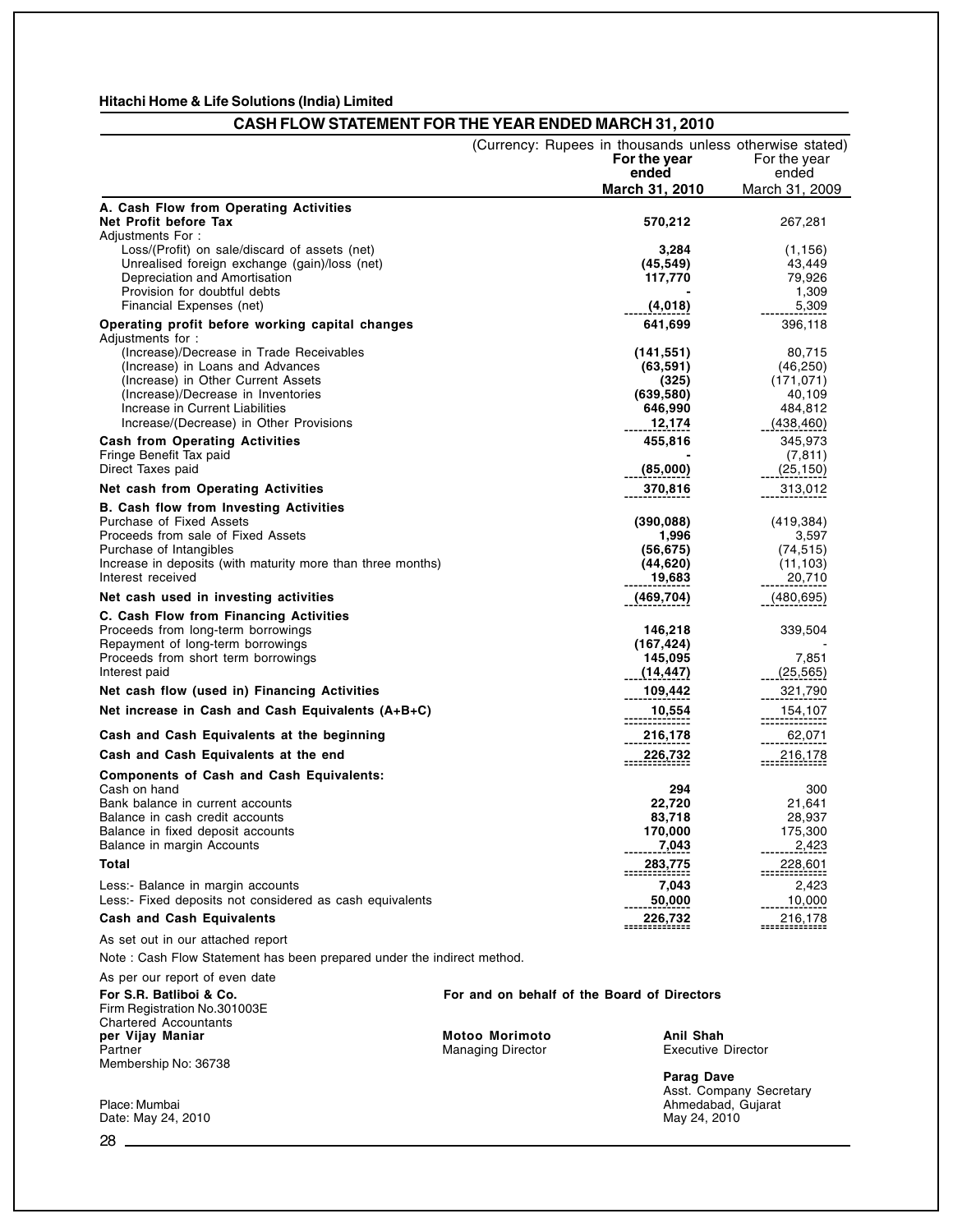Hitachi Home & Life Solutions (India) Limited

## CASH FLOW STATEMENT FOR THE YEAR ENDED MARCH 31, 2010

(Currency: Rupees in thousands unless otherwise stated)

| | **For the year ended March 31, 2010** | For the year ended March 31, 2009 |
|---|---|---|
| **A. Cash Flow from Operating Activities** | | |
| **Net Profit before Tax** | **570,212** | 267,281 |
| Adjustments For : | | |
| Loss/(Profit) on sale/discard of assets (net) | **3,284** | (1,156) |
| Unrealised foreign exchange (gain)/loss (net) | **(45,549)** | 43,449 |
| Depreciation and Amortisation | **117,770** | 79,926 |
| Provision for doubtful debts | **-** | 1,309 |
| Financial Expenses (net) | **(4,018)** | 5,309 |
| **Operating profit before working capital changes** | **641,699** | 396,118 |
| Adjustments for : | | |
| (Increase)/Decrease in Trade Receivables | **(141,551)** | 80,715 |
| (Increase) in Loans and Advances | **(63,591)** | (46,250) |
| (Increase) in Other Current Assets | **(325)** | (171,071) |
| (Increase)/Decrease in Inventories | **(639,580)** | 40,109 |
| Increase in Current Liabilities | **646,990** | 484,812 |
| Increase/(Decrease) in Other Provisions | **12,174** | (438,460) |
| **Cash from Operating Activities** | **455,816** | 345,973 |
| Fringe Benefit Tax paid | **-** | (7,811) |
| Direct Taxes paid | **(85,000)** | (25,150) |
| **Net cash from Operating Activities** | **370,816** | 313,012 |
| **B. Cash flow from Investing Activities** | | |
| Purchase of Fixed Assets | **(390,088)** | (419,384) |
| Proceeds from sale of Fixed Assets | **1,996** | 3,597 |
| Purchase of Intangibles | **(56,675)** | (74,515) |
| Increase in deposits (with maturity more than three months) | **(44,620)** | (11,103) |
| Interest received | **19,683** | 20,710 |
| **Net cash used in investing activities** | **(469,704)** | (480,695) |
| **C. Cash Flow from Financing Activities** | | |
| Proceeds from long-term borrowings | **146,218** | 339,504 |
| Repayment of long-term borrowings | **(167,424)** | - |
| Proceeds from short term borrowings | **145,095** | 7,851 |
| Interest paid | **(14,447)** | (25,565) |
| **Net cash flow (used in) Financing Activities** | **109,442** | 321,790 |
| **Net increase in Cash and Cash Equivalents (A+B+C)** | **10,554** | 154,107 |
| **Cash and Cash Equivalents at the beginning** | **216,178** | 62,071 |
| **Cash and Cash Equivalents at the end** | **226,732** | 216,178 |
| **Components of Cash and Cash Equivalents:** | | |
| Cash on hand | **294** | 300 |
| Bank balance in current accounts | **22,720** | 21,641 |
| Balance in cash credit accounts | **83,718** | 28,937 |
| Balance in fixed deposit accounts | **170,000** | 175,300 |
| Balance in margin Accounts | **7,043** | 2,423 |
| **Total** | **283,775** | 228,601 |
| Less:- Balance in margin accounts | **7,043** | 2,423 |
| Less:- Fixed deposits not considered as cash equivalents | **50,000** | 10,000 |
| **Cash and Cash Equivalents** | **226,732** | 216,178 |

As set out in our attached report

Note : Cash Flow Statement has been prepared under the indirect method.

As per our report of even date

**For S.R. Batliboi & Co.**
Firm Registration No.301003E
Chartered Accountants
**per Vijay Maniar**
Partner
Membership No: 36738

Place: Mumbai
Date: May 24, 2010

**For and on behalf of the Board of Directors**

**Motoo Morimoto**
Managing Director

**Anil Shah**
Executive Director

**Parag Dave**
Asst. Company Secretary
Ahmedabad, Gujarat
May 24, 2010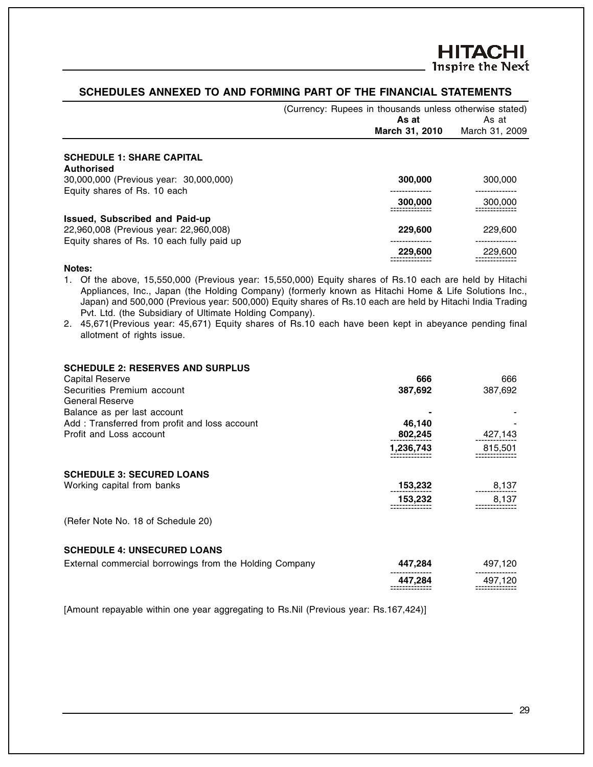## SCHEDULES ANNEXED TO AND FORMING PART OF THE FINANCIAL STATEMENTS

(Currency: Rupees in thousands unless otherwise stated)

| | **As at March 31, 2010** | As at March 31, 2009 |
|---|---|---|
| **SCHEDULE 1: SHARE CAPITAL** | | |
| **Authorised** | | |
| 30,000,000 (Previous year: 30,000,000) Equity shares of Rs. 10 each | **300,000** | 300,000 |
| | **300,000** | 300,000 |
| **Issued, Subscribed and Paid-up** | | |
| 22,960,008 (Previous year: 22,960,008) Equity shares of Rs. 10 each fully paid up | **229,600** | 229,600 |
| | **229,600** | 229,600 |

**Notes:**

1. Of the above, 15,550,000 (Previous year: 15,550,000) Equity shares of Rs.10 each are held by Hitachi Appliances, Inc., Japan (the Holding Company) (formerly known as Hitachi Home & Life Solutions Inc., Japan) and 500,000 (Previous year: 500,000) Equity shares of Rs.10 each are held by Hitachi India Trading Pvt. Ltd. (the Subsidiary of Ultimate Holding Company).
2. 45,671(Previous year: 45,671) Equity shares of Rs.10 each have been kept in abeyance pending final allotment of rights issue.

| | **As at March 31, 2010** | As at March 31, 2009 |
|---|---|---|
| **SCHEDULE 2: RESERVES AND SURPLUS** | | |
| Capital Reserve | **666** | 666 |
| Securities Premium account | **387,692** | 387,692 |
| General Reserve | | |
| Balance as per last account | **-** | - |
| Add : Transferred from profit and loss account | **46,140** | - |
| Profit and Loss account | **802,245** | 427,143 |
| | **1,236,743** | 815,501 |
| **SCHEDULE 3: SECURED LOANS** | | |
| Working capital from banks | **153,232** | 8,137 |
| | **153,232** | 8,137 |

(Refer Note No. 18 of Schedule 20)

| | **As at March 31, 2010** | As at March 31, 2009 |
|---|---|---|
| **SCHEDULE 4: UNSECURED LOANS** | | |
| External commercial borrowings from the Holding Company | **447,284** | 497,120 |
| | **447,284** | 497,120 |

[Amount repayable within one year aggregating to Rs.Nil (Previous year: Rs.167,424)]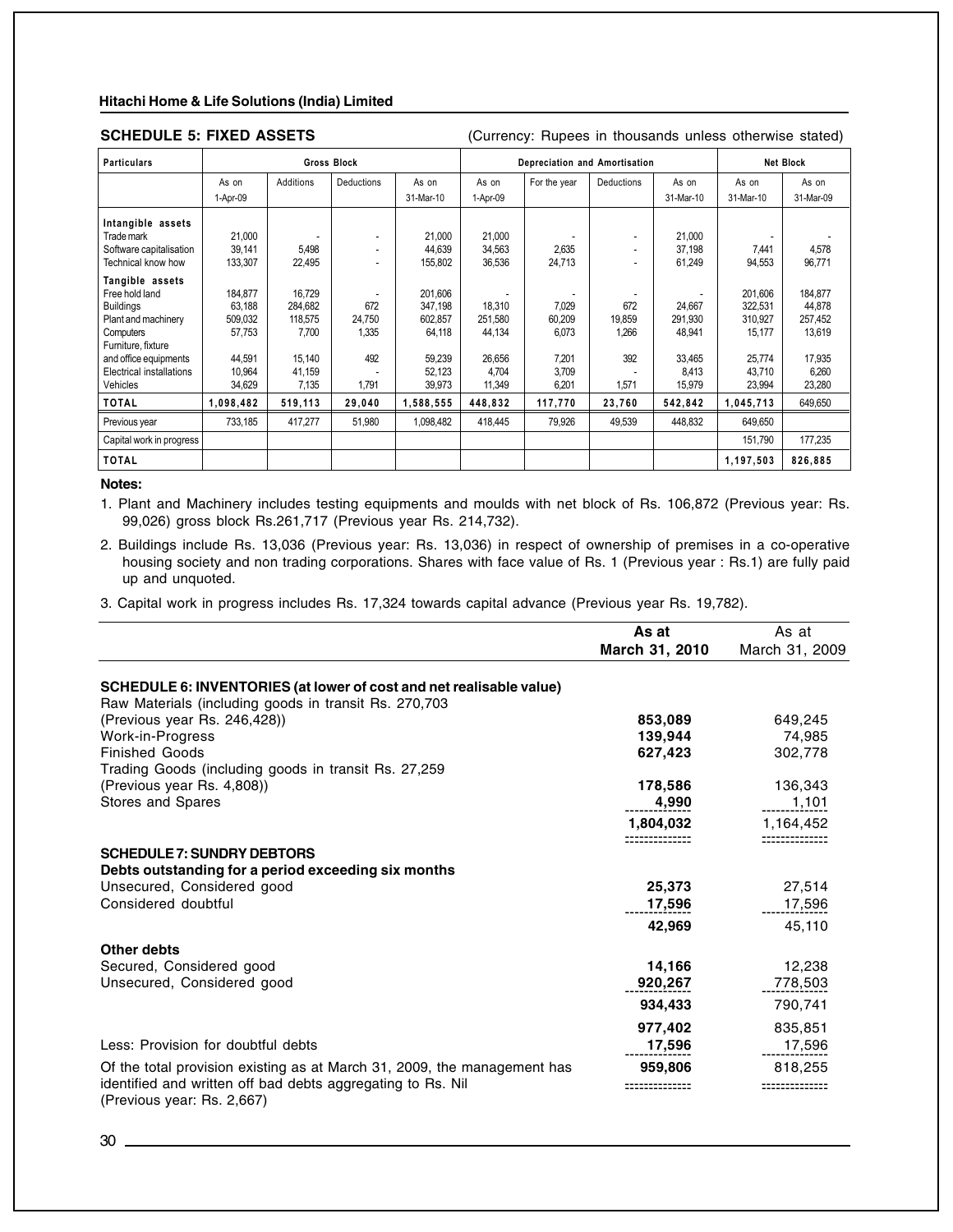**Hitachi Home & Life Solutions (India) Limited**

## SCHEDULE 5: FIXED ASSETS

(Currency: Rupees in thousands unless otherwise stated)

| Particulars | Gross Block | | | | Depreciation and Amortisation | | | | Net Block | |
|---|---|---|---|---|---|---|---|---|---|---|
| | As on 1-Apr-09 | Additions | Deductions | As on 31-Mar-10 | As on 1-Apr-09 | For the year | Deductions | As on 31-Mar-10 | As on 31-Mar-10 | As on 31-Mar-09 |
| **Intangible assets** | | | | | | | | | | |
| Trade mark | 21,000 | - | - | 21,000 | 21,000 | - | - | 21,000 | - | - |
| Software capitalisation | 39,141 | 5,498 | - | 44,639 | 34,563 | 2,635 | - | 37,198 | 7,441 | 4,578 |
| Technical know how | 133,307 | 22,495 | - | 155,802 | 36,536 | 24,713 | - | 61,249 | 94,553 | 96,771 |
| **Tangible assets** | | | | | | | | | | |
| Free hold land | 184,877 | 16,729 | - | 201,606 | - | - | - | - | 201,606 | 184,877 |
| Buildings | 63,188 | 284,682 | 672 | 347,198 | 18,310 | 7,029 | 672 | 24,667 | 322,531 | 44,878 |
| Plant and machinery | 509,032 | 118,575 | 24,750 | 602,857 | 251,580 | 60,209 | 19,859 | 291,930 | 310,927 | 257,452 |
| Computers | 57,753 | 7,700 | 1,335 | 64,118 | 44,134 | 6,073 | 1,266 | 48,941 | 15,177 | 13,619 |
| Furniture, fixture and office equipments | 44,591 | 15,140 | 492 | 59,239 | 26,656 | 7,201 | 392 | 33,465 | 25,774 | 17,935 |
| Electrical installations | 10,964 | 41,159 | - | 52,123 | 4,704 | 3,709 | - | 8,413 | 43,710 | 6,260 |
| Vehicles | 34,629 | 7,135 | 1,791 | 39,973 | 11,349 | 6,201 | 1,571 | 15,979 | 23,994 | 23,280 |
| **TOTAL** | **1,098,482** | **519,113** | **29,040** | **1,588,555** | **448,832** | **117,770** | **23,760** | **542,842** | **1,045,713** | 649,650 |
| Previous year | 733,185 | 417,277 | 51,980 | 1,098,482 | 418,445 | 79,926 | 49,539 | 448,832 | 649,650 | |
| Capital work in progress | | | | | | | | | 151,790 | 177,235 |
| **TOTAL** | | | | | | | | | **1,197,503** | **826,885** |

**Notes:**

1. Plant and Machinery includes testing equipments and moulds with net block of Rs. 106,872 (Previous year: Rs. 99,026) gross block Rs.261,717 (Previous year Rs. 214,732).
2. Buildings include Rs. 13,036 (Previous year: Rs. 13,036) in respect of ownership of premises in a co-operative housing society and non trading corporations. Shares with face value of Rs. 1 (Previous year : Rs.1) are fully paid up and unquoted.
3. Capital work in progress includes Rs. 17,324 towards capital advance (Previous year Rs. 19,782).

| | As at March 31, 2010 | As at March 31, 2009 |
|---|---|---|
| **SCHEDULE 6: INVENTORIES (at lower of cost and net realisable value)** | | |
| Raw Materials (including goods in transit Rs. 270,703 (Previous year Rs. 246,428)) | **853,089** | 649,245 |
| Work-in-Progress | **139,944** | 74,985 |
| Finished Goods | **627,423** | 302,778 |
| Trading Goods (including goods in transit Rs. 27,259 (Previous year Rs. 4,808)) | **178,586** | 136,343 |
| Stores and Spares | **4,990** | 1,101 |
| | **1,804,032** | 1,164,452 |
| **SCHEDULE 7: SUNDRY DEBTORS** | | |
| **Debts outstanding for a period exceeding six months** | | |
| Unsecured, Considered good | **25,373** | 27,514 |
| Considered doubtful | **17,596** | 17,596 |
| | **42,969** | 45,110 |
| **Other debts** | | |
| Secured, Considered good | **14,166** | 12,238 |
| Unsecured, Considered good | **920,267** | 778,503 |
| | **934,433** | 790,741 |
| | **977,402** | 835,851 |
| Less: Provision for doubtful debts | **17,596** | 17,596 |
| Of the total provision existing as at March 31, 2009, the management has identified and written off bad debts aggregating to Rs. Nil (Previous year: Rs. 2,667) | **959,806** | 818,255 |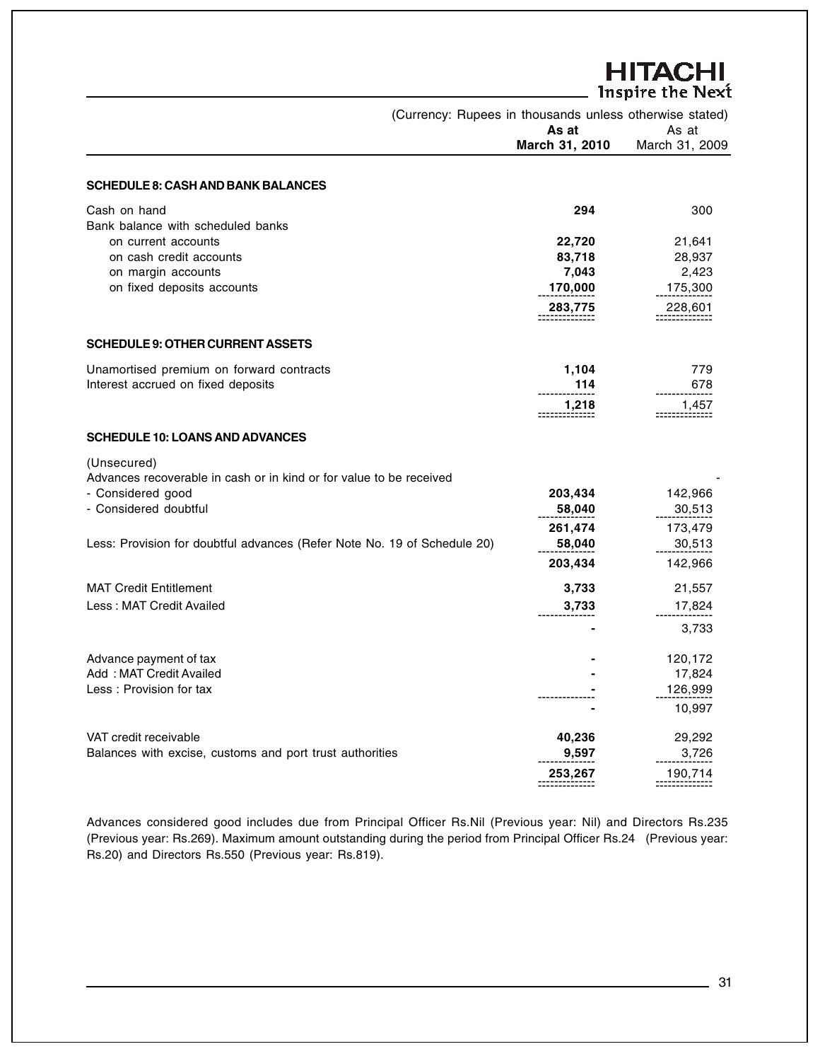(Currency: Rupees in thousands unless otherwise stated)

| | As at March 31, 2010 | As at March 31, 2009 |
|---|---|---|
| **SCHEDULE 8: CASH AND BANK BALANCES** | | |
| Cash on hand | **294** | 300 |
| Bank balance with scheduled banks | | |
| on current accounts | **22,720** | 21,641 |
| on cash credit accounts | **83,718** | 28,937 |
| on margin accounts | **7,043** | 2,423 |
| on fixed deposits accounts | **170,000** | 175,300 |
| | **283,775** | 228,601 |
| **SCHEDULE 9: OTHER CURRENT ASSETS** | | |
| Unamortised premium on forward contracts | **1,104** | 779 |
| Interest accrued on fixed deposits | **114** | 678 |
| | **1,218** | 1,457 |
| **SCHEDULE 10: LOANS AND ADVANCES** | | |
| (Unsecured) | | |
| Advances recoverable in cash or in kind or for value to be received | | - |
| - Considered good | **203,434** | 142,966 |
| - Considered doubtful | **58,040** | 30,513 |
| | **261,474** | 173,479 |
| Less: Provision for doubtful advances (Refer Note No. 19 of Schedule 20) | **58,040** | 30,513 |
| | **203,434** | 142,966 |
| MAT Credit Entitlement | **3,733** | 21,557 |
| Less : MAT Credit Availed | **3,733** | 17,824 |
| | **-** | 3,733 |
| Advance payment of tax | **-** | 120,172 |
| Add : MAT Credit Availed | **-** | 17,824 |
| Less : Provision for tax | **-** | 126,999 |
| | **-** | 10,997 |
| VAT credit receivable | **40,236** | 29,292 |
| Balances with excise, customs and port trust authorities | **9,597** | 3,726 |
| | **253,267** | 190,714 |

Advances considered good includes due from Principal Officer Rs.Nil (Previous year: Nil) and Directors Rs.235 (Previous year: Rs.269). Maximum amount outstanding during the period from Principal Officer Rs.24 (Previous year: Rs.20) and Directors Rs.550 (Previous year: Rs.819).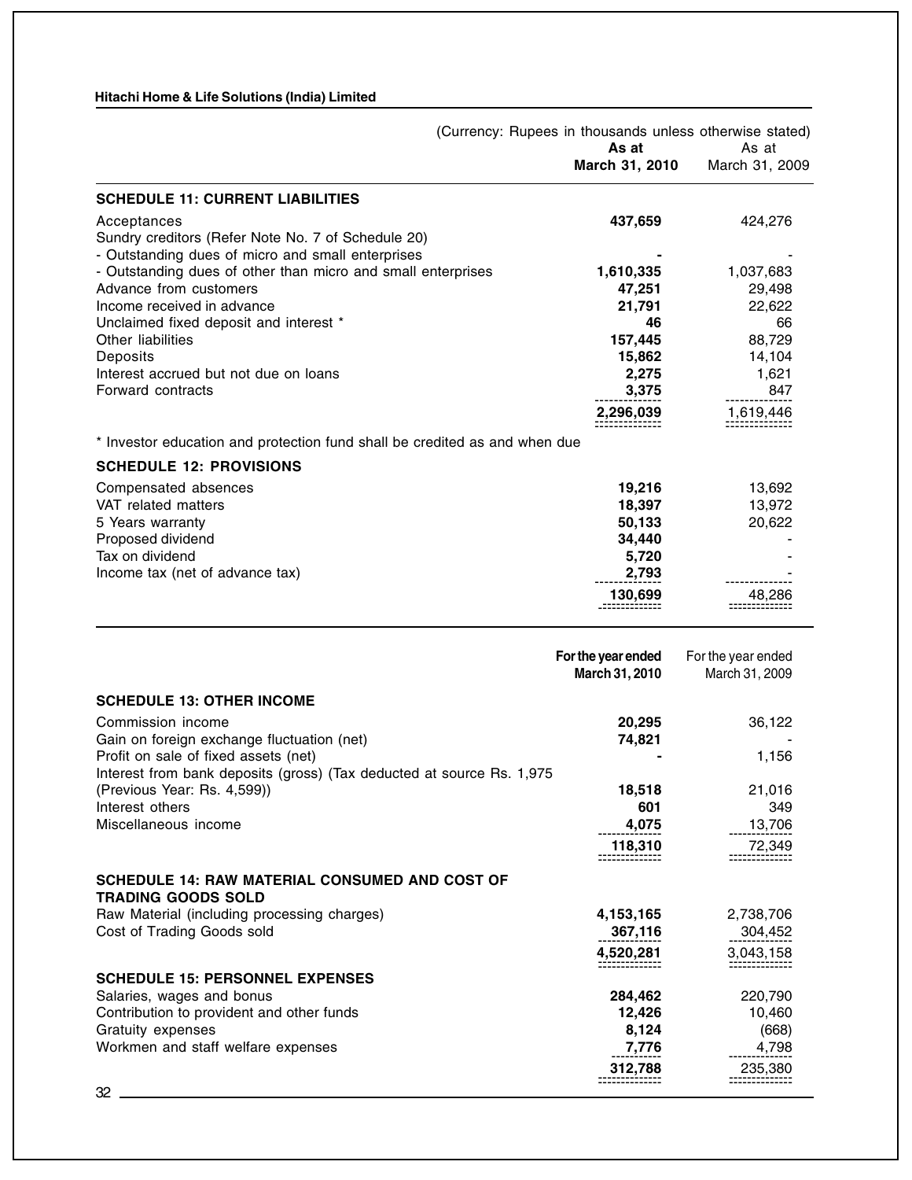(Currency: Rupees in thousands unless otherwise stated)

| | As at March 31, 2010 | As at March 31, 2009 |
|---|---|---|
| **SCHEDULE 11: CURRENT LIABILITIES** | | |
| Acceptances | **437,659** | 424,276 |
| Sundry creditors (Refer Note No. 7 of Schedule 20) | | |
| - Outstanding dues of micro and small enterprises | **-** | - |
| - Outstanding dues of other than micro and small enterprises | **1,610,335** | 1,037,683 |
| Advance from customers | **47,251** | 29,498 |
| Income received in advance | **21,791** | 22,622 |
| Unclaimed fixed deposit and interest * | **46** | 66 |
| Other liabilities | **157,445** | 88,729 |
| Deposits | **15,862** | 14,104 |
| Interest accrued but not due on loans | **2,275** | 1,621 |
| Forward contracts | **3,375** | 847 |
| | **2,296,039** | 1,619,446 |

* Investor education and protection fund shall be credited as and when due

| | As at March 31, 2010 | As at March 31, 2009 |
|---|---|---|
| **SCHEDULE 12: PROVISIONS** | | |
| Compensated absences | **19,216** | 13,692 |
| VAT related matters | **18,397** | 13,972 |
| 5 Years warranty | **50,133** | 20,622 |
| Proposed dividend | **34,440** | - |
| Tax on dividend | **5,720** | - |
| Income tax (net of advance tax) | **2,793** | - |
| | **130,699** | 48,286 |

| | For the year ended March 31, 2010 | For the year ended March 31, 2009 |
|---|---|---|
| **SCHEDULE 13: OTHER INCOME** | | |
| Commission income | **20,295** | 36,122 |
| Gain on foreign exchange fluctuation (net) | **74,821** | - |
| Profit on sale of fixed assets (net) | **-** | 1,156 |
| Interest from bank deposits (gross) (Tax deducted at source Rs. 1,975 (Previous Year: Rs. 4,599)) | **18,518** | 21,016 |
| Interest others | **601** | 349 |
| Miscellaneous income | **4,075** | 13,706 |
| | **118,310** | 72,349 |
| **SCHEDULE 14: RAW MATERIAL CONSUMED AND COST OF TRADING GOODS SOLD** | | |
| Raw Material (including processing charges) | **4,153,165** | 2,738,706 |
| Cost of Trading Goods sold | **367,116** | 304,452 |
| | **4,520,281** | 3,043,158 |
| **SCHEDULE 15: PERSONNEL EXPENSES** | | |
| Salaries, wages and bonus | **284,462** | 220,790 |
| Contribution to provident and other funds | **12,426** | 10,460 |
| Gratuity expenses | **8,124** | (668) |
| Workmen and staff welfare expenses | **7,776** | 4,798 |
| | **312,788** | 235,380 |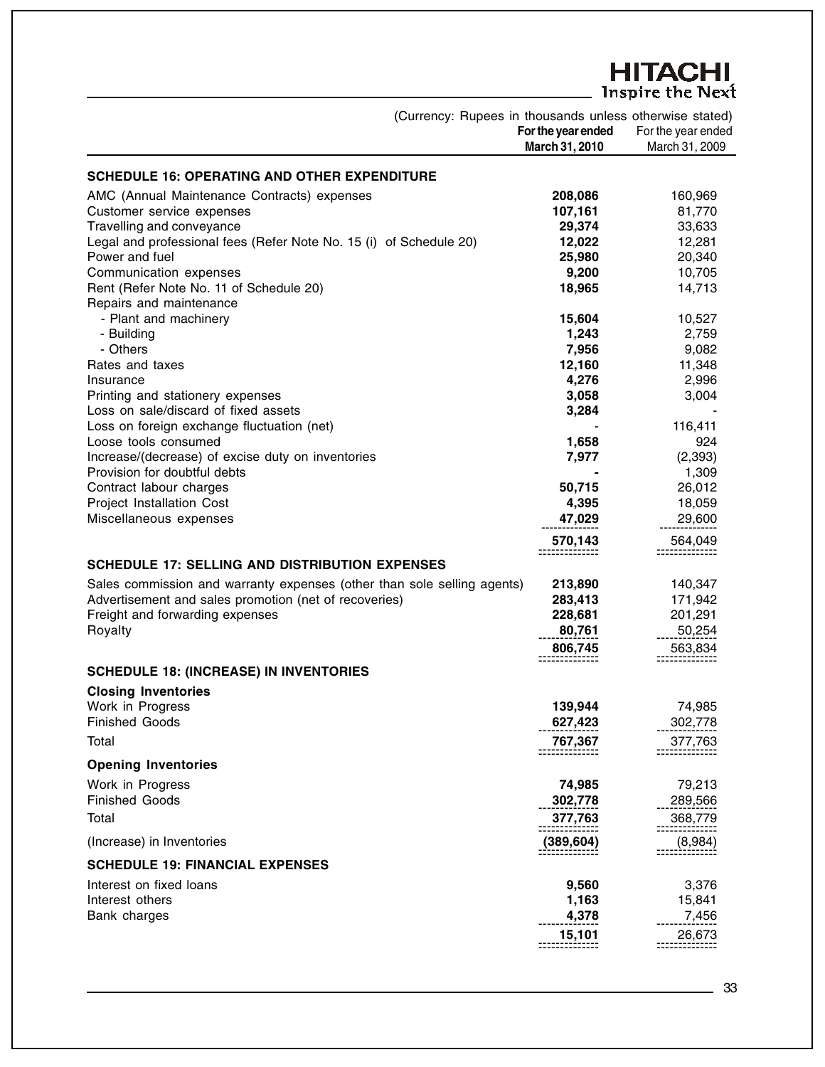(Currency: Rupees in thousands unless otherwise stated)

| | For the year ended March 31, 2010 | For the year ended March 31, 2009 |
|---|---|---|
| **SCHEDULE 16: OPERATING AND OTHER EXPENDITURE** | | |
| AMC (Annual Maintenance Contracts) expenses | **208,086** | 160,969 |
| Customer service expenses | **107,161** | 81,770 |
| Travelling and conveyance | **29,374** | 33,633 |
| Legal and professional fees (Refer Note No. 15 (i) of Schedule 20) | **12,022** | 12,281 |
| Power and fuel | **25,980** | 20,340 |
| Communication expenses | **9,200** | 10,705 |
| Rent (Refer Note No. 11 of Schedule 20) | **18,965** | 14,713 |
| Repairs and maintenance | | |
| - Plant and machinery | **15,604** | 10,527 |
| - Building | **1,243** | 2,759 |
| - Others | **7,956** | 9,082 |
| Rates and taxes | **12,160** | 11,348 |
| Insurance | **4,276** | 2,996 |
| Printing and stationery expenses | **3,058** | 3,004 |
| Loss on sale/discard of fixed assets | **3,284** | - |
| Loss on foreign exchange fluctuation (net) | **-** | 116,411 |
| Loose tools consumed | **1,658** | 924 |
| Increase/(decrease) of excise duty on inventories | **7,977** | (2,393) |
| Provision for doubtful debts | **-** | 1,309 |
| Contract labour charges | **50,715** | 26,012 |
| Project Installation Cost | **4,395** | 18,059 |
| Miscellaneous expenses | **47,029** | 29,600 |
| | **570,143** | 564,049 |
| **SCHEDULE 17: SELLING AND DISTRIBUTION EXPENSES** | | |
| Sales commission and warranty expenses (other than sole selling agents) | **213,890** | 140,347 |
| Advertisement and sales promotion (net of recoveries) | **283,413** | 171,942 |
| Freight and forwarding expenses | **228,681** | 201,291 |
| Royalty | **80,761** | 50,254 |
| | **806,745** | 563,834 |
| **SCHEDULE 18: (INCREASE) IN INVENTORIES** | | |
| **Closing Inventories** | | |
| Work in Progress | **139,944** | 74,985 |
| Finished Goods | **627,423** | 302,778 |
| Total | **767,367** | 377,763 |
| **Opening Inventories** | | |
| Work in Progress | **74,985** | 79,213 |
| Finished Goods | **302,778** | 289,566 |
| Total | **377,763** | 368,779 |
| (Increase) in Inventories | **(389,604)** | (8,984) |
| **SCHEDULE 19: FINANCIAL EXPENSES** | | |
| Interest on fixed loans | **9,560** | 3,376 |
| Interest others | **1,163** | 15,841 |
| Bank charges | **4,378** | 7,456 |
| | **15,101** | 26,673 |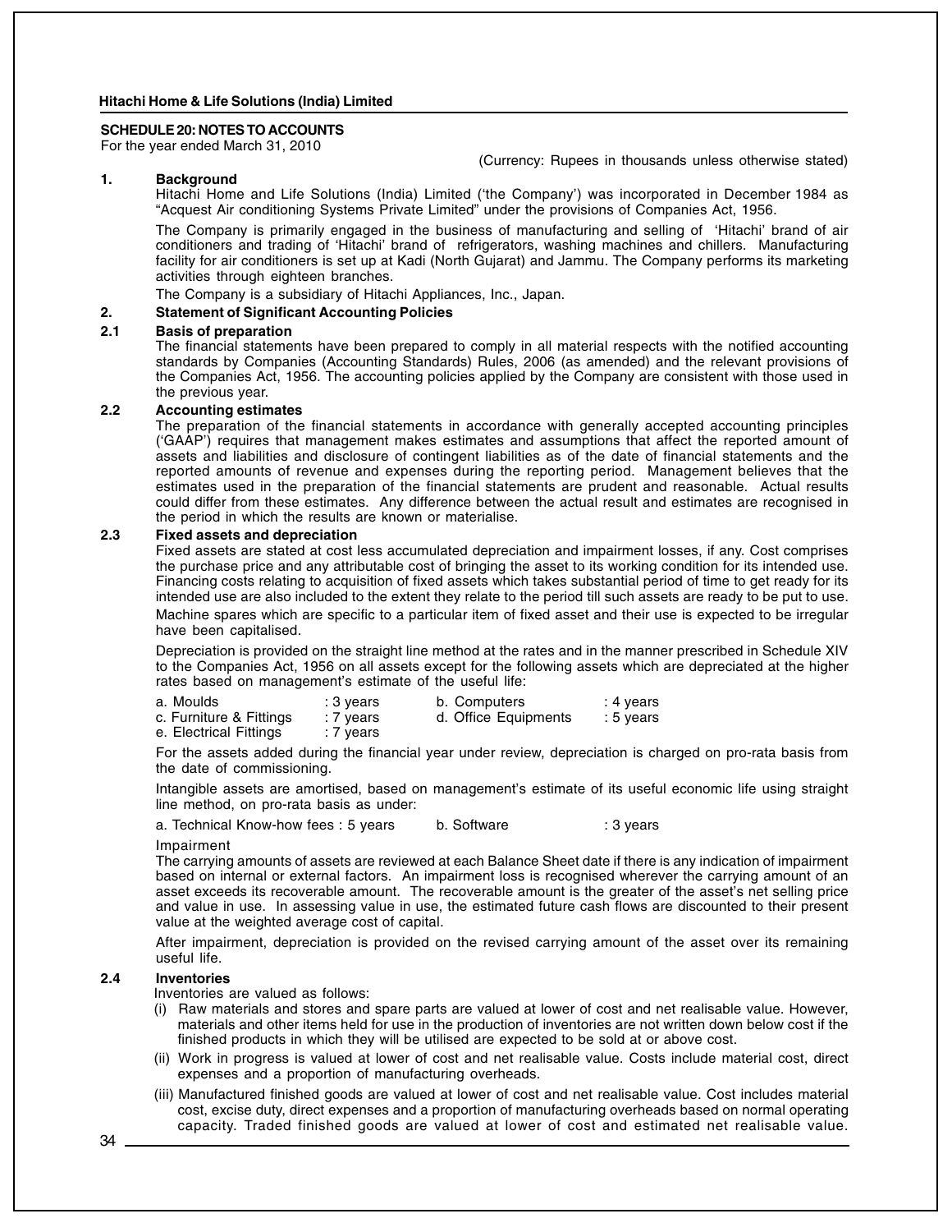## SCHEDULE 20: NOTES TO ACCOUNTS

For the year ended March 31, 2010

(Currency: Rupees in thousands unless otherwise stated)

### 1. Background

Hitachi Home and Life Solutions (India) Limited ('the Company') was incorporated in December 1984 as "Acquest Air conditioning Systems Private Limited" under the provisions of Companies Act, 1956.

The Company is primarily engaged in the business of manufacturing and selling of 'Hitachi' brand of air conditioners and trading of 'Hitachi' brand of refrigerators, washing machines and chillers. Manufacturing facility for air conditioners is set up at Kadi (North Gujarat) and Jammu. The Company performs its marketing activities through eighteen branches.

The Company is a subsidiary of Hitachi Appliances, Inc., Japan.

### 2. Statement of Significant Accounting Policies

#### 2.1 Basis of preparation

The financial statements have been prepared to comply in all material respects with the notified accounting standards by Companies (Accounting Standards) Rules, 2006 (as amended) and the relevant provisions of the Companies Act, 1956. The accounting policies applied by the Company are consistent with those used in the previous year.

#### 2.2 Accounting estimates

The preparation of the financial statements in accordance with generally accepted accounting principles ('GAAP') requires that management makes estimates and assumptions that affect the reported amount of assets and liabilities and disclosure of contingent liabilities as of the date of financial statements and the reported amounts of revenue and expenses during the reporting period. Management believes that the estimates used in the preparation of the financial statements are prudent and reasonable. Actual results could differ from these estimates. Any difference between the actual result and estimates are recognised in the period in which the results are known or materialise.

#### 2.3 Fixed assets and depreciation

Fixed assets are stated at cost less accumulated depreciation and impairment losses, if any. Cost comprises the purchase price and any attributable cost of bringing the asset to its working condition for its intended use. Financing costs relating to acquisition of fixed assets which takes substantial period of time to get ready for its intended use are also included to the extent they relate to the period till such assets are ready to be put to use.

Machine spares which are specific to a particular item of fixed asset and their use is expected to be irregular have been capitalised.

Depreciation is provided on the straight line method at the rates and in the manner prescribed in Schedule XIV to the Companies Act, 1956 on all assets except for the following assets which are depreciated at the higher rates based on management's estimate of the useful life:

a. Moulds : 3 years
b. Computers : 4 years
c. Furniture & Fittings : 7 years
d. Office Equipments : 5 years
e. Electrical Fittings : 7 years

For the assets added during the financial year under review, depreciation is charged on pro-rata basis from the date of commissioning.

Intangible assets are amortised, based on management's estimate of its useful economic life using straight line method, on pro-rata basis as under:

a. Technical Know-how fees : 5 years
b. Software : 3 years

Impairment

The carrying amounts of assets are reviewed at each Balance Sheet date if there is any indication of impairment based on internal or external factors. An impairment loss is recognised wherever the carrying amount of an asset exceeds its recoverable amount. The recoverable amount is the greater of the asset's net selling price and value in use. In assessing value in use, the estimated future cash flows are discounted to their present value at the weighted average cost of capital.

After impairment, depreciation is provided on the revised carrying amount of the asset over its remaining useful life.

#### 2.4 Inventories

Inventories are valued as follows:

(i) Raw materials and stores and spare parts are valued at lower of cost and net realisable value. However, materials and other items held for use in the production of inventories are not written down below cost if the finished products in which they will be utilised are expected to be sold at or above cost.

(ii) Work in progress is valued at lower of cost and net realisable value. Costs include material cost, direct expenses and a proportion of manufacturing overheads.

(iii) Manufactured finished goods are valued at lower of cost and net realisable value. Cost includes material cost, excise duty, direct expenses and a proportion of manufacturing overheads based on normal operating capacity. Traded finished goods are valued at lower of cost and estimated net realisable value.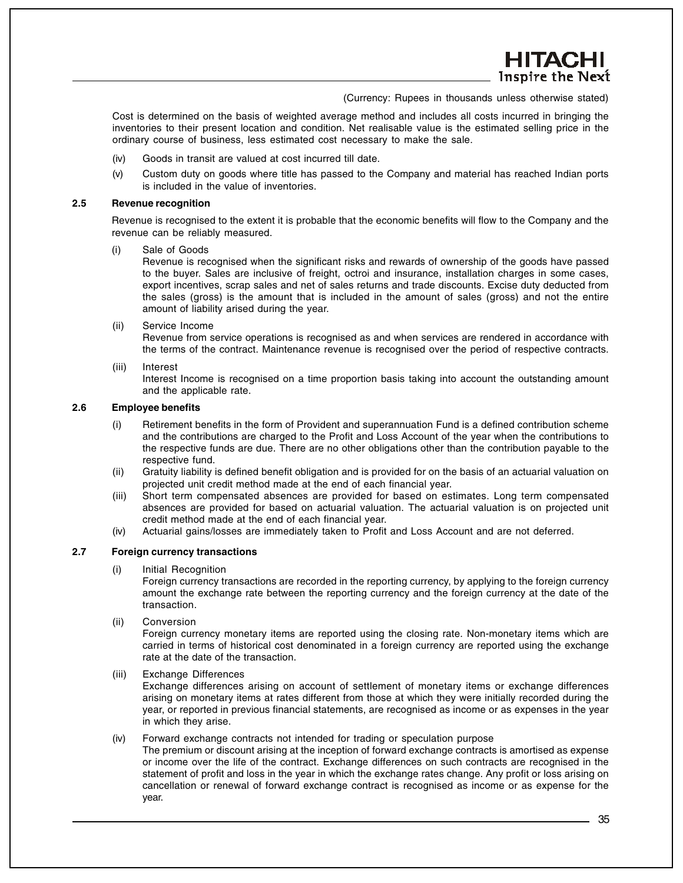(Currency: Rupees in thousands unless otherwise stated)

Cost is determined on the basis of weighted average method and includes all costs incurred in bringing the inventories to their present location and condition. Net realisable value is the estimated selling price in the ordinary course of business, less estimated cost necessary to make the sale.

(iv) Goods in transit are valued at cost incurred till date.

(v) Custom duty on goods where title has passed to the Company and material has reached Indian ports is included in the value of inventories.

### 2.5 Revenue recognition

Revenue is recognised to the extent it is probable that the economic benefits will flow to the Company and the revenue can be reliably measured.

(i) Sale of Goods
Revenue is recognised when the significant risks and rewards of ownership of the goods have passed to the buyer. Sales are inclusive of freight, octroi and insurance, installation charges in some cases, export incentives, scrap sales and net of sales returns and trade discounts. Excise duty deducted from the sales (gross) is the amount that is included in the amount of sales (gross) and not the entire amount of liability arised during the year.

(ii) Service Income
Revenue from service operations is recognised as and when services are rendered in accordance with the terms of the contract. Maintenance revenue is recognised over the period of respective contracts.

(iii) Interest
Interest Income is recognised on a time proportion basis taking into account the outstanding amount and the applicable rate.

### 2.6 Employee benefits

(i) Retirement benefits in the form of Provident and superannuation Fund is a defined contribution scheme and the contributions are charged to the Profit and Loss Account of the year when the contributions to the respective funds are due. There are no other obligations other than the contribution payable to the respective fund.

(ii) Gratuity liability is defined benefit obligation and is provided for on the basis of an actuarial valuation on projected unit credit method made at the end of each financial year.

(iii) Short term compensated absences are provided for based on estimates. Long term compensated absences are provided for based on actuarial valuation. The actuarial valuation is on projected unit credit method made at the end of each financial year.

(iv) Actuarial gains/losses are immediately taken to Profit and Loss Account and are not deferred.

### 2.7 Foreign currency transactions

(i) Initial Recognition
Foreign currency transactions are recorded in the reporting currency, by applying to the foreign currency amount the exchange rate between the reporting currency and the foreign currency at the date of the transaction.

(ii) Conversion
Foreign currency monetary items are reported using the closing rate. Non-monetary items which are carried in terms of historical cost denominated in a foreign currency are reported using the exchange rate at the date of the transaction.

(iii) Exchange Differences
Exchange differences arising on account of settlement of monetary items or exchange differences arising on monetary items at rates different from those at which they were initially recorded during the year, or reported in previous financial statements, are recognised as income or as expenses in the year in which they arise.

(iv) Forward exchange contracts not intended for trading or speculation purpose
The premium or discount arising at the inception of forward exchange contracts is amortised as expense or income over the life of the contract. Exchange differences on such contracts are recognised in the statement of profit and loss in the year in which the exchange rates change. Any profit or loss arising on cancellation or renewal of forward exchange contract is recognised as income or as expense for the year.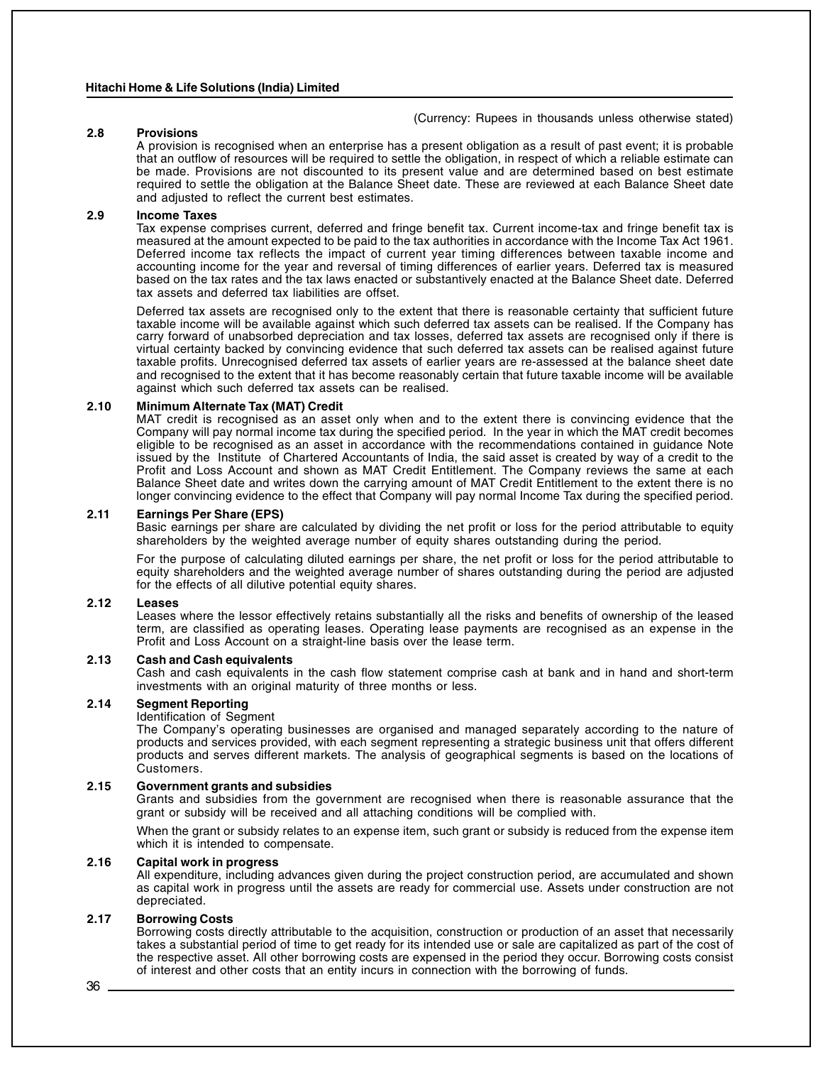(Currency: Rupees in thousands unless otherwise stated)

### 2.8 Provisions

A provision is recognised when an enterprise has a present obligation as a result of past event; it is probable that an outflow of resources will be required to settle the obligation, in respect of which a reliable estimate can be made. Provisions are not discounted to its present value and are determined based on best estimate required to settle the obligation at the Balance Sheet date. These are reviewed at each Balance Sheet date and adjusted to reflect the current best estimates.

### 2.9 Income Taxes

Tax expense comprises current, deferred and fringe benefit tax. Current income-tax and fringe benefit tax is measured at the amount expected to be paid to the tax authorities in accordance with the Income Tax Act 1961. Deferred income tax reflects the impact of current year timing differences between taxable income and accounting income for the year and reversal of timing differences of earlier years. Deferred tax is measured based on the tax rates and the tax laws enacted or substantively enacted at the Balance Sheet date. Deferred tax assets and deferred tax liabilities are offset.

Deferred tax assets are recognised only to the extent that there is reasonable certainty that sufficient future taxable income will be available against which such deferred tax assets can be realised. If the Company has carry forward of unabsorbed depreciation and tax losses, deferred tax assets are recognised only if there is virtual certainty backed by convincing evidence that such deferred tax assets can be realised against future taxable profits. Unrecognised deferred tax assets of earlier years are re-assessed at the balance sheet date and recognised to the extent that it has become reasonably certain that future taxable income will be available against which such deferred tax assets can be realised.

### 2.10 Minimum Alternate Tax (MAT) Credit

MAT credit is recognised as an asset only when and to the extent there is convincing evidence that the Company will pay normal income tax during the specified period. In the year in which the MAT credit becomes eligible to be recognised as an asset in accordance with the recommendations contained in guidance Note issued by the Institute of Chartered Accountants of India, the said asset is created by way of a credit to the Profit and Loss Account and shown as MAT Credit Entitlement. The Company reviews the same at each Balance Sheet date and writes down the carrying amount of MAT Credit Entitlement to the extent there is no longer convincing evidence to the effect that Company will pay normal Income Tax during the specified period.

### 2.11 Earnings Per Share (EPS)

Basic earnings per share are calculated by dividing the net profit or loss for the period attributable to equity shareholders by the weighted average number of equity shares outstanding during the period.

For the purpose of calculating diluted earnings per share, the net profit or loss for the period attributable to equity shareholders and the weighted average number of shares outstanding during the period are adjusted for the effects of all dilutive potential equity shares.

### 2.12 Leases

Leases where the lessor effectively retains substantially all the risks and benefits of ownership of the leased term, are classified as operating leases. Operating lease payments are recognised as an expense in the Profit and Loss Account on a straight-line basis over the lease term.

### 2.13 Cash and Cash equivalents

Cash and cash equivalents in the cash flow statement comprise cash at bank and in hand and short-term investments with an original maturity of three months or less.

### 2.14 Segment Reporting

Identification of Segment

The Company's operating businesses are organised and managed separately according to the nature of products and services provided, with each segment representing a strategic business unit that offers different products and serves different markets. The analysis of geographical segments is based on the locations of Customers.

### 2.15 Government grants and subsidies

Grants and subsidies from the government are recognised when there is reasonable assurance that the grant or subsidy will be received and all attaching conditions will be complied with.

When the grant or subsidy relates to an expense item, such grant or subsidy is reduced from the expense item which it is intended to compensate.

### 2.16 Capital work in progress

All expenditure, including advances given during the project construction period, are accumulated and shown as capital work in progress until the assets are ready for commercial use. Assets under construction are not depreciated.

### 2.17 Borrowing Costs

Borrowing costs directly attributable to the acquisition, construction or production of an asset that necessarily takes a substantial period of time to get ready for its intended use or sale are capitalized as part of the cost of the respective asset. All other borrowing costs are expensed in the period they occur. Borrowing costs consist of interest and other costs that an entity incurs in connection with the borrowing of funds.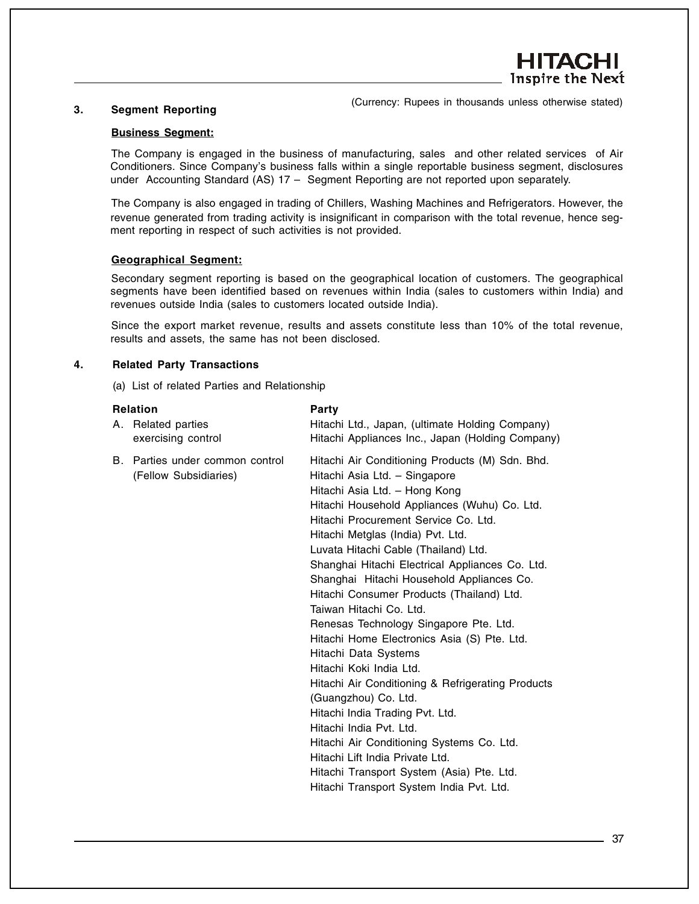(Currency: Rupees in thousands unless otherwise stated)

### 3. Segment Reporting

**Business Segment:**

The Company is engaged in the business of manufacturing, sales and other related services of Air Conditioners. Since Company's business falls within a single reportable business segment, disclosures under Accounting Standard (AS) 17 – Segment Reporting are not reported upon separately.

The Company is also engaged in trading of Chillers, Washing Machines and Refrigerators. However, the revenue generated from trading activity is insignificant in comparison with the total revenue, hence segment reporting in respect of such activities is not provided.

**Geographical Segment:**

Secondary segment reporting is based on the geographical location of customers. The geographical segments have been identified based on revenues within India (sales to customers within India) and revenues outside India (sales to customers located outside India).

Since the export market revenue, results and assets constitute less than 10% of the total revenue, results and assets, the same has not been disclosed.

### 4. Related Party Transactions

(a) List of related Parties and Relationship

| Relation | Party |
|---|---|
| A. Related parties exercising control | Hitachi Ltd., Japan, (ultimate Holding Company) |
| | Hitachi Appliances Inc., Japan (Holding Company) |
| B. Parties under common control (Fellow Subsidiaries) | Hitachi Air Conditioning Products (M) Sdn. Bhd. |
| | Hitachi Asia Ltd. – Singapore |
| | Hitachi Asia Ltd. – Hong Kong |
| | Hitachi Household Appliances (Wuhu) Co. Ltd. |
| | Hitachi Procurement Service Co. Ltd. |
| | Hitachi Metglas (India) Pvt. Ltd. |
| | Luvata Hitachi Cable (Thailand) Ltd. |
| | Shanghai Hitachi Electrical Appliances Co. Ltd. |
| | Shanghai Hitachi Household Appliances Co. |
| | Hitachi Consumer Products (Thailand) Ltd. |
| | Taiwan Hitachi Co. Ltd. |
| | Renesas Technology Singapore Pte. Ltd. |
| | Hitachi Home Electronics Asia (S) Pte. Ltd. |
| | Hitachi Data Systems |
| | Hitachi Koki India Ltd. |
| | Hitachi Air Conditioning & Refrigerating Products (Guangzhou) Co. Ltd. |
| | Hitachi India Trading Pvt. Ltd. |
| | Hitachi India Pvt. Ltd. |
| | Hitachi Air Conditioning Systems Co. Ltd. |
| | Hitachi Lift India Private Ltd. |
| | Hitachi Transport System (Asia) Pte. Ltd. |
| | Hitachi Transport System India Pvt. Ltd. |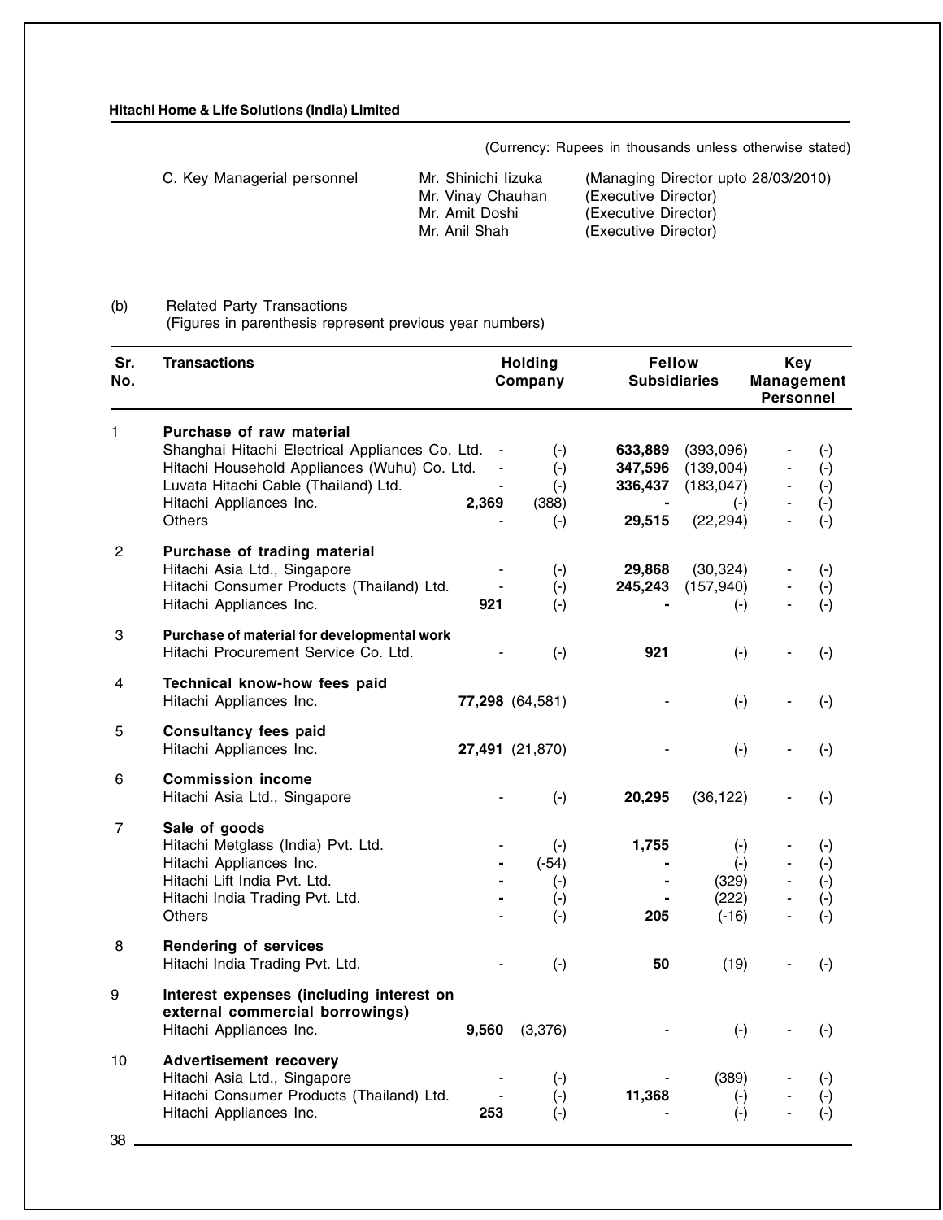(Currency: Rupees in thousands unless otherwise stated)

| C. Key Managerial personnel | Mr. Shinichi Iizuka | (Managing Director upto 28/03/2010) |
|---|---|---|
| | Mr. Vinay Chauhan | (Executive Director) |
| | Mr. Amit Doshi | (Executive Director) |
| | Mr. Anil Shah | (Executive Director) |

(b) Related Party Transactions
(Figures in parenthesis represent previous year numbers)

| Sr. No. | Transactions | Holding Company | | Fellow Subsidiaries | | Key Management Personnel | |
|---|---|---|---|---|---|---|---|
| 1 | **Purchase of raw material** | | | | | | |
| | Shanghai Hitachi Electrical Appliances Co. Ltd. | - | (-) | **633,889** | (393,096) | - | (-) |
| | Hitachi Household Appliances (Wuhu) Co. Ltd. | - | (-) | **347,596** | (139,004) | - | (-) |
| | Luvata Hitachi Cable (Thailand) Ltd. | - | (-) | **336,437** | (183,047) | - | (-) |
| | Hitachi Appliances Inc. | **2,369** | (388) | **-** | (-) | - | (-) |
| | Others | - | (-) | **29,515** | (22,294) | - | (-) |
| 2 | **Purchase of trading material** | | | | | | |
| | Hitachi Asia Ltd., Singapore | - | (-) | **29,868** | (30,324) | - | (-) |
| | Hitachi Consumer Products (Thailand) Ltd. | - | (-) | **245,243** | (157,940) | - | (-) |
| | Hitachi Appliances Inc. | **921** | (-) | **-** | (-) | - | (-) |
| 3 | **Purchase of material for developmental work** | | | | | | |
| | Hitachi Procurement Service Co. Ltd. | - | (-) | **921** | (-) | - | (-) |
| 4 | **Technical know-how fees paid** | | | | | | |
| | Hitachi Appliances Inc. | **77,298** | (64,581) | - | (-) | - | (-) |
| 5 | **Consultancy fees paid** | | | | | | |
| | Hitachi Appliances Inc. | **27,491** | (21,870) | - | (-) | - | (-) |
| 6 | **Commission income** | | | | | | |
| | Hitachi Asia Ltd., Singapore | - | (-) | **20,295** | (36,122) | - | (-) |
| 7 | **Sale of goods** | | | | | | |
| | Hitachi Metglass (India) Pvt. Ltd. | - | (-) | **1,755** | (-) | - | (-) |
| | Hitachi Appliances Inc. | **-** | (-54) | **-** | (-) | - | (-) |
| | Hitachi Lift India Pvt. Ltd. | **-** | (-) | **-** | (329) | - | (-) |
| | Hitachi India Trading Pvt. Ltd. | **-** | (-) | **-** | (222) | - | (-) |
| | Others | - | (-) | **205** | (-16) | - | (-) |
| 8 | **Rendering of services** | | | | | | |
| | Hitachi India Trading Pvt. Ltd. | - | (-) | **50** | (19) | - | (-) |
| 9 | **Interest expenses (including interest on external commercial borrowings)** | | | | | | |
| | Hitachi Appliances Inc. | **9,560** | (3,376) | - | (-) | - | (-) |
| 10 | **Advertisement recovery** | | | | | | |
| | Hitachi Asia Ltd., Singapore | - | (-) | - | (389) | - | (-) |
| | Hitachi Consumer Products (Thailand) Ltd. | - | (-) | **11,368** | (-) | - | (-) |
| | Hitachi Appliances Inc. | **253** | (-) | - | (-) | - | (-) |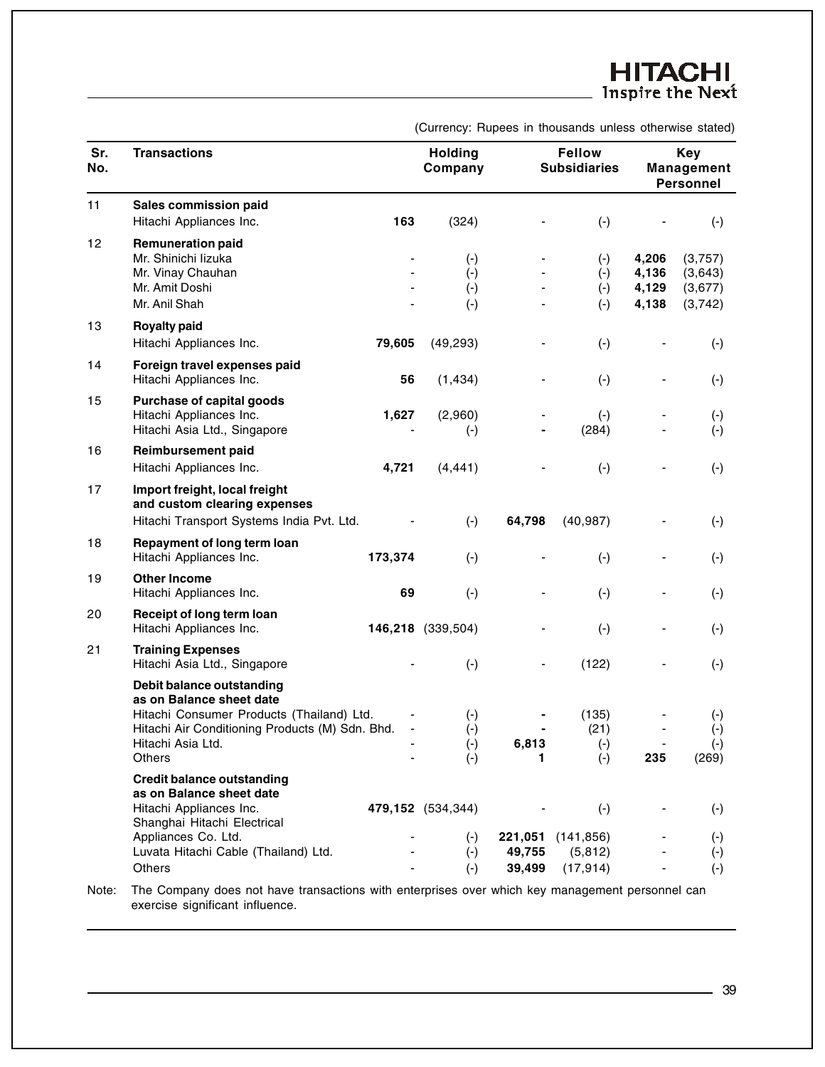(Currency: Rupees in thousands unless otherwise stated)

| Sr. No. | Transactions | Holding Company | | Fellow Subsidiaries | | Key Management Personnel | |
|---|---|---|---|---|---|---|---|
| 11 | **Sales commission paid** | | | | | | |
| | Hitachi Appliances Inc. | **163** | (324) | - | (-) | - | (-) |
| 12 | **Remuneration paid** | | | | | | |
| | Mr. Shinichi Iizuka | - | (-) | - | (-) | **4,206** | (3,757) |
| | Mr. Vinay Chauhan | - | (-) | - | (-) | **4,136** | (3,643) |
| | Mr. Amit Doshi | - | (-) | - | (-) | **4,129** | (3,677) |
| | Mr. Anil Shah | - | (-) | - | (-) | **4,138** | (3,742) |
| 13 | **Royalty paid** | | | | | | |
| | Hitachi Appliances Inc. | **79,605** | (49,293) | - | (-) | - | (-) |
| 14 | **Foreign travel expenses paid** | | | | | | |
| | Hitachi Appliances Inc. | **56** | (1,434) | - | (-) | - | (-) |
| 15 | **Purchase of capital goods** | | | | | | |
| | Hitachi Appliances Inc. | **1,627** | (2,960) | - | (-) | - | (-) |
| | Hitachi Asia Ltd., Singapore | - | (-) | **-** | (284) | - | (-) |
| 16 | **Reimbursement paid** | | | | | | |
| | Hitachi Appliances Inc. | **4,721** | (4,441) | - | (-) | - | (-) |
| 17 | **Import freight, local freight and custom clearing expenses** | | | | | | |
| | Hitachi Transport Systems India Pvt. Ltd. | - | (-) | **64,798** | (40,987) | - | (-) |
| 18 | **Repayment of long term loan** | | | | | | |
| | Hitachi Appliances Inc. | **173,374** | (-) | - | (-) | - | (-) |
| 19 | **Other Income** | | | | | | |
| | Hitachi Appliances Inc. | **69** | (-) | - | (-) | - | (-) |
| 20 | **Receipt of long term loan** | | | | | | |
| | Hitachi Appliances Inc. | **146,218** | (339,504) | - | (-) | - | (-) |
| 21 | **Training Expenses** | | | | | | |
| | Hitachi Asia Ltd., Singapore | - | (-) | - | (122) | - | (-) |
| | **Debit balance outstanding as on Balance sheet date** | | | | | | |
| | Hitachi Consumer Products (Thailand) Ltd. | - | (-) | **-** | (135) | - | (-) |
| | Hitachi Air Conditioning Products (M) Sdn. Bhd. | - | (-) | **-** | (21) | - | (-) |
| | Hitachi Asia Ltd. | - | (-) | **6,813** | (-) | - | (-) |
| | Others | - | (-) | **1** | (-) | **235** | (269) |
| | **Credit balance outstanding as on Balance sheet date** | | | | | | |
| | Hitachi Appliances Inc. | **479,152** | (534,344) | - | (-) | - | (-) |
| | Shanghai Hitachi Electrical Appliances Co. Ltd. | - | (-) | **221,051** | (141,856) | - | (-) |
| | Luvata Hitachi Cable (Thailand) Ltd. | - | (-) | **49,755** | (5,812) | - | (-) |
| | Others | - | (-) | **39,499** | (17,914) | - | (-) |

Note: The Company does not have transactions with enterprises over which key management personnel can exercise significant influence.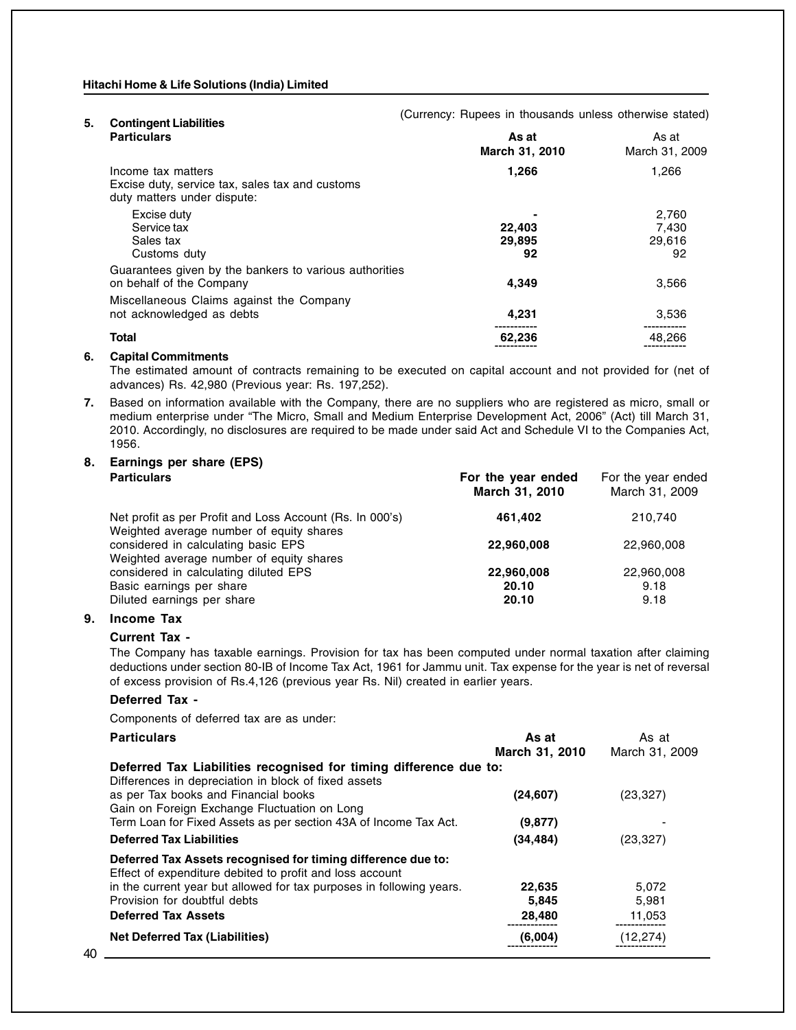(Currency: Rupees in thousands unless otherwise stated)

**5. Contingent Liabilities**

| Particulars | As at March 31, 2010 | As at March 31, 2009 |
|---|---|---|
| Income tax matters | **1,266** | 1,266 |
| Excise duty, service tax, sales tax and customs duty matters under dispute: | | |
| Excise duty | **-** | 2,760 |
| Service tax | **22,403** | 7,430 |
| Sales tax | **29,895** | 29,616 |
| Customs duty | **92** | 92 |
| Guarantees given by the bankers to various authorities on behalf of the Company | **4,349** | 3,566 |
| Miscellaneous Claims against the Company not acknowledged as debts | **4,231** | 3,536 |
| **Total** | **62,236** | 48,266 |

**6. Capital Commitments**

The estimated amount of contracts remaining to be executed on capital account and not provided for (net of advances) Rs. 42,980 (Previous year: Rs. 197,252).

**7.** Based on information available with the Company, there are no suppliers who are registered as micro, small or medium enterprise under "The Micro, Small and Medium Enterprise Development Act, 2006" (Act) till March 31, 2010. Accordingly, no disclosures are required to be made under said Act and Schedule VI to the Companies Act, 1956.

**8. Earnings per share (EPS)**

| Particulars | For the year ended March 31, 2010 | For the year ended March 31, 2009 |
|---|---|---|
| Net profit as per Profit and Loss Account (Rs. In 000's) | **461,402** | 210,740 |
| Weighted average number of equity shares considered in calculating basic EPS | **22,960,008** | 22,960,008 |
| Weighted average number of equity shares considered in calculating diluted EPS | **22,960,008** | 22,960,008 |
| Basic earnings per share | **20.10** | 9.18 |
| Diluted earnings per share | **20.10** | 9.18 |

**9. Income Tax**

**Current Tax -**

The Company has taxable earnings. Provision for tax has been computed under normal taxation after claiming deductions under section 80-IB of Income Tax Act, 1961 for Jammu unit. Tax expense for the year is net of reversal of excess provision of Rs.4,126 (previous year Rs. Nil) created in earlier years.

**Deferred Tax -**

Components of deferred tax are as under:

| Particulars | As at March 31, 2010 | As at March 31, 2009 |
|---|---|---|
| **Deferred Tax Liabilities recognised for timing difference due to:** | | |
| Differences in depreciation in block of fixed assets as per Tax books and Financial books | **(24,607)** | (23,327) |
| Gain on Foreign Exchange Fluctuation on Long Term Loan for Fixed Assets as per section 43A of Income Tax Act. | **(9,877)** | - |
| **Deferred Tax Liabilities** | **(34,484)** | (23,327) |
| **Deferred Tax Assets recognised for timing difference due to:** | | |
| Effect of expenditure debited to profit and loss account in the current year but allowed for tax purposes in following years. | **22,635** | 5,072 |
| Provision for doubtful debts | **5,845** | 5,981 |
| **Deferred Tax Assets** | **28,480** | 11,053 |
| **Net Deferred Tax (Liabilities)** | **(6,004)** | (12,274) |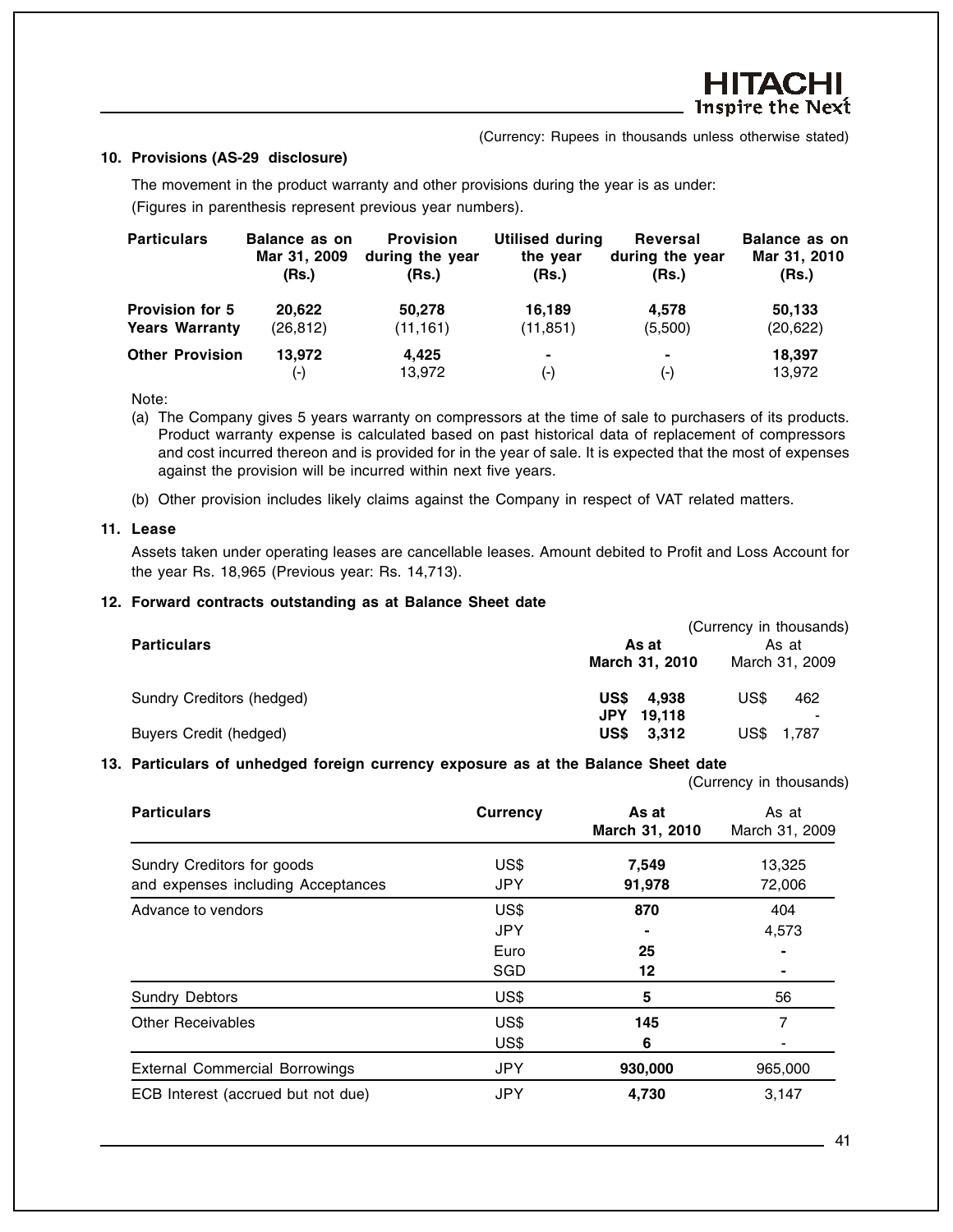(Currency: Rupees in thousands unless otherwise stated)

### 10. Provisions (AS-29 disclosure)

The movement in the product warranty and other provisions during the year is as under:
(Figures in parenthesis represent previous year numbers).

| Particulars | Balance as on Mar 31, 2009 (Rs.) | Provision during the year (Rs.) | Utilised during the year (Rs.) | Reversal during the year (Rs.) | Balance as on Mar 31, 2010 (Rs.) |
|---|---|---|---|---|---|
| **Provision for 5 Years Warranty** | **20,622** (26,812) | **50,278** (11,161) | **16,189** (11,851) | **4,578** (5,500) | **50,133** (20,622) |
| **Other Provision** | **13,972** (-) | **4,425** 13,972 | **-** (-) | **-** (-) | **18,397** 13,972 |

Note:

(a) The Company gives 5 years warranty on compressors at the time of sale to purchasers of its products. Product warranty expense is calculated based on past historical data of replacement of compressors and cost incurred thereon and is provided for in the year of sale. It is expected that the most of expenses against the provision will be incurred within next five years.

(b) Other provision includes likely claims against the Company in respect of VAT related matters.

### 11. Lease

Assets taken under operating leases are cancellable leases. Amount debited to Profit and Loss Account for the year Rs. 18,965 (Previous year: Rs. 14,713).

### 12. Forward contracts outstanding as at Balance Sheet date

(Currency in thousands)

| Particulars | As at March 31, 2010 | As at March 31, 2009 |
|---|---|---|
| Sundry Creditors (hedged) | **US$ 4,938** | US$ 462 |
| | **JPY 19,118** | - |
| Buyers Credit (hedged) | **US$ 3,312** | US$ 1,787 |

### 13. Particulars of unhedged foreign currency exposure as at the Balance Sheet date

(Currency in thousands)

| Particulars | Currency | As at March 31, 2010 | As at March 31, 2009 |
|---|---|---|---|
| Sundry Creditors for goods | US$ | **7,549** | 13,325 |
| and expenses including Acceptances | JPY | **91,978** | 72,006 |
| Advance to vendors | US$ | **870** | 404 |
| | JPY | **-** | 4,573 |
| | Euro | **25** | - |
| | SGD | **12** | - |
| Sundry Debtors | US$ | **5** | 56 |
| Other Receivables | US$ | **145** | 7 |
| | US$ | **6** | - |
| External Commercial Borrowings | JPY | **930,000** | 965,000 |
| ECB Interest (accrued but not due) | JPY | **4,730** | 3,147 |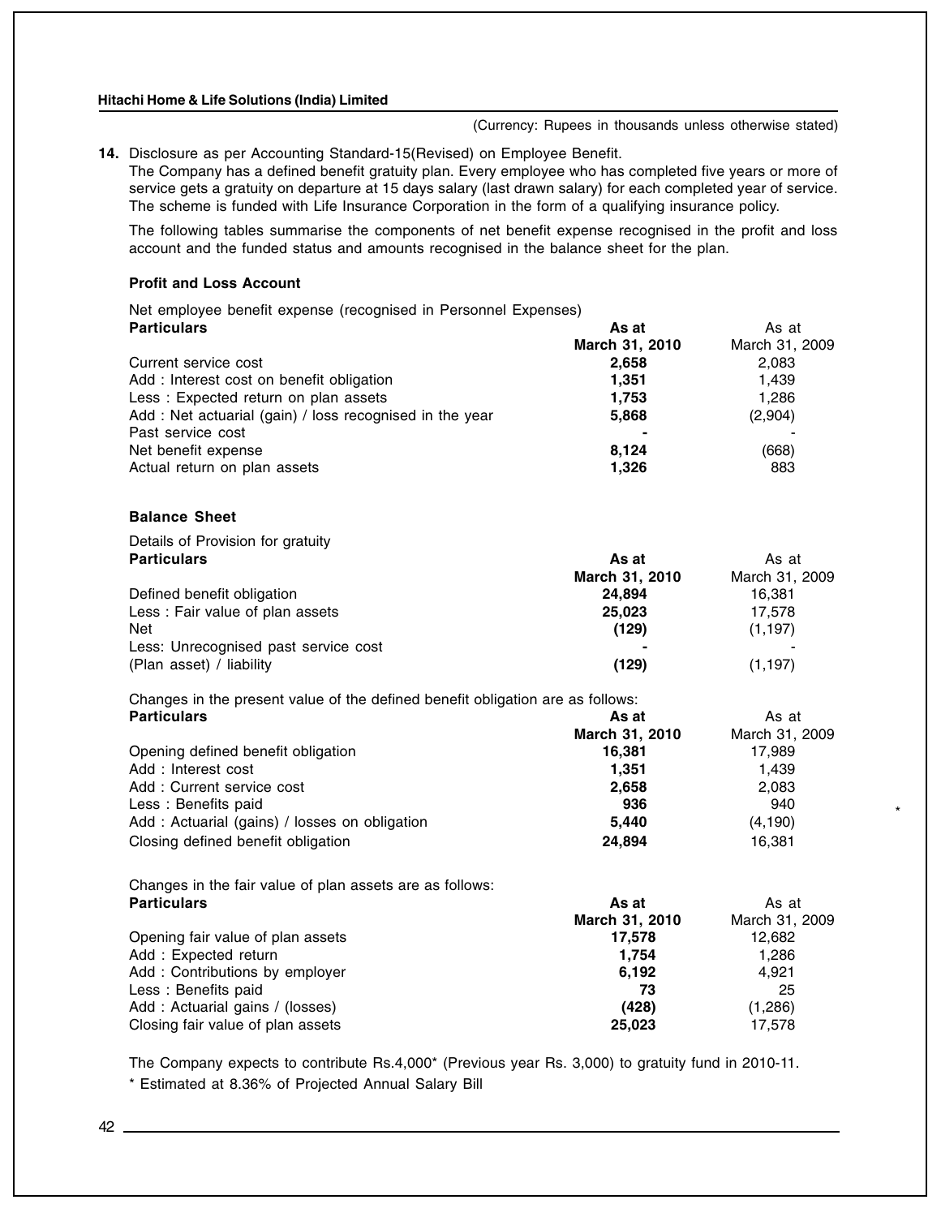(Currency: Rupees in thousands unless otherwise stated)

**14.** Disclosure as per Accounting Standard-15(Revised) on Employee Benefit.

The Company has a defined benefit gratuity plan. Every employee who has completed five years or more of service gets a gratuity on departure at 15 days salary (last drawn salary) for each completed year of service. The scheme is funded with Life Insurance Corporation in the form of a qualifying insurance policy.

The following tables summarise the components of net benefit expense recognised in the profit and loss account and the funded status and amounts recognised in the balance sheet for the plan.

**Profit and Loss Account**

Net employee benefit expense (recognised in Personnel Expenses)

| Particulars | As at March 31, 2010 | As at March 31, 2009 |
|---|---|---|
| Current service cost | **2,658** | 2,083 |
| Add : Interest cost on benefit obligation | **1,351** | 1,439 |
| Less : Expected return on plan assets | **1,753** | 1,286 |
| Add : Net actuarial (gain) / loss recognised in the year | **5,868** | (2,904) |
| Past service cost | **-** | - |
| Net benefit expense | **8,124** | (668) |
| Actual return on plan assets | **1,326** | 883 |

**Balance Sheet**

Details of Provision for gratuity

| Particulars | As at March 31, 2010 | As at March 31, 2009 |
|---|---|---|
| Defined benefit obligation | **24,894** | 16,381 |
| Less : Fair value of plan assets | **25,023** | 17,578 |
| Net | **(129)** | (1,197) |
| Less: Unrecognised past service cost | **-** | - |
| (Plan asset) / liability | **(129)** | (1,197) |

Changes in the present value of the defined benefit obligation are as follows:

| Particulars | As at March 31, 2010 | As at March 31, 2009 |
|---|---|---|
| Opening defined benefit obligation | **16,381** | 17,989 |
| Add : Interest cost | **1,351** | 1,439 |
| Add : Current service cost | **2,658** | 2,083 |
| Less : Benefits paid | **936** | 940 |
| Add : Actuarial (gains) / losses on obligation | **5,440** | (4,190) |
| Closing defined benefit obligation | **24,894** | 16,381 |

Changes in the fair value of plan assets are as follows:

| Particulars | As at March 31, 2010 | As at March 31, 2009 |
|---|---|---|
| Opening fair value of plan assets | **17,578** | 12,682 |
| Add : Expected return | **1,754** | 1,286 |
| Add : Contributions by employer | **6,192** | 4,921 |
| Less : Benefits paid | **73** | 25 |
| Add : Actuarial gains / (losses) | **(428)** | (1,286) |
| Closing fair value of plan assets | **25,023** | 17,578 |

The Company expects to contribute Rs.4,000* (Previous year Rs. 3,000) to gratuity fund in 2010-11.

* Estimated at 8.36% of Projected Annual Salary Bill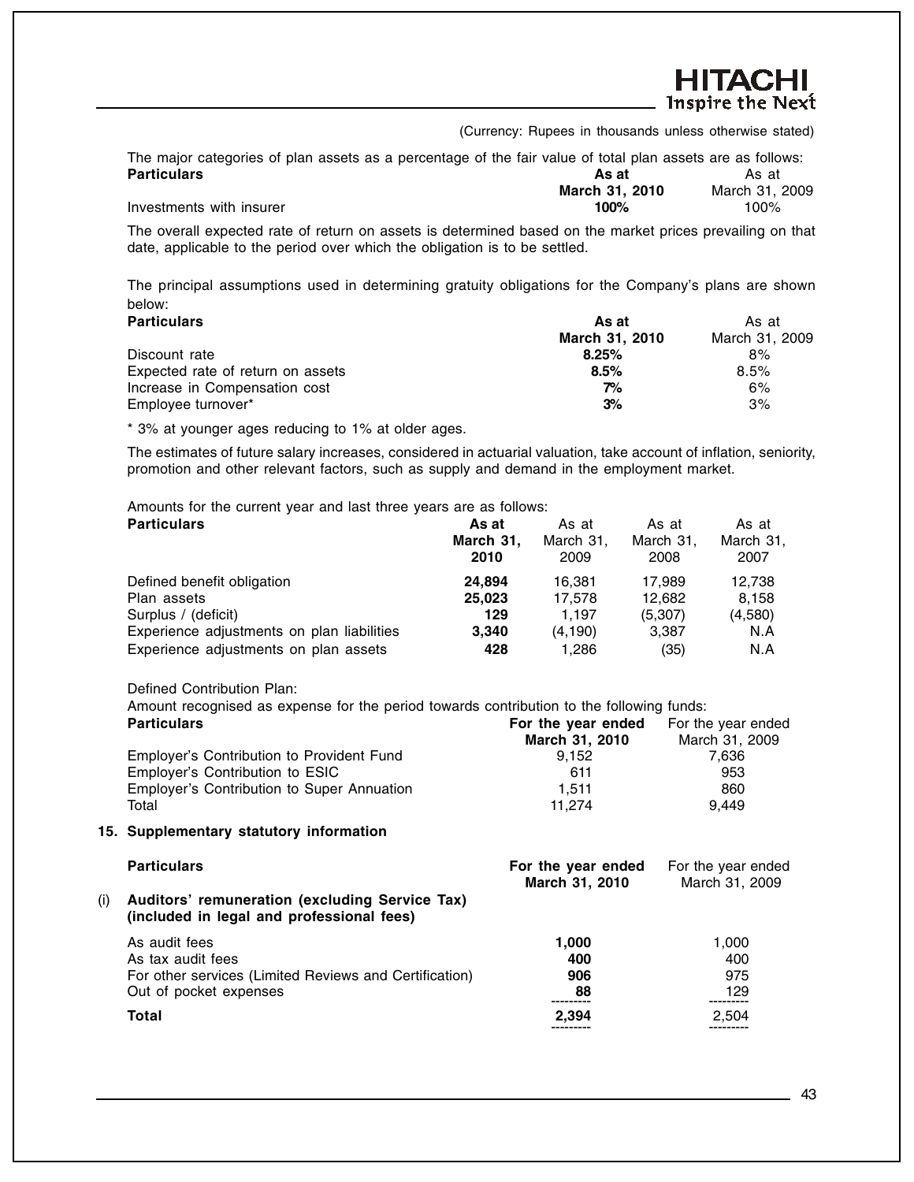(Currency: Rupees in thousands unless otherwise stated)

The major categories of plan assets as a percentage of the fair value of total plan assets are as follows:

| Particulars | As at March 31, 2010 | As at March 31, 2009 |
|---|---|---|
| Investments with insurer | **100%** | 100% |

The overall expected rate of return on assets is determined based on the market prices prevailing on that date, applicable to the period over which the obligation is to be settled.

The principal assumptions used in determining gratuity obligations for the Company's plans are shown below:

| Particulars | As at March 31, 2010 | As at March 31, 2009 |
|---|---|---|
| Discount rate | **8.25%** | 8% |
| Expected rate of return on assets | **8.5%** | 8.5% |
| Increase in Compensation cost | **7%** | 6% |
| Employee turnover* | **3%** | 3% |

\* 3% at younger ages reducing to 1% at older ages.

The estimates of future salary increases, considered in actuarial valuation, take account of inflation, seniority, promotion and other relevant factors, such as supply and demand in the employment market.

Amounts for the current year and last three years are as follows:

| Particulars | As at March 31, 2010 | As at March 31, 2009 | As at March 31, 2008 | As at March 31, 2007 |
|---|---|---|---|---|
| Defined benefit obligation | **24,894** | 16,381 | 17,989 | 12,738 |
| Plan assets | **25,023** | 17,578 | 12,682 | 8,158 |
| Surplus / (deficit) | **129** | 1,197 | (5,307) | (4,580) |
| Experience adjustments on plan liabilities | **3,340** | (4,190) | 3,387 | N.A |
| Experience adjustments on plan assets | **428** | 1,286 | (35) | N.A |

Defined Contribution Plan:

Amount recognised as expense for the period towards contribution to the following funds:

| Particulars | For the year ended March 31, 2010 | For the year ended March 31, 2009 |
|---|---|---|
| Employer's Contribution to Provident Fund | 9,152 | 7,636 |
| Employer's Contribution to ESIC | 611 | 953 |
| Employer's Contribution to Super Annuation | 1,511 | 860 |
| Total | 11,274 | 9,449 |

## 15. Supplementary statutory information

| Particulars | For the year ended March 31, 2010 | For the year ended March 31, 2009 |
|---|---|---|
| **(i) Auditors' remuneration (excluding Service Tax) (included in legal and professional fees)** | | |
| As audit fees | **1,000** | 1,000 |
| As tax audit fees | **400** | 400 |
| For other services (Limited Reviews and Certification) | **906** | 975 |
| Out of pocket expenses | **88** | 129 |
| **Total** | **2,394** | 2,504 |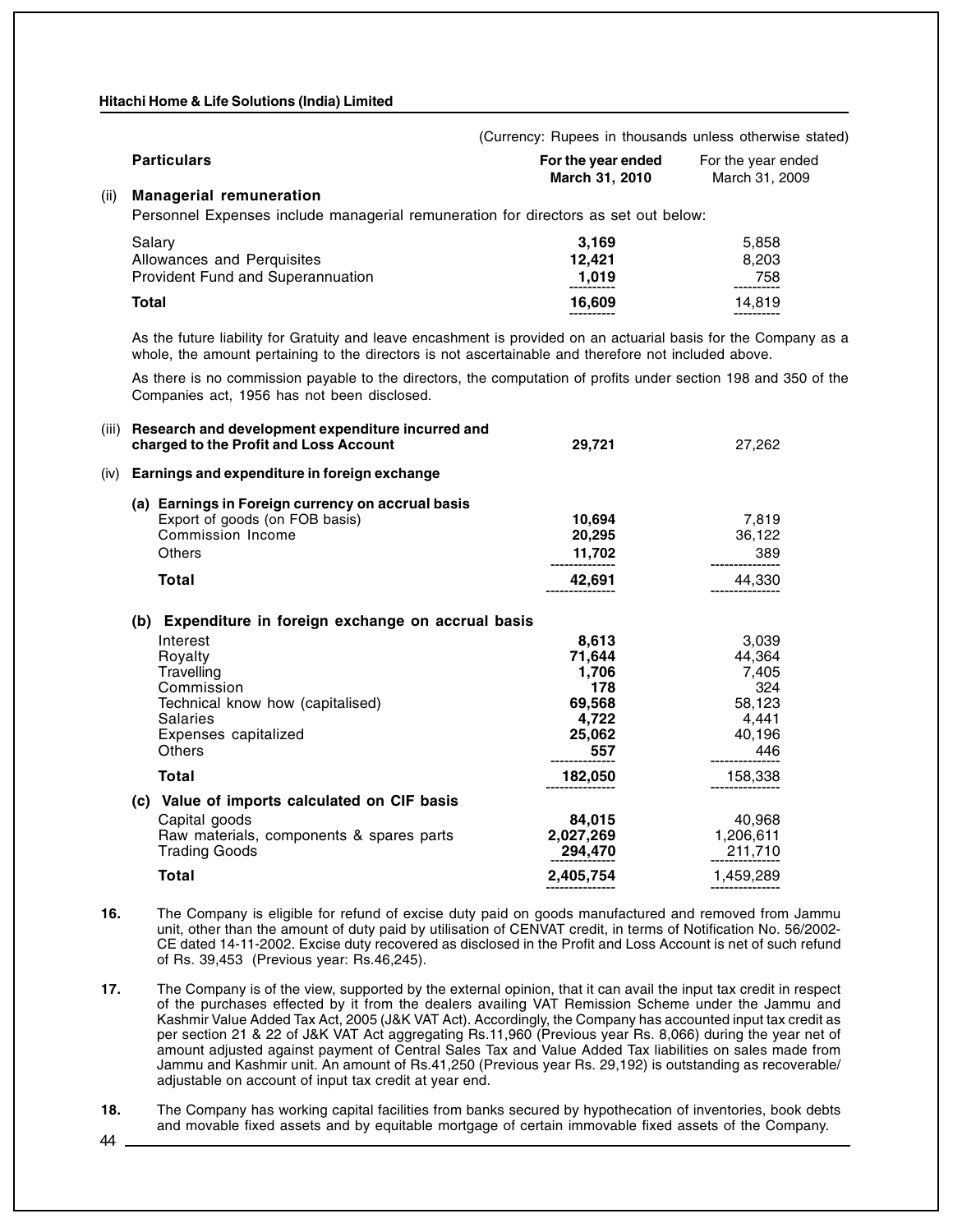(Currency: Rupees in thousands unless otherwise stated)

| | Particulars | For the year ended March 31, 2010 | For the year ended March 31, 2009 |
|---|---|---|---|
| (ii) | **Managerial remuneration** | | |
| | Personnel Expenses include managerial remuneration for directors as set out below: | | |
| | Salary | **3,169** | 5,858 |
| | Allowances and Perquisites | **12,421** | 8,203 |
| | Provident Fund and Superannuation | **1,019** | 758 |
| | **Total** | **16,609** | 14,819 |

As the future liability for Gratuity and leave encashment is provided on an actuarial basis for the Company as a whole, the amount pertaining to the directors is not ascertainable and therefore not included above.

As there is no commission payable to the directors, the computation of profits under section 198 and 350 of the Companies act, 1956 has not been disclosed.

| | Particulars | For the year ended March 31, 2010 | For the year ended March 31, 2009 |
|---|---|---|---|
| (iii) | **Research and development expenditure incurred and charged to the Profit and Loss Account** | **29,721** | 27,262 |
| (iv) | **Earnings and expenditure in foreign exchange** | | |
| | **(a) Earnings in Foreign currency on accrual basis** | | |
| | Export of goods (on FOB basis) | **10,694** | 7,819 |
| | Commission Income | **20,295** | 36,122 |
| | Others | **11,702** | 389 |
| | **Total** | **42,691** | 44,330 |
| | **(b) Expenditure in foreign exchange on accrual basis** | | |
| | Interest | **8,613** | 3,039 |
| | Royalty | **71,644** | 44,364 |
| | Travelling | **1,706** | 7,405 |
| | Commission | **178** | 324 |
| | Technical know how (capitalised) | **69,568** | 58,123 |
| | Salaries | **4,722** | 4,441 |
| | Expenses capitalized | **25,062** | 40,196 |
| | Others | **557** | 446 |
| | **Total** | **182,050** | 158,338 |
| | **(c) Value of imports calculated on CIF basis** | | |
| | Capital goods | **84,015** | 40,968 |
| | Raw materials, components & spares parts | **2,027,269** | 1,206,611 |
| | Trading Goods | **294,470** | 211,710 |
| | **Total** | **2,405,754** | 1,459,289 |

**16.** The Company is eligible for refund of excise duty paid on goods manufactured and removed from Jammu unit, other than the amount of duty paid by utilisation of CENVAT credit, in terms of Notification No. 56/2002-CE dated 14-11-2002. Excise duty recovered as disclosed in the Profit and Loss Account is net of such refund of Rs. 39,453 (Previous year: Rs.46,245).

**17.** The Company is of the view, supported by the external opinion, that it can avail the input tax credit in respect of the purchases effected by it from the dealers availing VAT Remission Scheme under the Jammu and Kashmir Value Added Tax Act, 2005 (J&K VAT Act). Accordingly, the Company has accounted input tax credit as per section 21 & 22 of J&K VAT Act aggregating Rs.11,960 (Previous year Rs. 8,066) during the year net of amount adjusted against payment of Central Sales Tax and Value Added Tax liabilities on sales made from Jammu and Kashmir unit. An amount of Rs.41,250 (Previous year Rs. 29,192) is outstanding as recoverable/ adjustable on account of input tax credit at year end.

**18.** The Company has working capital facilities from banks secured by hypothecation of inventories, book debts and movable fixed assets and by equitable mortgage of certain immovable fixed assets of the Company.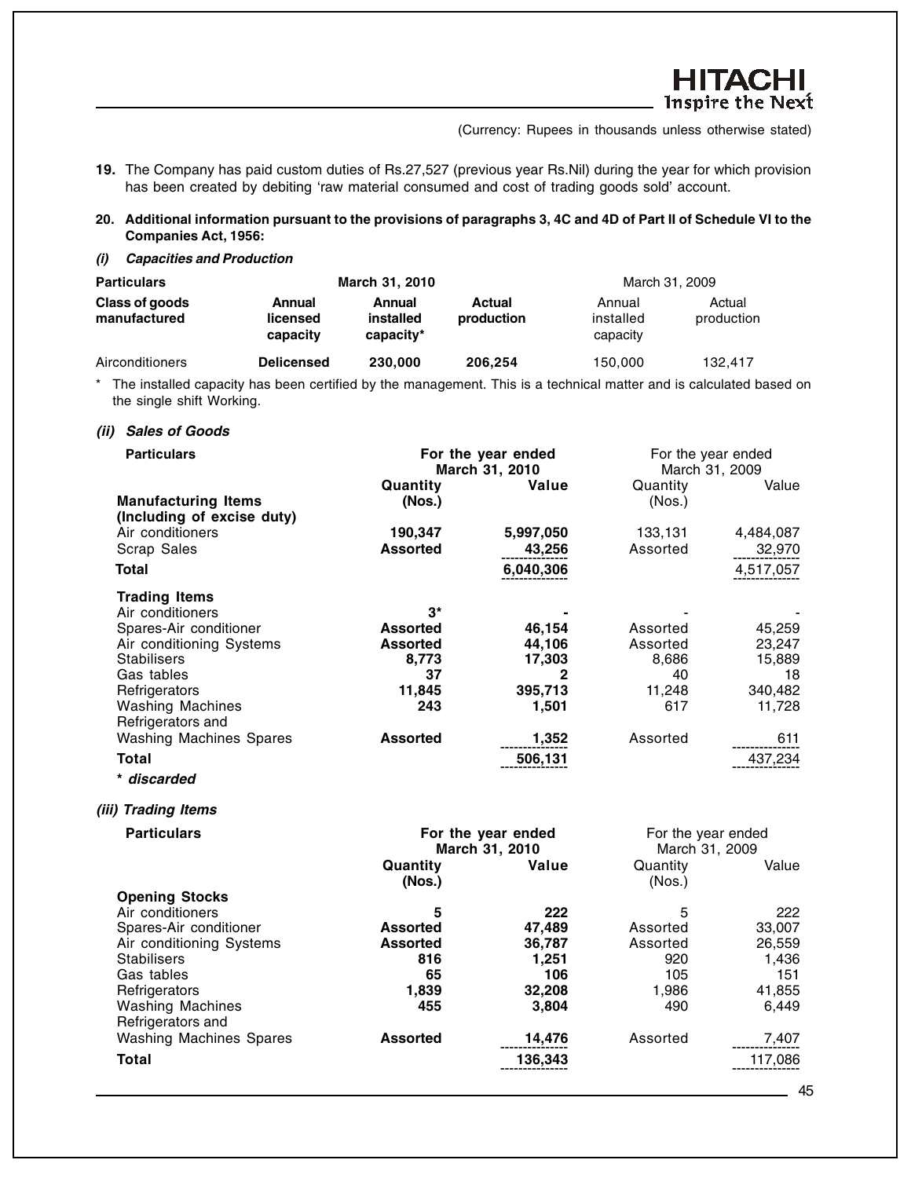(Currency: Rupees in thousands unless otherwise stated)

**19.** The Company has paid custom duties of Rs.27,527 (previous year Rs.Nil) during the year for which provision has been created by debiting 'raw material consumed and cost of trading goods sold' account.

**20. Additional information pursuant to the provisions of paragraphs 3, 4C and 4D of Part II of Schedule VI to the Companies Act, 1956:**

***(i) Capacities and Production***

| Particulars | March 31, 2010 | | | March 31, 2009 | |
|---|---|---|---|---|---|
| **Class of goods manufactured** | **Annual licensed capacity** | **Annual installed capacity*** | **Actual production** | Annual installed capacity | Actual production |
| Airconditioners | **Delicensed** | **230,000** | **206,254** | 150,000 | 132,417 |

\* The installed capacity has been certified by the management. This is a technical matter and is calculated based on the single shift Working.

***(ii) Sales of Goods***

| Particulars | For the year ended March 31, 2010 | | For the year ended March 31, 2009 | |
|---|---|---|---|---|
| | **Quantity (Nos.)** | **Value** | Quantity (Nos.) | Value |
| **Manufacturing Items (Including of excise duty)** | | | | |
| Air conditioners | **190,347** | **5,997,050** | 133,131 | 4,484,087 |
| Scrap Sales | **Assorted** | **43,256** | Assorted | 32,970 |
| **Total** | | **6,040,306** | | 4,517,057 |
| **Trading Items** | | | | |
| Air conditioners | **3*** | **-** | - | - |
| Spares-Air conditioner | **Assorted** | **46,154** | Assorted | 45,259 |
| Air conditioning Systems | **Assorted** | **44,106** | Assorted | 23,247 |
| Stabilisers | **8,773** | **17,303** | 8,686 | 15,889 |
| Gas tables | **37** | **2** | 40 | 18 |
| Refrigerators | **11,845** | **395,713** | 11,248 | 340,482 |
| Washing Machines | **243** | **1,501** | 617 | 11,728 |
| Refrigerators and Washing Machines Spares | **Assorted** | **1,352** | Assorted | 611 |
| **Total** | | **506,131** | | 437,234 |

***\* discarded***

***(iii) Trading Items***

| Particulars | For the year ended March 31, 2010 | | For the year ended March 31, 2009 | |
|---|---|---|---|---|
| | **Quantity (Nos.)** | **Value** | Quantity (Nos.) | Value |
| **Opening Stocks** | | | | |
| Air conditioners | **5** | **222** | 5 | 222 |
| Spares-Air conditioner | **Assorted** | **47,489** | Assorted | 33,007 |
| Air conditioning Systems | **Assorted** | **36,787** | Assorted | 26,559 |
| Stabilisers | **816** | **1,251** | 920 | 1,436 |
| Gas tables | **65** | **106** | 105 | 151 |
| Refrigerators | **1,839** | **32,208** | 1,986 | 41,855 |
| Washing Machines | **455** | **3,804** | 490 | 6,449 |
| Refrigerators and Washing Machines Spares | **Assorted** | **14,476** | Assorted | 7,407 |
| **Total** | | **136,343** | | 117,086 |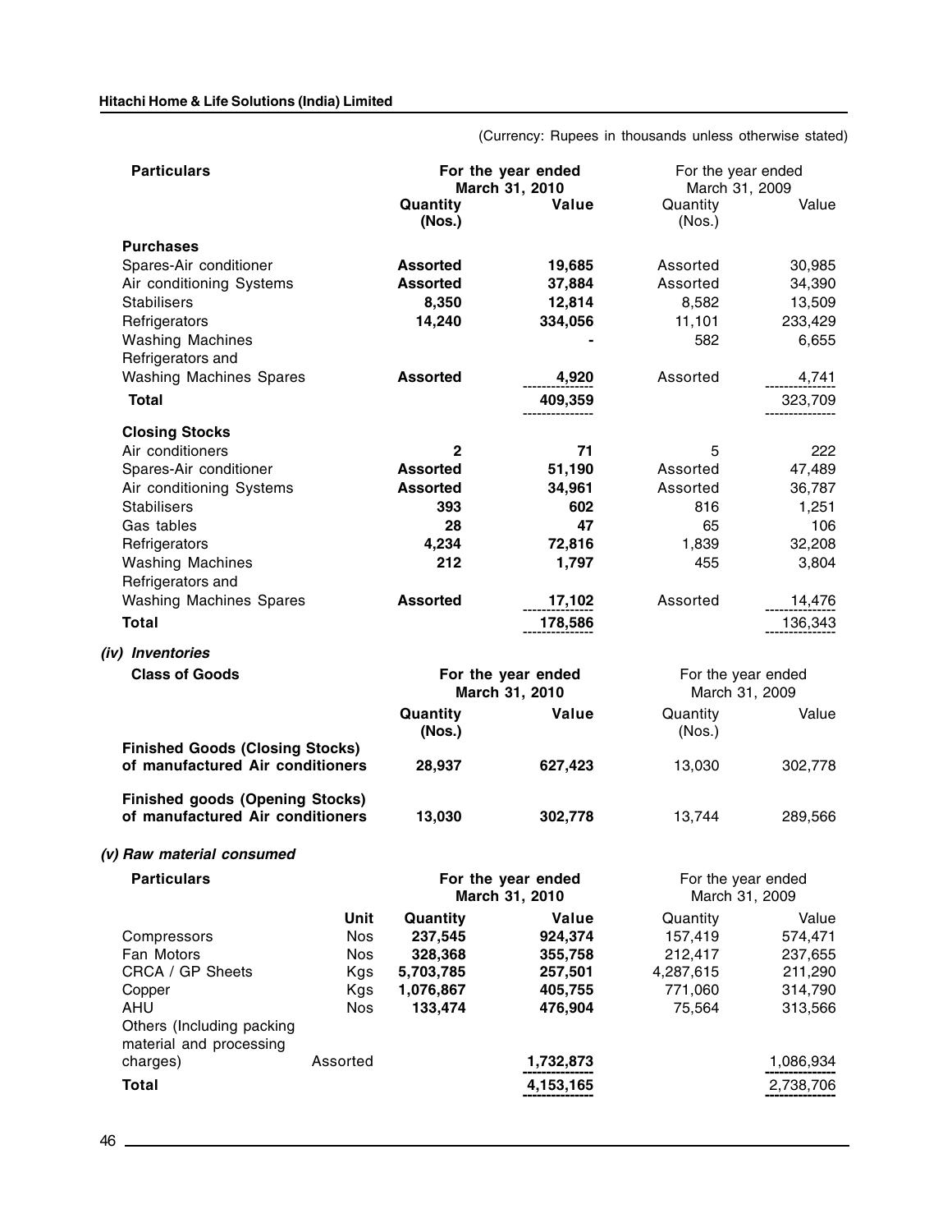(Currency: Rupees in thousands unless otherwise stated)

| Particulars | For the year ended March 31, 2010 | | For the year ended March 31, 2009 | |
|---|---|---|---|---|
| | Quantity (Nos.) | Value | Quantity (Nos.) | Value |
| **Purchases** | | | | |
| Spares-Air conditioner | **Assorted** | **19,685** | Assorted | 30,985 |
| Air conditioning Systems | **Assorted** | **37,884** | Assorted | 34,390 |
| Stabilisers | **8,350** | **12,814** | 8,582 | 13,509 |
| Refrigerators | **14,240** | **334,056** | 11,101 | 233,429 |
| Washing Machines | | **-** | 582 | 6,655 |
| Refrigerators and Washing Machines Spares | **Assorted** | **4,920** | Assorted | 4,741 |
| **Total** | | **409,359** | | 323,709 |
| **Closing Stocks** | | | | |
| Air conditioners | **2** | **71** | 5 | 222 |
| Spares-Air conditioner | **Assorted** | **51,190** | Assorted | 47,489 |
| Air conditioning Systems | **Assorted** | **34,961** | Assorted | 36,787 |
| Stabilisers | **393** | **602** | 816 | 1,251 |
| Gas tables | **28** | **47** | 65 | 106 |
| Refrigerators | **4,234** | **72,816** | 1,839 | 32,208 |
| Washing Machines | **212** | **1,797** | 455 | 3,804 |
| Refrigerators and Washing Machines Spares | **Assorted** | **17,102** | Assorted | 14,476 |
| **Total** | | **178,586** | | 136,343 |

***(iv) Inventories***

| Class of Goods | For the year ended March 31, 2010 | | For the year ended March 31, 2009 | |
|---|---|---|---|---|
| | Quantity (Nos.) | Value | Quantity (Nos.) | Value |
| **Finished Goods (Closing Stocks) of manufactured Air conditioners** | **28,937** | **627,423** | 13,030 | 302,778 |
| **Finished goods (Opening Stocks) of manufactured Air conditioners** | **13,030** | **302,778** | 13,744 | 289,566 |

***(v) Raw material consumed***

| Particulars | Unit | For the year ended March 31, 2010 | | For the year ended March 31, 2009 | |
|---|---|---|---|---|---|
| | | Quantity | Value | Quantity | Value |
| Compressors | Nos | **237,545** | **924,374** | 157,419 | 574,471 |
| Fan Motors | Nos | **328,368** | **355,758** | 212,417 | 237,655 |
| CRCA / GP Sheets | Kgs | **5,703,785** | **257,501** | 4,287,615 | 211,290 |
| Copper | Kgs | **1,076,867** | **405,755** | 771,060 | 314,790 |
| AHU | Nos | **133,474** | **476,904** | 75,564 | 313,566 |
| Others (Including packing material and processing charges) | Assorted | | **1,732,873** | | 1,086,934 |
| **Total** | | | **4,153,165** | | 2,738,706 |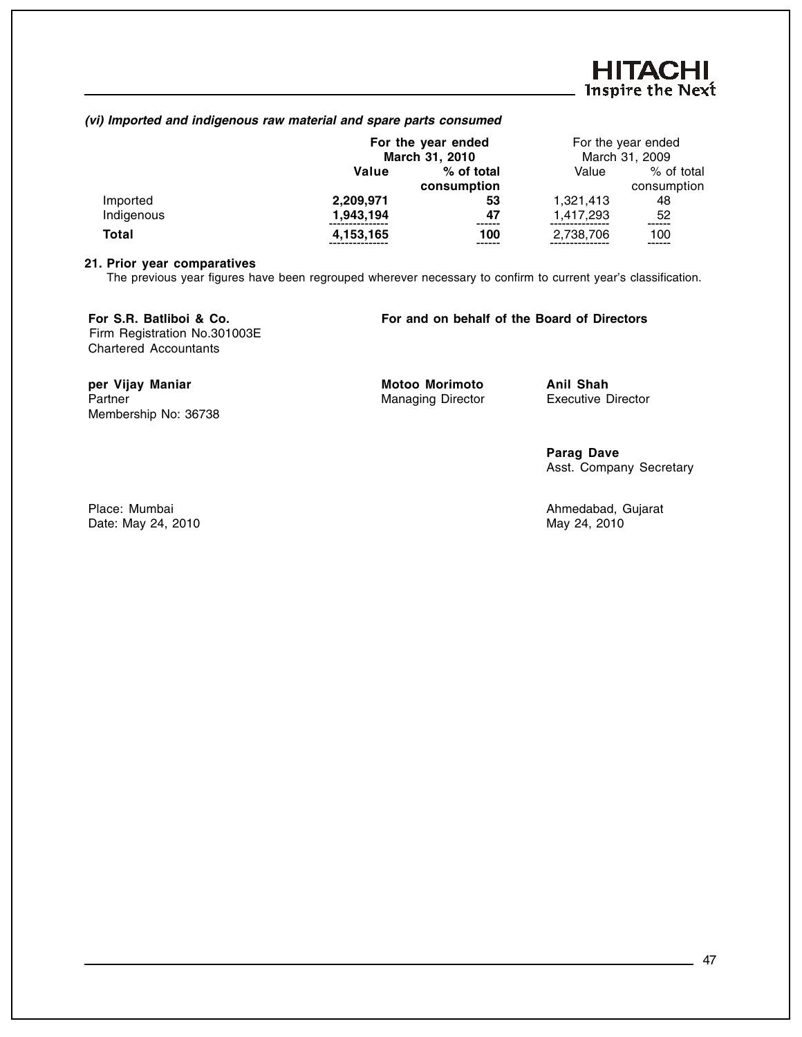*(vi) Imported and indigenous raw material and spare parts consumed*

| | **For the year ended March 31, 2010** | | For the year ended March 31, 2009 | |
|---|---|---|---|---|
| | **Value** | **% of total consumption** | Value | % of total consumption |
| Imported | **2,209,971** | **53** | 1,321,413 | 48 |
| Indigenous | **1,943,194** | **47** | 1,417,293 | 52 |
| **Total** | **4,153,165** | **100** | 2,738,706 | 100 |

**21. Prior year comparatives**

The previous year figures have been regrouped wherever necessary to confirm to current year's classification.

**For S.R. Batliboi & Co.**
Firm Registration No.301003E
Chartered Accountants

**per Vijay Maniar**
Partner
Membership No: 36738

Place: Mumbai
Date: May 24, 2010

**For and on behalf of the Board of Directors**

**Motoo Morimoto**
Managing Director

**Anil Shah**
Executive Director

**Parag Dave**
Asst. Company Secretary

Ahmedabad, Gujarat
May 24, 2010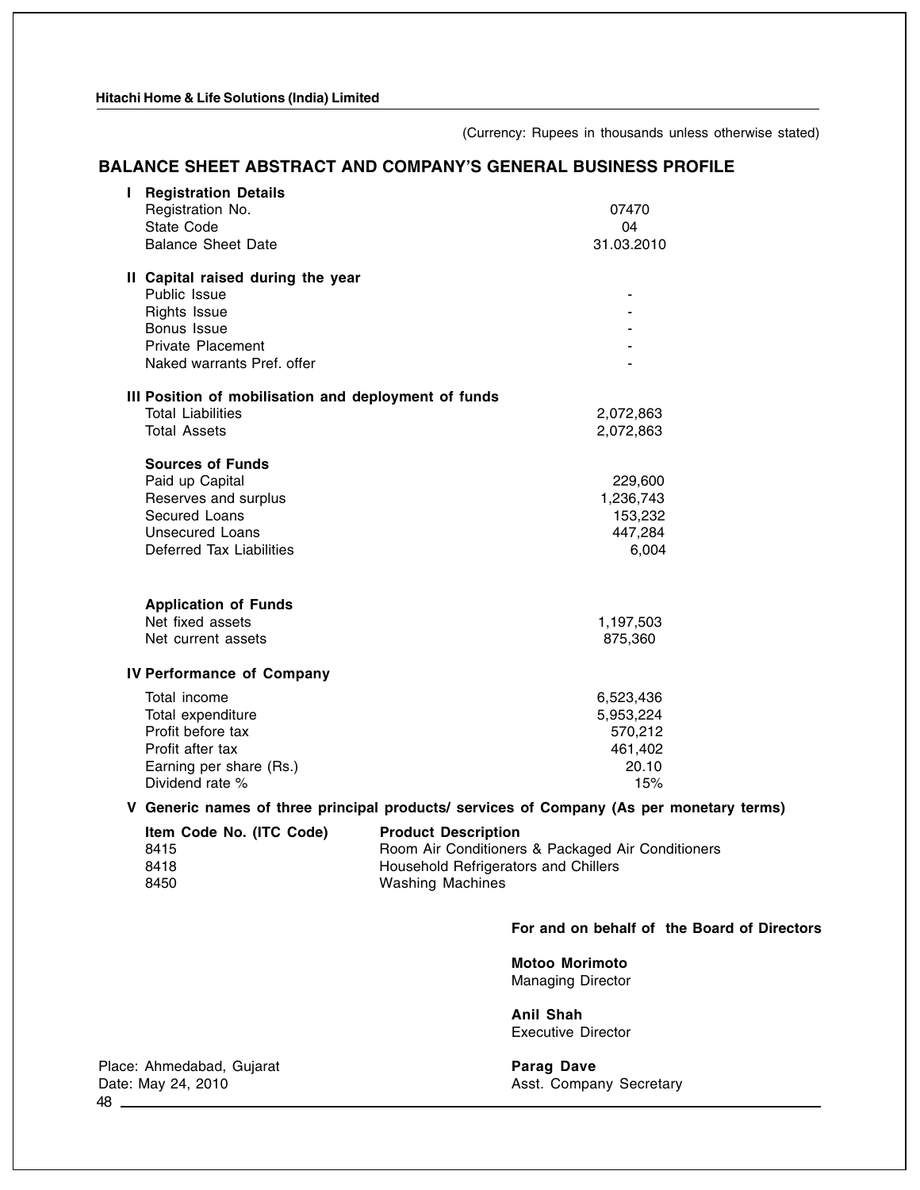(Currency: Rupees in thousands unless otherwise stated)

## BALANCE SHEET ABSTRACT AND COMPANY'S GENERAL BUSINESS PROFILE

**I Registration Details**

| | |
|---|---|
| Registration No. | 07470 |
| State Code | 04 |
| Balance Sheet Date | 31.03.2010 |

**II Capital raised during the year**

| | |
|---|---|
| Public Issue | - |
| Rights Issue | - |
| Bonus Issue | - |
| Private Placement | - |
| Naked warrants Pref. offer | - |

**III Position of mobilisation and deployment of funds**

| | |
|---|---|
| Total Liabilities | 2,072,863 |
| Total Assets | 2,072,863 |

**Sources of Funds**

| | |
|---|---|
| Paid up Capital | 229,600 |
| Reserves and surplus | 1,236,743 |
| Secured Loans | 153,232 |
| Unsecured Loans | 447,284 |
| Deferred Tax Liabilities | 6,004 |

**Application of Funds**

| | |
|---|---|
| Net fixed assets | 1,197,503 |
| Net current assets | 875,360 |

**IV Performance of Company**

| | |
|---|---|
| Total income | 6,523,436 |
| Total expenditure | 5,953,224 |
| Profit before tax | 570,212 |
| Profit after tax | 461,402 |
| Earning per share (Rs.) | 20.10 |
| Dividend rate % | 15% |

**V Generic names of three principal products/ services of Company (As per monetary terms)**

| Item Code No. (ITC Code) | Product Description |
|---|---|
| 8415 | Room Air Conditioners & Packaged Air Conditioners |
| 8418 | Household Refrigerators and Chillers |
| 8450 | Washing Machines |

**For and on behalf of the Board of Directors**

**Motoo Morimoto**
Managing Director

**Anil Shah**
Executive Director

Place: Ahmedabad, Gujarat
Date: May 24, 2010

**Parag Dave**
Asst. Company Secretary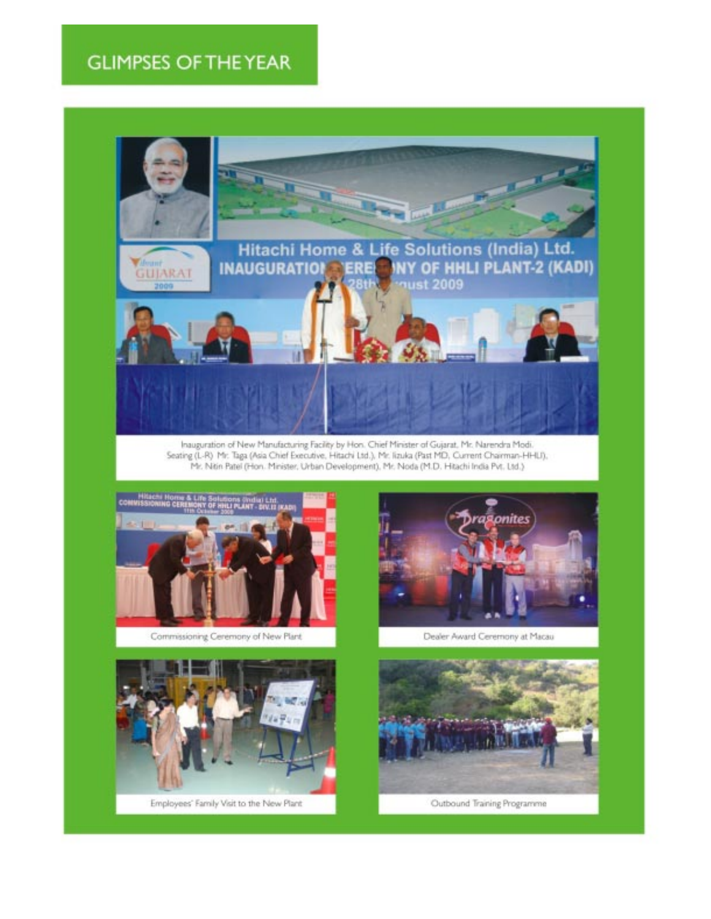# GLIMPSES OF THE YEAR

Inauguration of New Manufacturing Facility by Hon. Chief Minister of Gujarat, Mr. Narendra Modi. Seating (L-R) Mr. Taga (Asia Chief Executive, Hitachi Ltd.), Mr. Iizuka (Past MD, Current Chairman-HHLI), Mr. Nitin Patel (Hon. Minister, Urban Development), Mr. Noda (M.D. Hitachi India Pvt. Ltd.)

Commissioning Ceremony of New Plant

Dealer Award Ceremony at Macau

Employees' Family Visit to the New Plant

Outbound Training Programme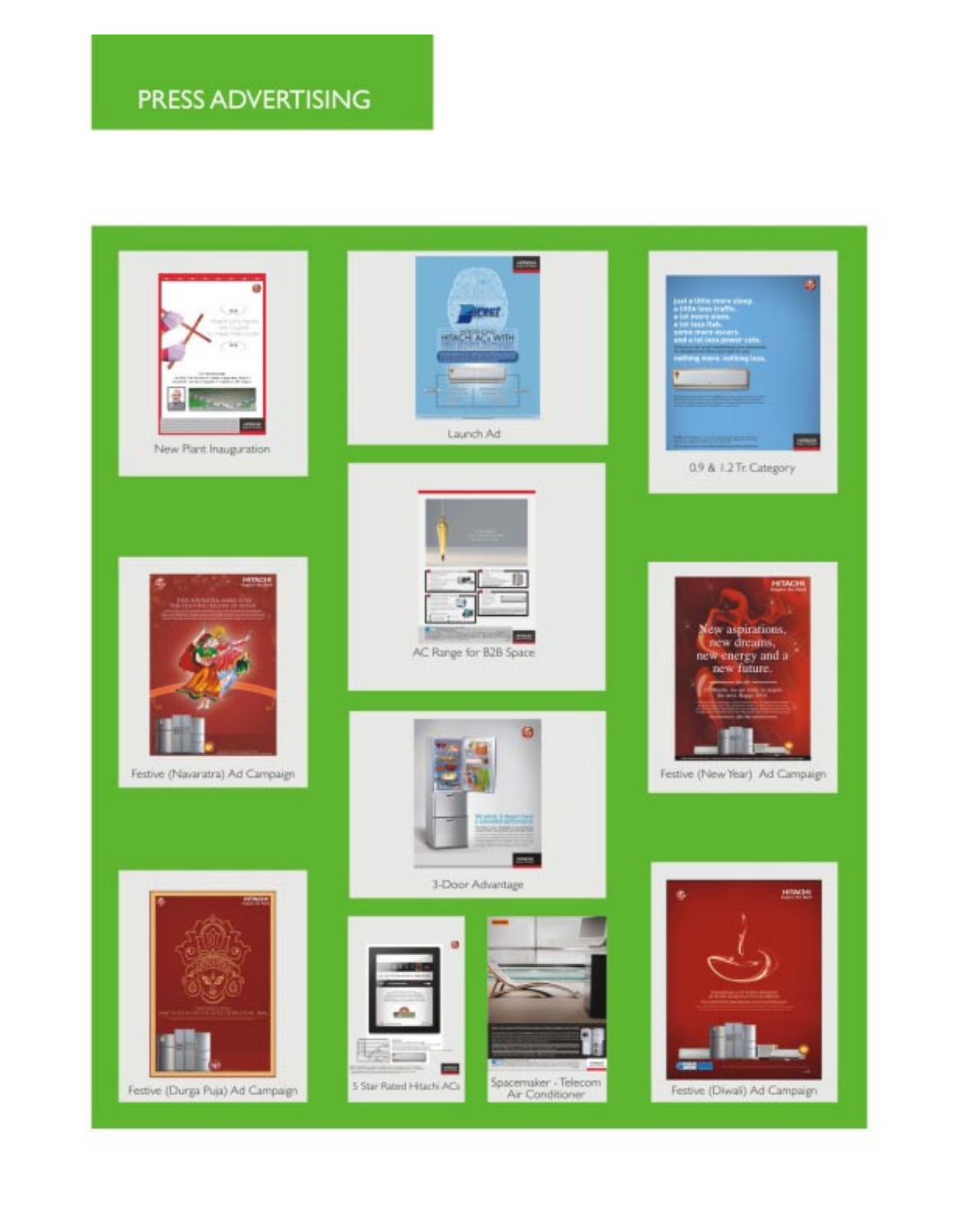# PRESS ADVERTISING

New Plant Inauguration

Launch Ad

0.9 & 1.2 Tr. Category

AC Range for B2B Space

Festive (Navaratra) Ad Campaign

Festive (New Year) Ad Campaign

3-Door Advantage

Festive (Durga Puja) Ad Campaign

5 Star Rated Hitachi ACs

Spacemaker - Telecom Air Conditioner

Festive (Diwali) Ad Campaign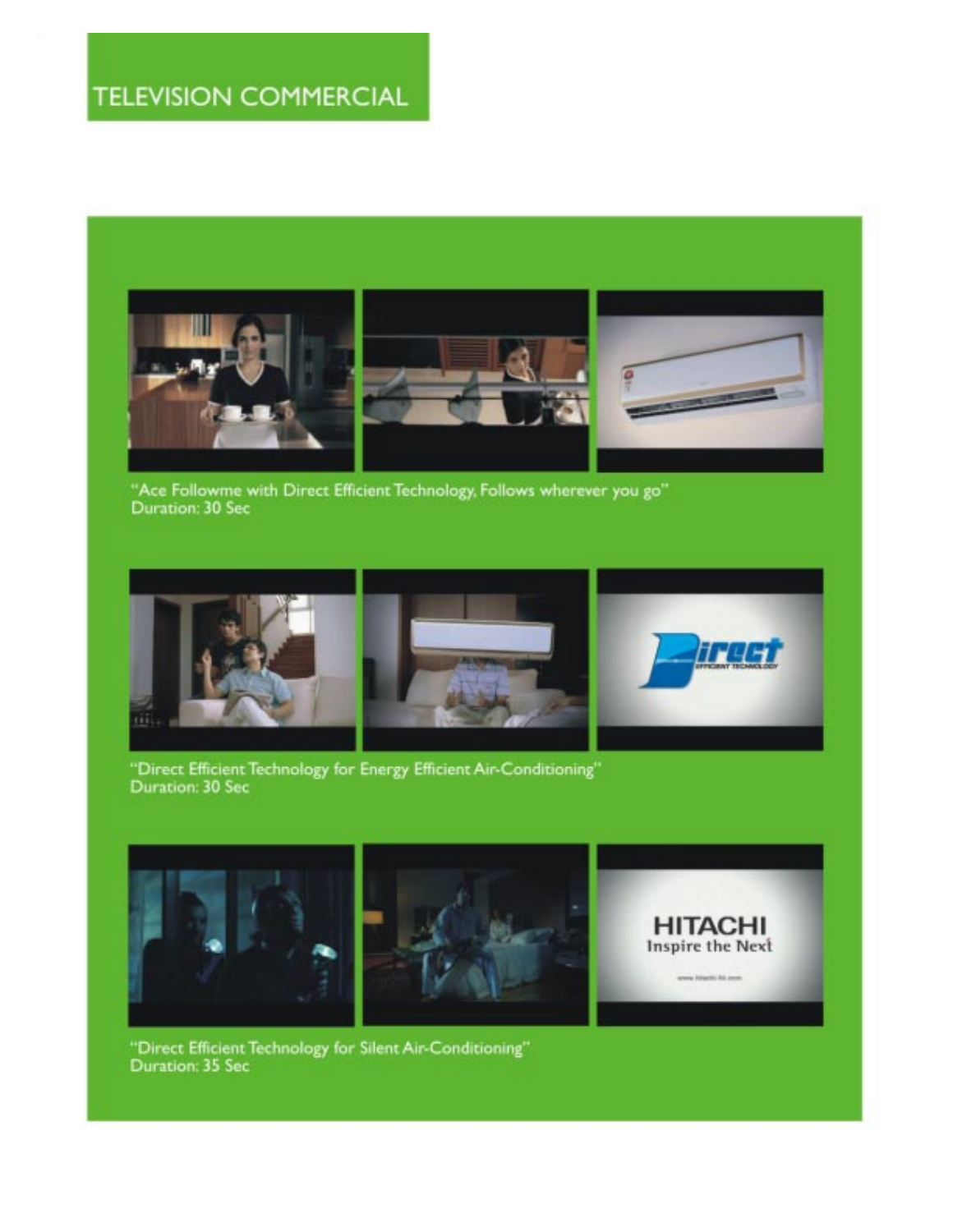# TELEVISION COMMERCIAL

"Ace Followme with Direct Efficient Technology, Follows wherever you go"
Duration: 30 Sec

"Direct Efficient Technology for Energy Efficient Air-Conditioning"
Duration: 30 Sec

"Direct Efficient Technology for Silent Air-Conditioning"
Duration: 35 Sec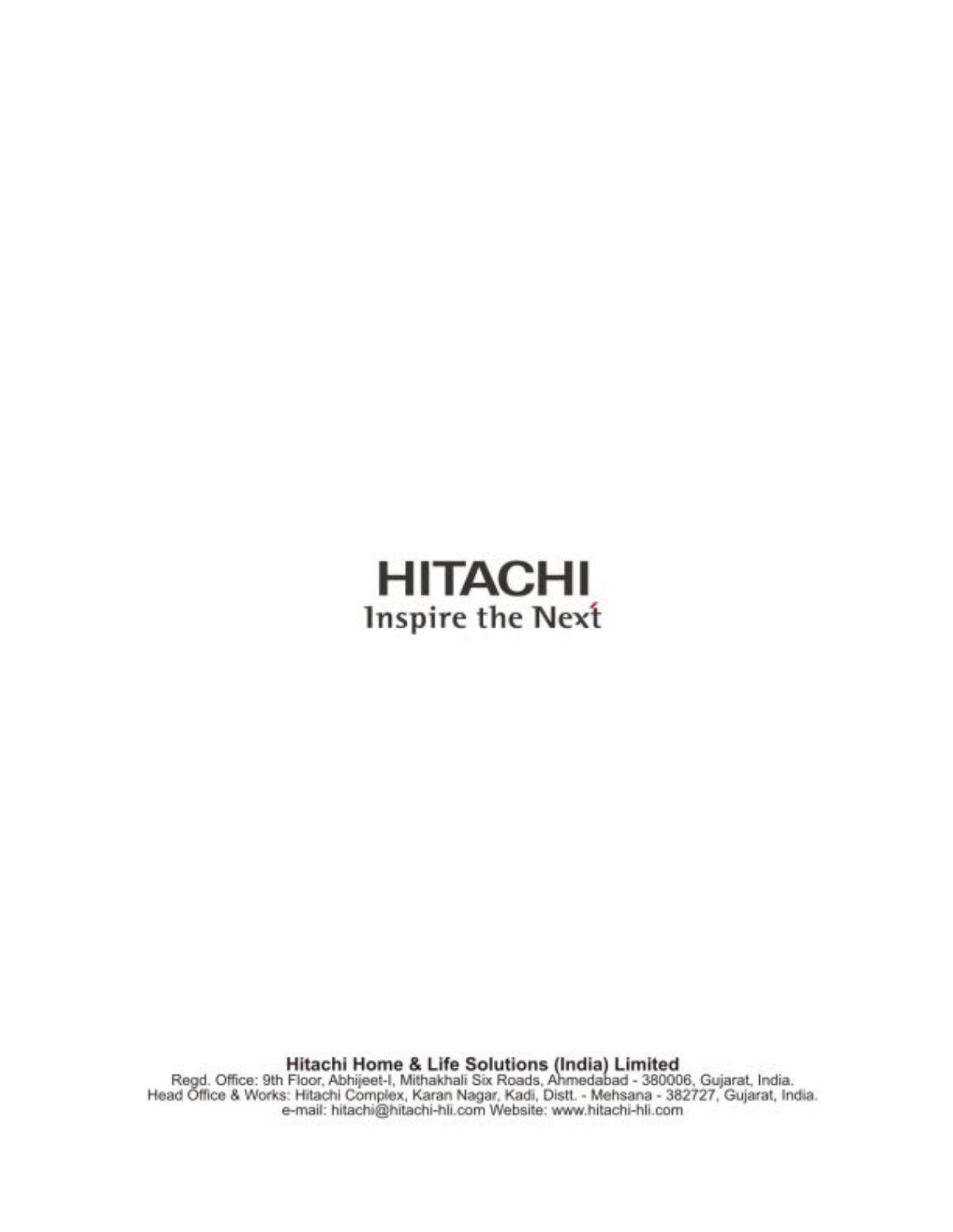HITACHI

Inspire the Next

**Hitachi Home & Life Solutions (India) Limited**

Regd. Office: 9th Floor, Abhijeet-I, Mithakhali Six Roads, Ahmedabad - 380006, Gujarat, India.

Head Office & Works: Hitachi Complex, Karan Nagar, Kadi, Distt. - Mehsana - 382727, Gujarat, India.

e-mail: hitachi@hitachi-hli.com Website: www.hitachi-hli.com